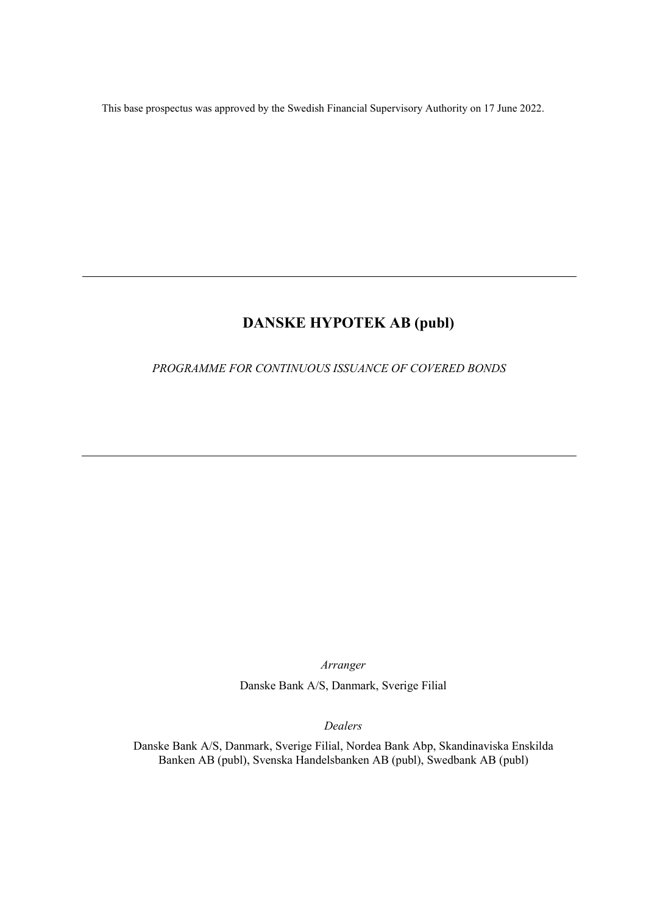This base prospectus was approved by the Swedish Financial Supervisory Authority on 17 June 2022.

---

# DANSKE HYPOTEK AB (publ)

*PROGRAMME FOR CONTINUOUS ISSUANCE OF COVERED BONDS*

---

*Arranger*

Danske Bank A/S, Danmark, Sverige Filial

*Dealers*

Danske Bank A/S, Danmark, Sverige Filial, Nordea Bank Abp, Skandinaviska Enskilda Banken AB (publ), Svenska Handelsbanken AB (publ), Swedbank AB (publ)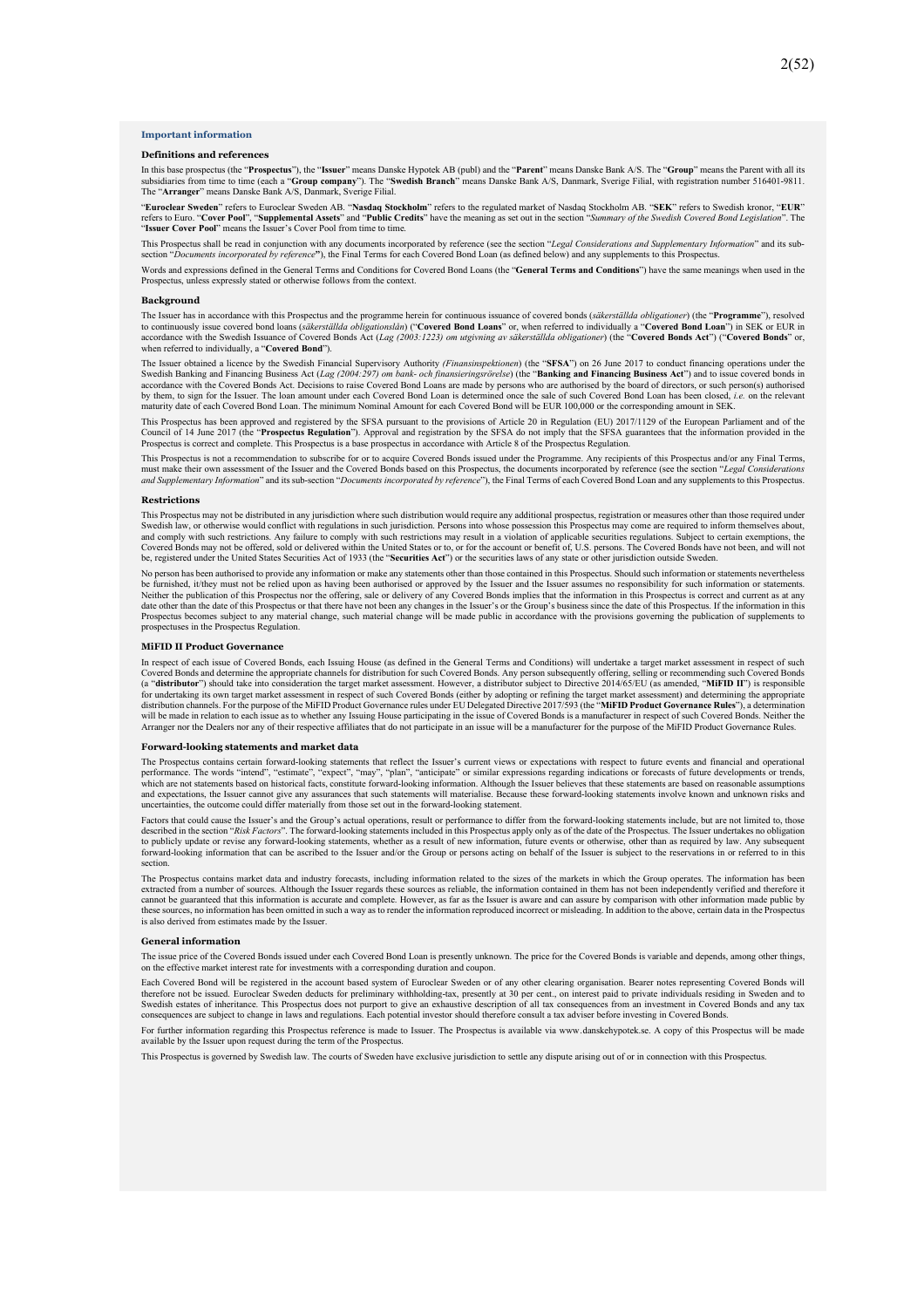## Important information

### Definitions and references

In this base prospectus (the "**Prospectus**"), the "**Issuer**" means Danske Hypotek AB (publ) and the "**Parent**" means Danske Bank A/S. The "**Group**" means the Parent with all its subsidiaries from time to time (each a "**Group company**"). The "**Swedish Branch**" means Danske Bank A/S, Danmark, Sverige Filial, with registration number 516401-9811. The "**Arranger**" means Danske Bank A/S, Danmark, Sverige Filial.

"**Euroclear Sweden**" refers to Euroclear Sweden AB. "**Nasdaq Stockholm**" refers to the regulated market of Nasdaq Stockholm AB. "**SEK**" refers to Swedish kronor, "**EUR**" refers to Euro. "**Cover Pool**", "**Supplemental Assets**" and "**Public Credits**" have the meaning as set out in the section "*Summary of the Swedish Covered Bond Legislation*". The "**Issuer Cover Pool**" means the Issuer's Cover Pool from time to time.

This Prospectus shall be read in conjunction with any documents incorporated by reference (see the section "*Legal Considerations and Supplementary Information*" and its sub-section "*Documents incorporated by reference*"), the Final Terms for each Covered Bond Loan (as defined below) and any supplements to this Prospectus.

Words and expressions defined in the General Terms and Conditions for Covered Bond Loans (the "**General Terms and Conditions**") have the same meanings when used in the Prospectus, unless expressly stated or otherwise follows from the context.

### Background

The Issuer has in accordance with this Prospectus and the programme herein for continuous issuance of covered bonds (*säkerställda obligationer*) (the "**Programme**"), resolved to continuously issue covered bond loans (*säkerställda obligationslån*) ("**Covered Bond Loans**" or, when referred to individually a "**Covered Bond Loan**") in SEK or EUR in accordance with the Swedish Issuance of Covered Bonds Act (*Lag (2003:1223) om utgivning av säkerställda obligationer*) (the "**Covered Bonds Act**") ("**Covered Bonds**" or, when referred to individually, a "**Covered Bond**").

The Issuer obtained a licence by the Swedish Financial Supervisory Authority *(Finansinspektionen*) (the "**SFSA**") on 26 June 2017 to conduct financing operations under the Swedish Banking and Financing Business Act (*Lag (2004:297) om bank- och finansieringsrörelse*) (the "**Banking and Financing Business Act**") and to issue covered bonds in accordance with the Covered Bonds Act. Decisions to raise Covered Bond Loans are made by persons who are authorised by the board of directors, or such person(s) authorised by them, to sign for the Issuer. The loan amount under each Covered Bond Loan is determined once the sale of such Covered Bond Loan has been closed, *i.e.* on the relevant maturity date of each Covered Bond Loan. The minimum Nominal Amount for each Covered Bond will be EUR 100,000 or the corresponding amount in SEK.

This Prospectus has been approved and registered by the SFSA pursuant to the provisions of Article 20 in Regulation (EU) 2017/1129 of the European Parliament and of the Council of 14 June 2017 (the "**Prospectus Regulation**"). Approval and registration by the SFSA do not imply that the SFSA guarantees that the information provided in the Prospectus is correct and complete. This Prospectus is a base prospectus in accordance with Article 8 of the Prospectus Regulation.

This Prospectus is not a recommendation to subscribe for or to acquire Covered Bonds issued under the Programme. Any recipients of this Prospectus and/or any Final Terms, must make their own assessment of the Issuer and the Covered Bonds based on this Prospectus, the documents incorporated by reference (see the section "*Legal Considerations and Supplementary Information*" and its sub-section "*Documents incorporated by reference*"), the Final Terms of each Covered Bond Loan and any supplements to this Prospectus.

### Restrictions

This Prospectus may not be distributed in any jurisdiction where such distribution would require any additional prospectus, registration or measures other than those required under Swedish law, or otherwise would conflict with regulations in such jurisdiction. Persons into whose possession this Prospectus may come are required to inform themselves about, and comply with such restrictions. Any failure to comply with such restrictions may result in a violation of applicable securities regulations. Subject to certain exemptions, the Covered Bonds may not be offered, sold or delivered within the United States or to, or for the account or benefit of, U.S. persons. The Covered Bonds have not been, and will not be, registered under the United States Securities Act of 1933 (the "**Securities Act**") or the securities laws of any state or other jurisdiction outside Sweden.

No person has been authorised to provide any information or make any statements other than those contained in this Prospectus. Should such information or statements nevertheless be furnished, it/they must not be relied upon as having been authorised or approved by the Issuer and the Issuer assumes no responsibility for such information or statements. Neither the publication of this Prospectus nor the offering, sale or delivery of any Covered Bonds implies that the information in this Prospectus is correct and current as at any date other than the date of this Prospectus or that there have not been any changes in the Issuer's or the Group's business since the date of this Prospectus. If the information in this Prospectus becomes subject to any material change, such material change will be made public in accordance with the provisions governing the publication of supplements to prospectuses in the Prospectus Regulation.

### MiFID II Product Governance

In respect of each issue of Covered Bonds, each Issuing House (as defined in the General Terms and Conditions) will undertake a target market assessment in respect of such Covered Bonds and determine the appropriate channels for distribution for such Covered Bonds. Any person subsequently offering, selling or recommending such Covered Bonds (a "**distributor**") should take into consideration the target market assessment. However, a distributor subject to Directive 2014/65/EU (as amended, "**MiFID II**") is responsible for undertaking its own target market assessment in respect of such Covered Bonds (either by adopting or refining the target market assessment) and determining the appropriate distribution channels. For the purpose of the MiFID Product Governance rules under EU Delegated Directive 2017/593 (the "**MiFID Product Governance Rules**"), a determination will be made in relation to each issue as to whether any Issuing House participating in the issue of Covered Bonds is a manufacturer in respect of such Covered Bonds. Neither the Arranger nor the Dealers nor any of their respective affiliates that do not participate in an issue will be a manufacturer for the purpose of the MiFID Product Governance Rules.

### Forward-looking statements and market data

The Prospectus contains certain forward-looking statements that reflect the Issuer's current views or expectations with respect to future events and financial and operational performance. The words "intend", "estimate", "expect", "may", "plan", "anticipate" or similar expressions regarding indications or forecasts of future developments or trends, which are not statements based on historical facts, constitute forward-looking information. Although the Issuer believes that these statements are based on reasonable assumptions and expectations, the Issuer cannot give any assurances that such statements will materialise. Because these forward-looking statements involve known and unknown risks and uncertainties, the outcome could differ materially from those set out in the forward-looking statement.

Factors that could cause the Issuer's and the Group's actual operations, result or performance to differ from the forward-looking statements include, but are not limited to, those described in the section "*Risk Factors*". The forward-looking statements included in this Prospectus apply only as of the date of the Prospectus. The Issuer undertakes no obligation to publicly update or revise any forward-looking statements, whether as a result of new information, future events or otherwise, other than as required by law. Any subsequent forward-looking information that can be ascribed to the Issuer and/or the Group or persons acting on behalf of the Issuer is subject to the reservations in or referred to in this section.

The Prospectus contains market data and industry forecasts, including information related to the sizes of the markets in which the Group operates. The information has been extracted from a number of sources. Although the Issuer regards these sources as reliable, the information contained in them has not been independently verified and therefore it cannot be guaranteed that this information is accurate and complete. However, as far as the Issuer is aware and can assure by comparison with other information made public by these sources, no information has been omitted in such a way as to render the information reproduced incorrect or misleading. In addition to the above, certain data in the Prospectus is also derived from estimates made by the Issuer.

### General information

The issue price of the Covered Bonds issued under each Covered Bond Loan is presently unknown. The price for the Covered Bonds is variable and depends, among other things, on the effective market interest rate for investments with a corresponding duration and coupon.

Each Covered Bond will be registered in the account based system of Euroclear Sweden or of any other clearing organisation. Bearer notes representing Covered Bonds will therefore not be issued. Euroclear Sweden deducts for preliminary withholding-tax, presently at 30 per cent., on interest paid to private individuals residing in Sweden and to Swedish estates of inheritance. This Prospectus does not purport to give an exhaustive description of all tax consequences from an investment in Covered Bonds and any tax consequences are subject to change in laws and regulations. Each potential investor should therefore consult a tax adviser before investing in Covered Bonds.

For further information regarding this Prospectus reference is made to Issuer. The Prospectus is available via www.danskehypotek.se. A copy of this Prospectus will be made available by the Issuer upon request during the term of the Prospectus.

This Prospectus is governed by Swedish law. The courts of Sweden have exclusive jurisdiction to settle any dispute arising out of or in connection with this Prospectus.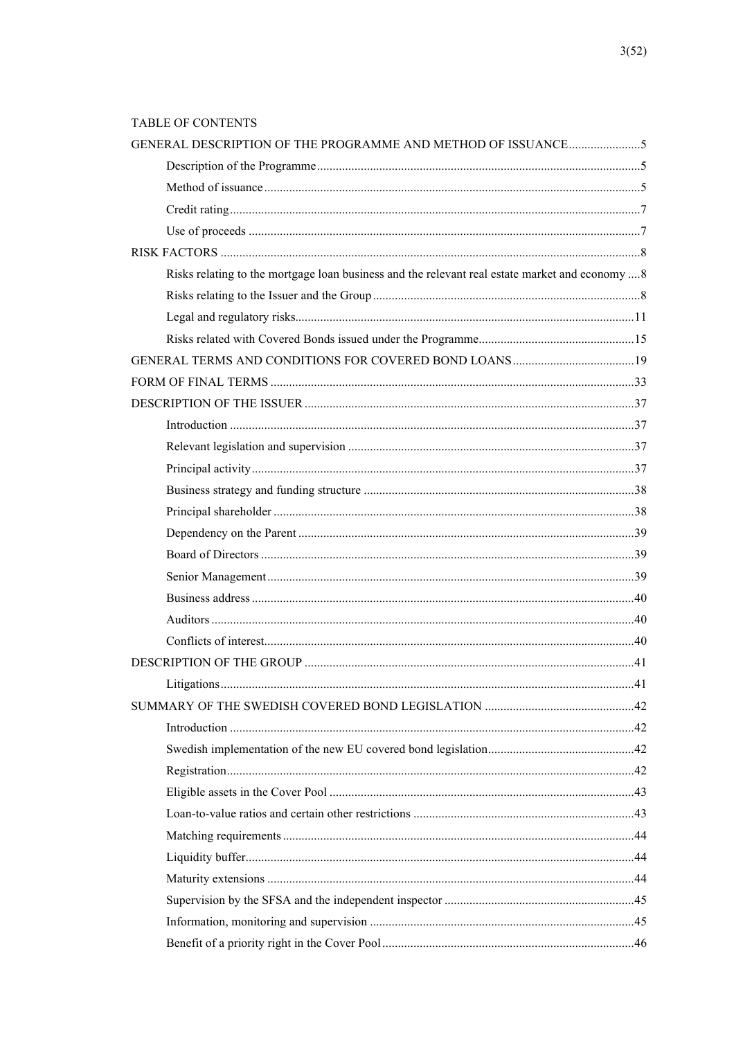TABLE OF CONTENTS

GENERAL DESCRIPTION OF THE PROGRAMME AND METHOD OF ISSUANCE.......................5

- Description of the Programme.......................................................................................................5
- Method of issuance.......................................................................................................................5
- Credit rating..................................................................................................................................7
- Use of proceeds ............................................................................................................................7

RISK FACTORS .....................................................................................................................................8

- Risks relating to the mortgage loan business and the relevant real estate market and economy ....8
- Risks relating to the Issuer and the Group.....................................................................................8
- Legal and regulatory risks...........................................................................................................11
- Risks related with Covered Bonds issued under the Programme.................................................15

GENERAL TERMS AND CONDITIONS FOR COVERED BOND LOANS.......................................19

FORM OF FINAL TERMS ....................................................................................................................33

DESCRIPTION OF THE ISSUER .........................................................................................................37

- Introduction .................................................................................................................................37
- Relevant legislation and supervision ...........................................................................................37
- Principal activity..........................................................................................................................37
- Business strategy and funding structure ......................................................................................38
- Principal shareholder ...................................................................................................................38
- Dependency on the Parent ...........................................................................................................39
- Board of Directors .......................................................................................................................39
- Senior Management.....................................................................................................................39
- Business address ..........................................................................................................................40
- Auditors .......................................................................................................................................40
- Conflicts of interest......................................................................................................................40

DESCRIPTION OF THE GROUP .........................................................................................................41

- Litigations....................................................................................................................................41

SUMMARY OF THE SWEDISH COVERED BOND LEGISLATION ................................................42

- Introduction .................................................................................................................................42
- Swedish implementation of the new EU covered bond legislation..............................................42
- Registration..................................................................................................................................42
- Eligible assets in the Cover Pool .................................................................................................43
- Loan-to-value ratios and certain other restrictions ......................................................................43
- Matching requirements................................................................................................................44
- Liquidity buffer............................................................................................................................44
- Maturity extensions .....................................................................................................................44
- Supervision by the SFSA and the independent inspector ............................................................45
- Information, monitoring and supervision ....................................................................................45
- Benefit of a priority right in the Cover Pool................................................................................46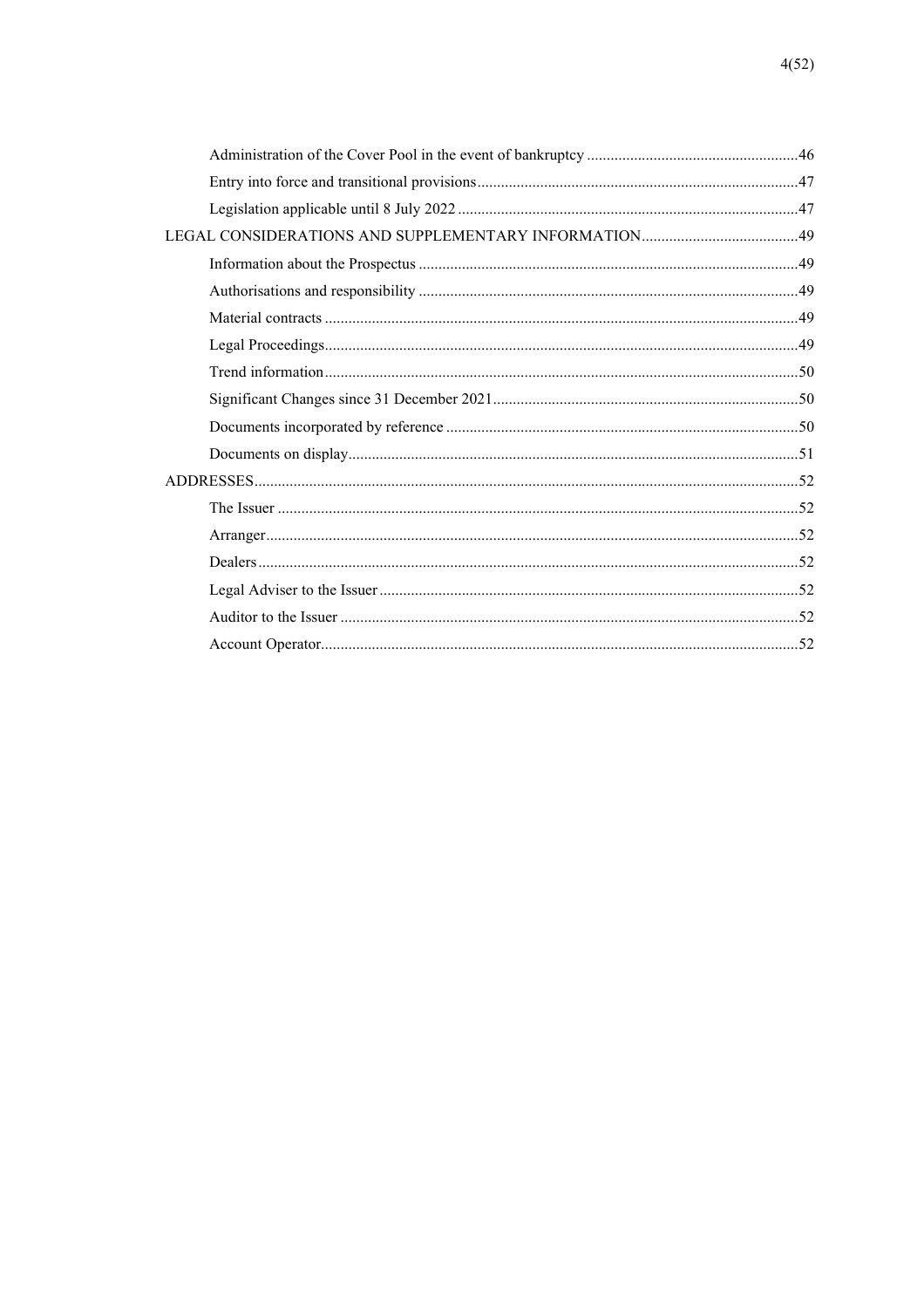Administration of the Cover Pool in the event of bankruptcy ....................................................46
Entry into force and transitional provisions................................................................................47
Legislation applicable until 8 July 2022 .....................................................................................47

LEGAL CONSIDERATIONS AND SUPPLEMENTARY INFORMATION........................................49

Information about the Prospectus ...............................................................................................49
Authorisations and responsibility ...............................................................................................49
Material contracts .......................................................................................................................49
Legal Proceedings.......................................................................................................................49
Trend information.......................................................................................................................50
Significant Changes since 31 December 2021.............................................................................50
Documents incorporated by reference ........................................................................................50
Documents on display.................................................................................................................51

ADDRESSES........................................................................................................................................52

The Issuer ...................................................................................................................................52
Arranger......................................................................................................................................52
Dealers........................................................................................................................................52
Legal Adviser to the Issuer.........................................................................................................52
Auditor to the Issuer ...................................................................................................................52
Account Operator........................................................................................................................52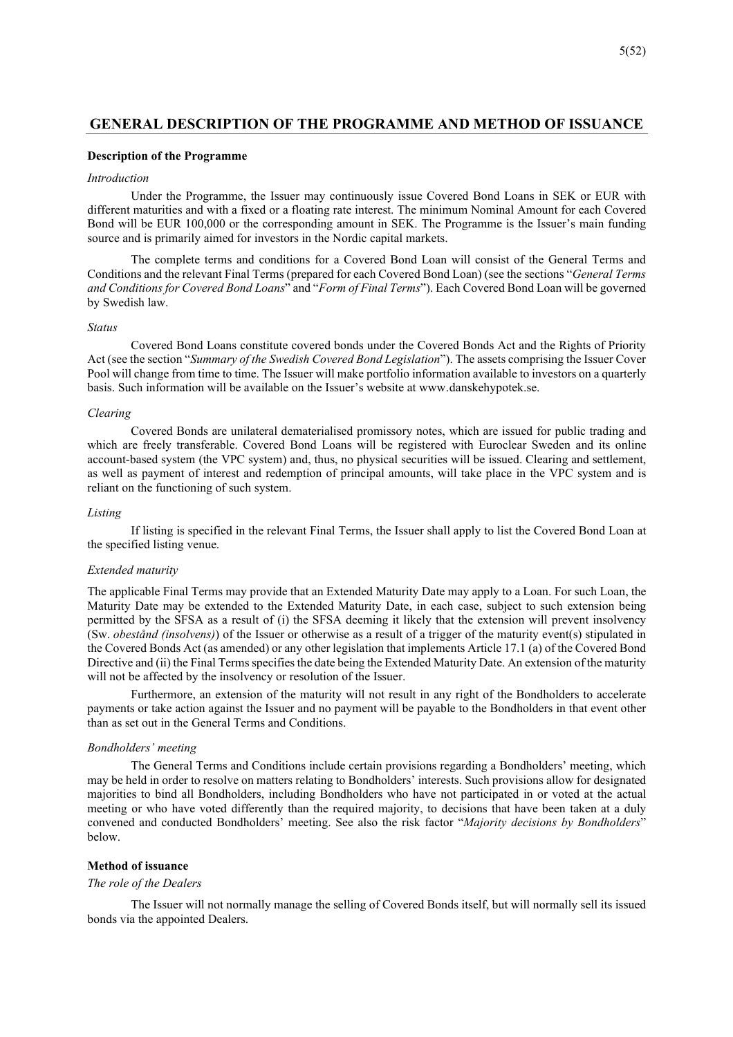# GENERAL DESCRIPTION OF THE PROGRAMME AND METHOD OF ISSUANCE

## Description of the Programme

*Introduction*

Under the Programme, the Issuer may continuously issue Covered Bond Loans in SEK or EUR with different maturities and with a fixed or a floating rate interest. The minimum Nominal Amount for each Covered Bond will be EUR 100,000 or the corresponding amount in SEK. The Programme is the Issuer's main funding source and is primarily aimed for investors in the Nordic capital markets.

The complete terms and conditions for a Covered Bond Loan will consist of the General Terms and Conditions and the relevant Final Terms (prepared for each Covered Bond Loan) (see the sections "*General Terms and Conditions for Covered Bond Loans*" and "*Form of Final Terms*"). Each Covered Bond Loan will be governed by Swedish law.

*Status*

Covered Bond Loans constitute covered bonds under the Covered Bonds Act and the Rights of Priority Act (see the section "*Summary of the Swedish Covered Bond Legislation*"). The assets comprising the Issuer Cover Pool will change from time to time. The Issuer will make portfolio information available to investors on a quarterly basis. Such information will be available on the Issuer's website at www.danskehypotek.se.

*Clearing*

Covered Bonds are unilateral dematerialised promissory notes, which are issued for public trading and which are freely transferable. Covered Bond Loans will be registered with Euroclear Sweden and its online account-based system (the VPC system) and, thus, no physical securities will be issued. Clearing and settlement, as well as payment of interest and redemption of principal amounts, will take place in the VPC system and is reliant on the functioning of such system.

*Listing*

If listing is specified in the relevant Final Terms, the Issuer shall apply to list the Covered Bond Loan at the specified listing venue.

*Extended maturity*

The applicable Final Terms may provide that an Extended Maturity Date may apply to a Loan. For such Loan, the Maturity Date may be extended to the Extended Maturity Date, in each case, subject to such extension being permitted by the SFSA as a result of (i) the SFSA deeming it likely that the extension will prevent insolvency (Sw. *obestånd (insolvens)*) of the Issuer or otherwise as a result of a trigger of the maturity event(s) stipulated in the Covered Bonds Act (as amended) or any other legislation that implements Article 17.1 (a) of the Covered Bond Directive and (ii) the Final Terms specifies the date being the Extended Maturity Date. An extension of the maturity will not be affected by the insolvency or resolution of the Issuer.

Furthermore, an extension of the maturity will not result in any right of the Bondholders to accelerate payments or take action against the Issuer and no payment will be payable to the Bondholders in that event other than as set out in the General Terms and Conditions.

*Bondholders' meeting*

The General Terms and Conditions include certain provisions regarding a Bondholders' meeting, which may be held in order to resolve on matters relating to Bondholders' interests. Such provisions allow for designated majorities to bind all Bondholders, including Bondholders who have not participated in or voted at the actual meeting or who have voted differently than the required majority, to decisions that have been taken at a duly convened and conducted Bondholders' meeting. See also the risk factor "*Majority decisions by Bondholders*" below.

## Method of issuance

*The role of the Dealers*

The Issuer will not normally manage the selling of Covered Bonds itself, but will normally sell its issued bonds via the appointed Dealers.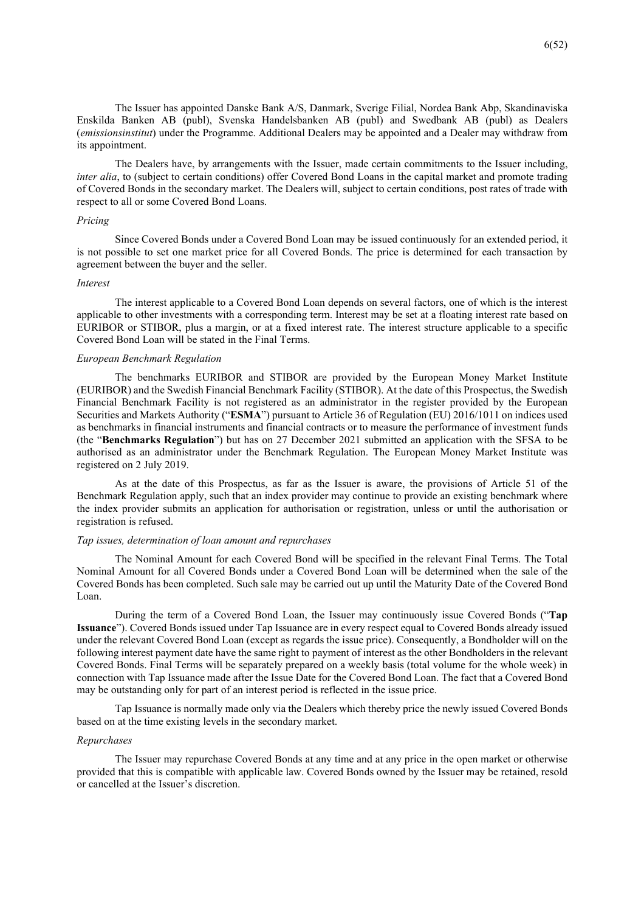The Issuer has appointed Danske Bank A/S, Danmark, Sverige Filial, Nordea Bank Abp, Skandinaviska Enskilda Banken AB (publ), Svenska Handelsbanken AB (publ) and Swedbank AB (publ) as Dealers (*emissionsinstitut*) under the Programme. Additional Dealers may be appointed and a Dealer may withdraw from its appointment.

The Dealers have, by arrangements with the Issuer, made certain commitments to the Issuer including, *inter alia*, to (subject to certain conditions) offer Covered Bond Loans in the capital market and promote trading of Covered Bonds in the secondary market. The Dealers will, subject to certain conditions, post rates of trade with respect to all or some Covered Bond Loans.

*Pricing*

Since Covered Bonds under a Covered Bond Loan may be issued continuously for an extended period, it is not possible to set one market price for all Covered Bonds. The price is determined for each transaction by agreement between the buyer and the seller.

*Interest*

The interest applicable to a Covered Bond Loan depends on several factors, one of which is the interest applicable to other investments with a corresponding term. Interest may be set at a floating interest rate based on EURIBOR or STIBOR, plus a margin, or at a fixed interest rate. The interest structure applicable to a specific Covered Bond Loan will be stated in the Final Terms.

*European Benchmark Regulation*

The benchmarks EURIBOR and STIBOR are provided by the European Money Market Institute (EURIBOR) and the Swedish Financial Benchmark Facility (STIBOR). At the date of this Prospectus, the Swedish Financial Benchmark Facility is not registered as an administrator in the register provided by the European Securities and Markets Authority ("**ESMA**") pursuant to Article 36 of Regulation (EU) 2016/1011 on indices used as benchmarks in financial instruments and financial contracts or to measure the performance of investment funds (the "**Benchmarks Regulation**") but has on 27 December 2021 submitted an application with the SFSA to be authorised as an administrator under the Benchmark Regulation. The European Money Market Institute was registered on 2 July 2019.

As at the date of this Prospectus, as far as the Issuer is aware, the provisions of Article 51 of the Benchmark Regulation apply, such that an index provider may continue to provide an existing benchmark where the index provider submits an application for authorisation or registration, unless or until the authorisation or registration is refused.

*Tap issues, determination of loan amount and repurchases*

The Nominal Amount for each Covered Bond will be specified in the relevant Final Terms. The Total Nominal Amount for all Covered Bonds under a Covered Bond Loan will be determined when the sale of the Covered Bonds has been completed. Such sale may be carried out up until the Maturity Date of the Covered Bond Loan.

During the term of a Covered Bond Loan, the Issuer may continuously issue Covered Bonds ("**Tap Issuance**"). Covered Bonds issued under Tap Issuance are in every respect equal to Covered Bonds already issued under the relevant Covered Bond Loan (except as regards the issue price). Consequently, a Bondholder will on the following interest payment date have the same right to payment of interest as the other Bondholders in the relevant Covered Bonds. Final Terms will be separately prepared on a weekly basis (total volume for the whole week) in connection with Tap Issuance made after the Issue Date for the Covered Bond Loan. The fact that a Covered Bond may be outstanding only for part of an interest period is reflected in the issue price.

Tap Issuance is normally made only via the Dealers which thereby price the newly issued Covered Bonds based on at the time existing levels in the secondary market.

*Repurchases*

The Issuer may repurchase Covered Bonds at any time and at any price in the open market or otherwise provided that this is compatible with applicable law. Covered Bonds owned by the Issuer may be retained, resold or cancelled at the Issuer's discretion.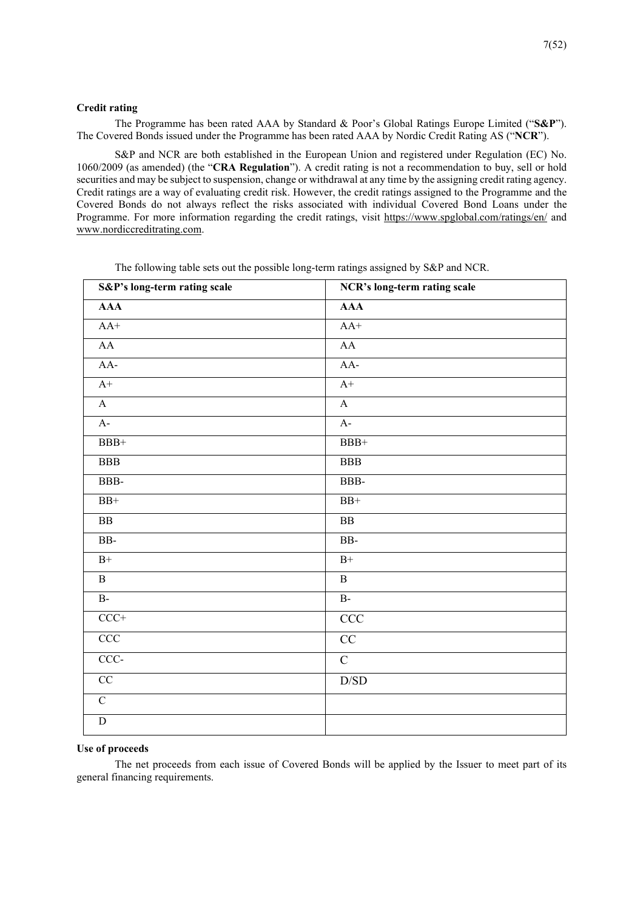**Credit rating**

The Programme has been rated AAA by Standard & Poor's Global Ratings Europe Limited ("**S&P**"). The Covered Bonds issued under the Programme has been rated AAA by Nordic Credit Rating AS ("**NCR**").

S&P and NCR are both established in the European Union and registered under Regulation (EC) No. 1060/2009 (as amended) (the "**CRA Regulation**"). A credit rating is not a recommendation to buy, sell or hold securities and may be subject to suspension, change or withdrawal at any time by the assigning credit rating agency. Credit ratings are a way of evaluating credit risk. However, the credit ratings assigned to the Programme and the Covered Bonds do not always reflect the risks associated with individual Covered Bond Loans under the Programme. For more information regarding the credit ratings, visit https://www.spglobal.com/ratings/en/ and www.nordiccreditrating.com.

The following table sets out the possible long-term ratings assigned by S&P and NCR.

| S&P's long-term rating scale | NCR's long-term rating scale |
|---|---|
| **AAA** | **AAA** |
| AA+ | AA+ |
| AA | AA |
| AA- | AA- |
| A+ | A+ |
| A | A |
| A- | A- |
| BBB+ | BBB+ |
| BBB | BBB |
| BBB- | BBB- |
| BB+ | BB+ |
| BB | BB |
| BB- | BB- |
| B+ | B+ |
| B | B |
| B- | B- |
| CCC+ | CCC |
| CCC | CC |
| CCC- | C |
| CC | D/SD |
| C | |
| D | |

**Use of proceeds**

The net proceeds from each issue of Covered Bonds will be applied by the Issuer to meet part of its general financing requirements.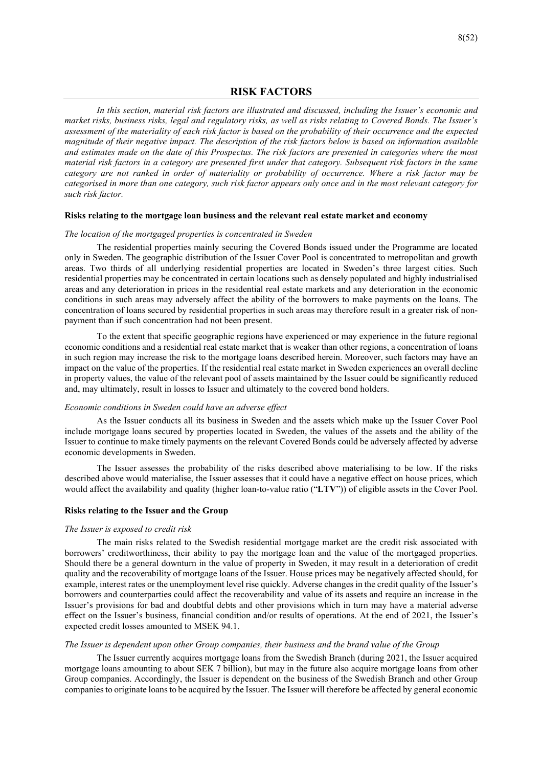# RISK FACTORS

*In this section, material risk factors are illustrated and discussed, including the Issuer's economic and market risks, business risks, legal and regulatory risks, as well as risks relating to Covered Bonds. The Issuer's assessment of the materiality of each risk factor is based on the probability of their occurrence and the expected magnitude of their negative impact. The description of the risk factors below is based on information available and estimates made on the date of this Prospectus. The risk factors are presented in categories where the most material risk factors in a category are presented first under that category. Subsequent risk factors in the same category are not ranked in order of materiality or probability of occurrence. Where a risk factor may be categorised in more than one category, such risk factor appears only once and in the most relevant category for such risk factor.*

### Risks relating to the mortgage loan business and the relevant real estate market and economy

*The location of the mortgaged properties is concentrated in Sweden*

The residential properties mainly securing the Covered Bonds issued under the Programme are located only in Sweden. The geographic distribution of the Issuer Cover Pool is concentrated to metropolitan and growth areas. Two thirds of all underlying residential properties are located in Sweden's three largest cities. Such residential properties may be concentrated in certain locations such as densely populated and highly industrialised areas and any deterioration in prices in the residential real estate markets and any deterioration in the economic conditions in such areas may adversely affect the ability of the borrowers to make payments on the loans. The concentration of loans secured by residential properties in such areas may therefore result in a greater risk of non-payment than if such concentration had not been present.

To the extent that specific geographic regions have experienced or may experience in the future regional economic conditions and a residential real estate market that is weaker than other regions, a concentration of loans in such region may increase the risk to the mortgage loans described herein. Moreover, such factors may have an impact on the value of the properties. If the residential real estate market in Sweden experiences an overall decline in property values, the value of the relevant pool of assets maintained by the Issuer could be significantly reduced and, may ultimately, result in losses to Issuer and ultimately to the covered bond holders.

*Economic conditions in Sweden could have an adverse effect*

As the Issuer conducts all its business in Sweden and the assets which make up the Issuer Cover Pool include mortgage loans secured by properties located in Sweden, the values of the assets and the ability of the Issuer to continue to make timely payments on the relevant Covered Bonds could be adversely affected by adverse economic developments in Sweden.

The Issuer assesses the probability of the risks described above materialising to be low. If the risks described above would materialise, the Issuer assesses that it could have a negative effect on house prices, which would affect the availability and quality (higher loan-to-value ratio ("**LTV**")) of eligible assets in the Cover Pool.

### Risks relating to the Issuer and the Group

*The Issuer is exposed to credit risk*

The main risks related to the Swedish residential mortgage market are the credit risk associated with borrowers' creditworthiness, their ability to pay the mortgage loan and the value of the mortgaged properties. Should there be a general downturn in the value of property in Sweden, it may result in a deterioration of credit quality and the recoverability of mortgage loans of the Issuer. House prices may be negatively affected should, for example, interest rates or the unemployment level rise quickly. Adverse changes in the credit quality of the Issuer's borrowers and counterparties could affect the recoverability and value of its assets and require an increase in the Issuer's provisions for bad and doubtful debts and other provisions which in turn may have a material adverse effect on the Issuer's business, financial condition and/or results of operations. At the end of 2021, the Issuer's expected credit losses amounted to MSEK 94.1.

*The Issuer is dependent upon other Group companies, their business and the brand value of the Group*

The Issuer currently acquires mortgage loans from the Swedish Branch (during 2021, the Issuer acquired mortgage loans amounting to about SEK 7 billion), but may in the future also acquire mortgage loans from other Group companies. Accordingly, the Issuer is dependent on the business of the Swedish Branch and other Group companies to originate loans to be acquired by the Issuer. The Issuer will therefore be affected by general economic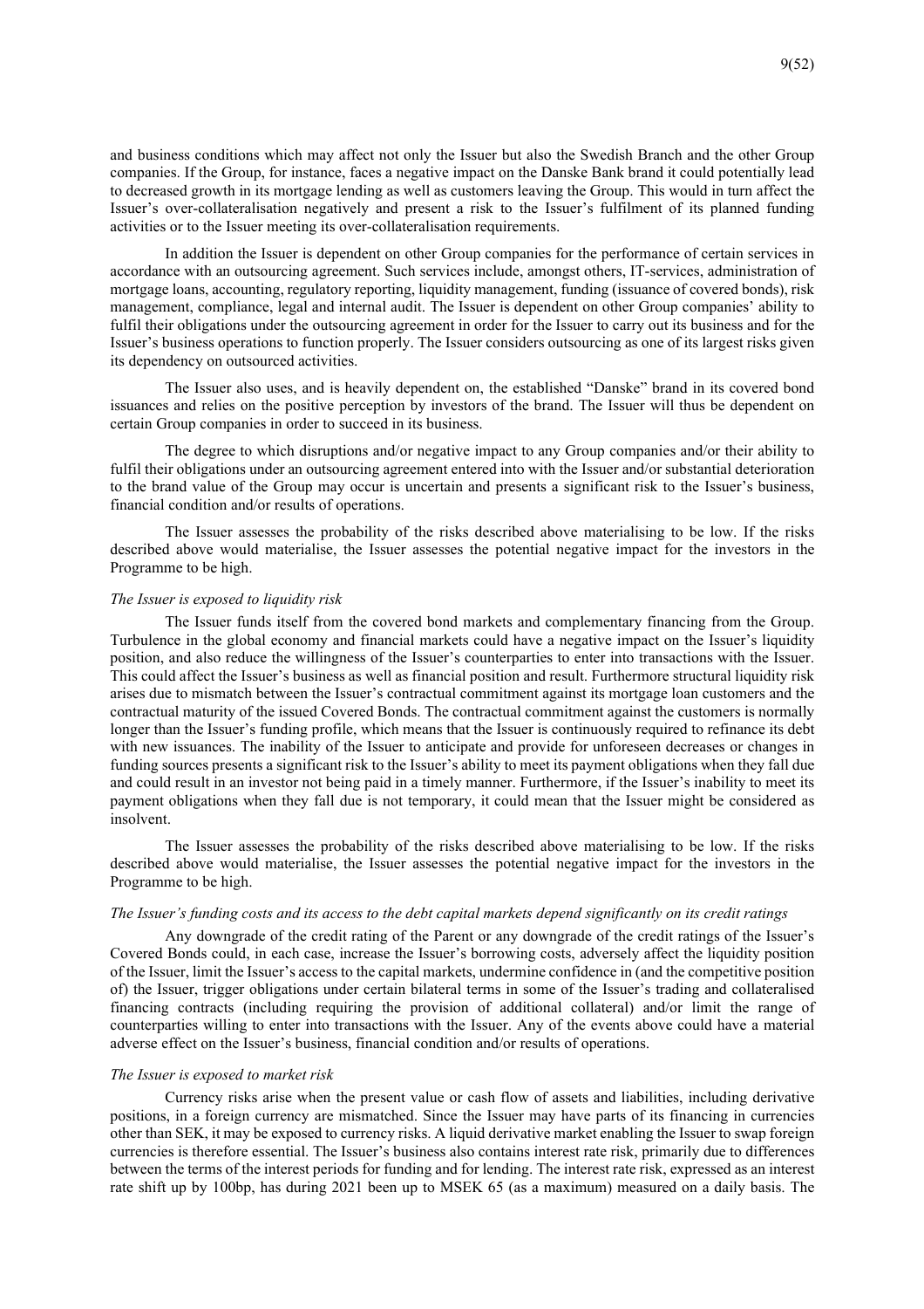and business conditions which may affect not only the Issuer but also the Swedish Branch and the other Group companies. If the Group, for instance, faces a negative impact on the Danske Bank brand it could potentially lead to decreased growth in its mortgage lending as well as customers leaving the Group. This would in turn affect the Issuer's over-collateralisation negatively and present a risk to the Issuer's fulfilment of its planned funding activities or to the Issuer meeting its over-collateralisation requirements.

In addition the Issuer is dependent on other Group companies for the performance of certain services in accordance with an outsourcing agreement. Such services include, amongst others, IT-services, administration of mortgage loans, accounting, regulatory reporting, liquidity management, funding (issuance of covered bonds), risk management, compliance, legal and internal audit. The Issuer is dependent on other Group companies' ability to fulfil their obligations under the outsourcing agreement in order for the Issuer to carry out its business and for the Issuer's business operations to function properly. The Issuer considers outsourcing as one of its largest risks given its dependency on outsourced activities.

The Issuer also uses, and is heavily dependent on, the established "Danske" brand in its covered bond issuances and relies on the positive perception by investors of the brand. The Issuer will thus be dependent on certain Group companies in order to succeed in its business.

The degree to which disruptions and/or negative impact to any Group companies and/or their ability to fulfil their obligations under an outsourcing agreement entered into with the Issuer and/or substantial deterioration to the brand value of the Group may occur is uncertain and presents a significant risk to the Issuer's business, financial condition and/or results of operations.

The Issuer assesses the probability of the risks described above materialising to be low. If the risks described above would materialise, the Issuer assesses the potential negative impact for the investors in the Programme to be high.

*The Issuer is exposed to liquidity risk*

The Issuer funds itself from the covered bond markets and complementary financing from the Group. Turbulence in the global economy and financial markets could have a negative impact on the Issuer's liquidity position, and also reduce the willingness of the Issuer's counterparties to enter into transactions with the Issuer. This could affect the Issuer's business as well as financial position and result. Furthermore structural liquidity risk arises due to mismatch between the Issuer's contractual commitment against its mortgage loan customers and the contractual maturity of the issued Covered Bonds. The contractual commitment against the customers is normally longer than the Issuer's funding profile, which means that the Issuer is continuously required to refinance its debt with new issuances. The inability of the Issuer to anticipate and provide for unforeseen decreases or changes in funding sources presents a significant risk to the Issuer's ability to meet its payment obligations when they fall due and could result in an investor not being paid in a timely manner. Furthermore, if the Issuer's inability to meet its payment obligations when they fall due is not temporary, it could mean that the Issuer might be considered as insolvent.

The Issuer assesses the probability of the risks described above materialising to be low. If the risks described above would materialise, the Issuer assesses the potential negative impact for the investors in the Programme to be high.

*The Issuer's funding costs and its access to the debt capital markets depend significantly on its credit ratings*

Any downgrade of the credit rating of the Parent or any downgrade of the credit ratings of the Issuer's Covered Bonds could, in each case, increase the Issuer's borrowing costs, adversely affect the liquidity position of the Issuer, limit the Issuer's access to the capital markets, undermine confidence in (and the competitive position of) the Issuer, trigger obligations under certain bilateral terms in some of the Issuer's trading and collateralised financing contracts (including requiring the provision of additional collateral) and/or limit the range of counterparties willing to enter into transactions with the Issuer. Any of the events above could have a material adverse effect on the Issuer's business, financial condition and/or results of operations.

*The Issuer is exposed to market risk*

Currency risks arise when the present value or cash flow of assets and liabilities, including derivative positions, in a foreign currency are mismatched. Since the Issuer may have parts of its financing in currencies other than SEK, it may be exposed to currency risks. A liquid derivative market enabling the Issuer to swap foreign currencies is therefore essential. The Issuer's business also contains interest rate risk, primarily due to differences between the terms of the interest periods for funding and for lending. The interest rate risk, expressed as an interest rate shift up by 100bp, has during 2021 been up to MSEK 65 (as a maximum) measured on a daily basis. The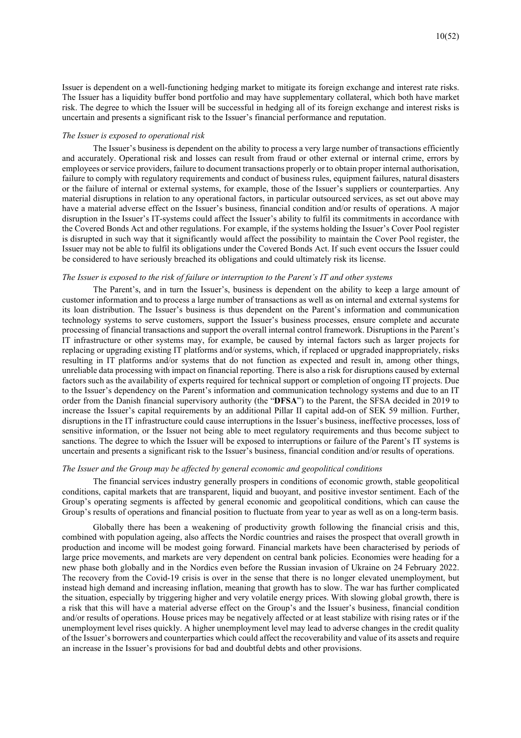Issuer is dependent on a well-functioning hedging market to mitigate its foreign exchange and interest rate risks. The Issuer has a liquidity buffer bond portfolio and may have supplementary collateral, which both have market risk. The degree to which the Issuer will be successful in hedging all of its foreign exchange and interest risks is uncertain and presents a significant risk to the Issuer's financial performance and reputation.

*The Issuer is exposed to operational risk*

The Issuer's business is dependent on the ability to process a very large number of transactions efficiently and accurately. Operational risk and losses can result from fraud or other external or internal crime, errors by employees or service providers, failure to document transactions properly or to obtain proper internal authorisation, failure to comply with regulatory requirements and conduct of business rules, equipment failures, natural disasters or the failure of internal or external systems, for example, those of the Issuer's suppliers or counterparties. Any material disruptions in relation to any operational factors, in particular outsourced services, as set out above may have a material adverse effect on the Issuer's business, financial condition and/or results of operations. A major disruption in the Issuer's IT-systems could affect the Issuer's ability to fulfil its commitments in accordance with the Covered Bonds Act and other regulations. For example, if the systems holding the Issuer's Cover Pool register is disrupted in such way that it significantly would affect the possibility to maintain the Cover Pool register, the Issuer may not be able to fulfil its obligations under the Covered Bonds Act. If such event occurs the Issuer could be considered to have seriously breached its obligations and could ultimately risk its license.

*The Issuer is exposed to the risk of failure or interruption to the Parent's IT and other systems*

The Parent's, and in turn the Issuer's, business is dependent on the ability to keep a large amount of customer information and to process a large number of transactions as well as on internal and external systems for its loan distribution. The Issuer's business is thus dependent on the Parent's information and communication technology systems to serve customers, support the Issuer's business processes, ensure complete and accurate processing of financial transactions and support the overall internal control framework. Disruptions in the Parent's IT infrastructure or other systems may, for example, be caused by internal factors such as larger projects for replacing or upgrading existing IT platforms and/or systems, which, if replaced or upgraded inappropriately, risks resulting in IT platforms and/or systems that do not function as expected and result in, among other things, unreliable data processing with impact on financial reporting. There is also a risk for disruptions caused by external factors such as the availability of experts required for technical support or completion of ongoing IT projects. Due to the Issuer's dependency on the Parent's information and communication technology systems and due to an IT order from the Danish financial supervisory authority (the "**DFSA**") to the Parent, the SFSA decided in 2019 to increase the Issuer's capital requirements by an additional Pillar II capital add-on of SEK 59 million. Further, disruptions in the IT infrastructure could cause interruptions in the Issuer's business, ineffective processes, loss of sensitive information, or the Issuer not being able to meet regulatory requirements and thus become subject to sanctions. The degree to which the Issuer will be exposed to interruptions or failure of the Parent's IT systems is uncertain and presents a significant risk to the Issuer's business, financial condition and/or results of operations.

*The Issuer and the Group may be affected by general economic and geopolitical conditions*

The financial services industry generally prospers in conditions of economic growth, stable geopolitical conditions, capital markets that are transparent, liquid and buoyant, and positive investor sentiment. Each of the Group's operating segments is affected by general economic and geopolitical conditions, which can cause the Group's results of operations and financial position to fluctuate from year to year as well as on a long-term basis.

Globally there has been a weakening of productivity growth following the financial crisis and this, combined with population ageing, also affects the Nordic countries and raises the prospect that overall growth in production and income will be modest going forward. Financial markets have been characterised by periods of large price movements, and markets are very dependent on central bank policies. Economies were heading for a new phase both globally and in the Nordics even before the Russian invasion of Ukraine on 24 February 2022. The recovery from the Covid-19 crisis is over in the sense that there is no longer elevated unemployment, but instead high demand and increasing inflation, meaning that growth has to slow. The war has further complicated the situation, especially by triggering higher and very volatile energy prices. With slowing global growth, there is a risk that this will have a material adverse effect on the Group's and the Issuer's business, financial condition and/or results of operations. House prices may be negatively affected or at least stabilize with rising rates or if the unemployment level rises quickly. A higher unemployment level may lead to adverse changes in the credit quality of the Issuer's borrowers and counterparties which could affect the recoverability and value of its assets and require an increase in the Issuer's provisions for bad and doubtful debts and other provisions.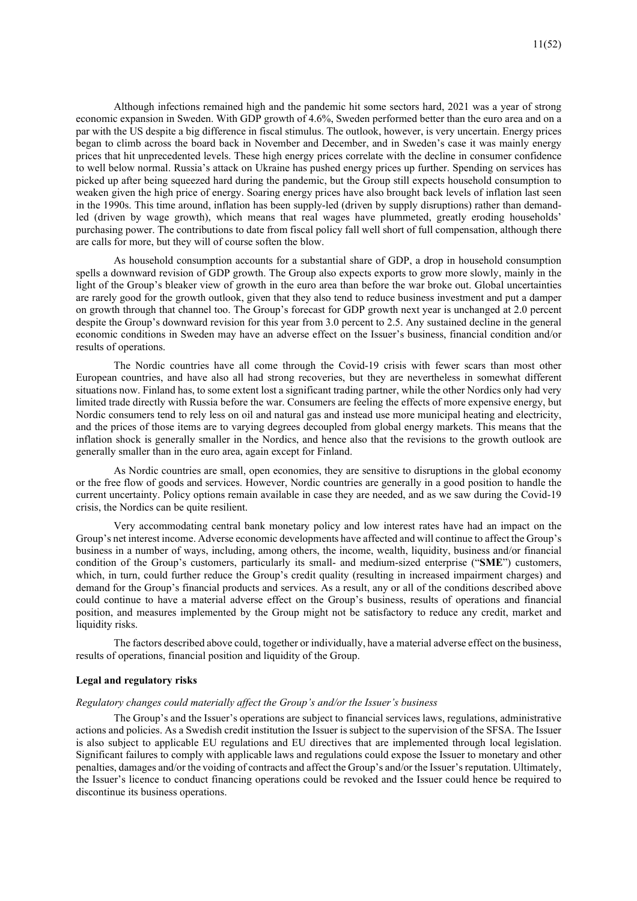Although infections remained high and the pandemic hit some sectors hard, 2021 was a year of strong economic expansion in Sweden. With GDP growth of 4.6%, Sweden performed better than the euro area and on a par with the US despite a big difference in fiscal stimulus. The outlook, however, is very uncertain. Energy prices began to climb across the board back in November and December, and in Sweden's case it was mainly energy prices that hit unprecedented levels. These high energy prices correlate with the decline in consumer confidence to well below normal. Russia's attack on Ukraine has pushed energy prices up further. Spending on services has picked up after being squeezed hard during the pandemic, but the Group still expects household consumption to weaken given the high price of energy. Soaring energy prices have also brought back levels of inflation last seen in the 1990s. This time around, inflation has been supply-led (driven by supply disruptions) rather than demand-led (driven by wage growth), which means that real wages have plummeted, greatly eroding households' purchasing power. The contributions to date from fiscal policy fall well short of full compensation, although there are calls for more, but they will of course soften the blow.

As household consumption accounts for a substantial share of GDP, a drop in household consumption spells a downward revision of GDP growth. The Group also expects exports to grow more slowly, mainly in the light of the Group's bleaker view of growth in the euro area than before the war broke out. Global uncertainties are rarely good for the growth outlook, given that they also tend to reduce business investment and put a damper on growth through that channel too. The Group's forecast for GDP growth next year is unchanged at 2.0 percent despite the Group's downward revision for this year from 3.0 percent to 2.5. Any sustained decline in the general economic conditions in Sweden may have an adverse effect on the Issuer's business, financial condition and/or results of operations.

The Nordic countries have all come through the Covid-19 crisis with fewer scars than most other European countries, and have also all had strong recoveries, but they are nevertheless in somewhat different situations now. Finland has, to some extent lost a significant trading partner, while the other Nordics only had very limited trade directly with Russia before the war. Consumers are feeling the effects of more expensive energy, but Nordic consumers tend to rely less on oil and natural gas and instead use more municipal heating and electricity, and the prices of those items are to varying degrees decoupled from global energy markets. This means that the inflation shock is generally smaller in the Nordics, and hence also that the revisions to the growth outlook are generally smaller than in the euro area, again except for Finland.

As Nordic countries are small, open economies, they are sensitive to disruptions in the global economy or the free flow of goods and services. However, Nordic countries are generally in a good position to handle the current uncertainty. Policy options remain available in case they are needed, and as we saw during the Covid-19 crisis, the Nordics can be quite resilient.

Very accommodating central bank monetary policy and low interest rates have had an impact on the Group's net interest income. Adverse economic developments have affected and will continue to affect the Group's business in a number of ways, including, among others, the income, wealth, liquidity, business and/or financial condition of the Group's customers, particularly its small- and medium-sized enterprise ("**SME**") customers, which, in turn, could further reduce the Group's credit quality (resulting in increased impairment charges) and demand for the Group's financial products and services. As a result, any or all of the conditions described above could continue to have a material adverse effect on the Group's business, results of operations and financial position, and measures implemented by the Group might not be satisfactory to reduce any credit, market and liquidity risks.

The factors described above could, together or individually, have a material adverse effect on the business, results of operations, financial position and liquidity of the Group.

**Legal and regulatory risks**

*Regulatory changes could materially affect the Group's and/or the Issuer's business*

The Group's and the Issuer's operations are subject to financial services laws, regulations, administrative actions and policies. As a Swedish credit institution the Issuer is subject to the supervision of the SFSA. The Issuer is also subject to applicable EU regulations and EU directives that are implemented through local legislation. Significant failures to comply with applicable laws and regulations could expose the Issuer to monetary and other penalties, damages and/or the voiding of contracts and affect the Group's and/or the Issuer's reputation. Ultimately, the Issuer's licence to conduct financing operations could be revoked and the Issuer could hence be required to discontinue its business operations.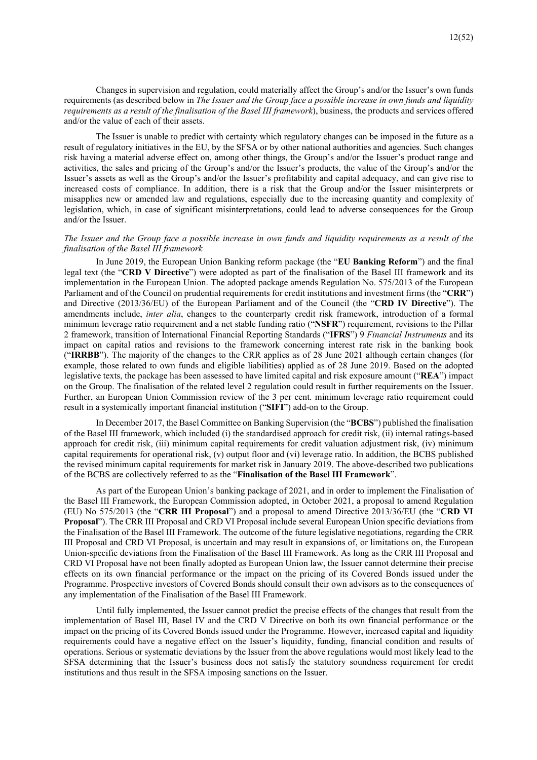Changes in supervision and regulation, could materially affect the Group's and/or the Issuer's own funds requirements (as described below in *The Issuer and the Group face a possible increase in own funds and liquidity requirements as a result of the finalisation of the Basel III framework*), business, the products and services offered and/or the value of each of their assets.

The Issuer is unable to predict with certainty which regulatory changes can be imposed in the future as a result of regulatory initiatives in the EU, by the SFSA or by other national authorities and agencies. Such changes risk having a material adverse effect on, among other things, the Group's and/or the Issuer's product range and activities, the sales and pricing of the Group's and/or the Issuer's products, the value of the Group's and/or the Issuer's assets as well as the Group's and/or the Issuer's profitability and capital adequacy, and can give rise to increased costs of compliance. In addition, there is a risk that the Group and/or the Issuer misinterprets or misapplies new or amended law and regulations, especially due to the increasing quantity and complexity of legislation, which, in case of significant misinterpretations, could lead to adverse consequences for the Group and/or the Issuer.

*The Issuer and the Group face a possible increase in own funds and liquidity requirements as a result of the finalisation of the Basel III framework*

In June 2019, the European Union Banking reform package (the "**EU Banking Reform**") and the final legal text (the "**CRD V Directive**") were adopted as part of the finalisation of the Basel III framework and its implementation in the European Union. The adopted package amends Regulation No. 575/2013 of the European Parliament and of the Council on prudential requirements for credit institutions and investment firms (the "**CRR**") and Directive (2013/36/EU) of the European Parliament and of the Council (the "**CRD IV Directive**"). The amendments include, *inter alia*, changes to the counterparty credit risk framework, introduction of a formal minimum leverage ratio requirement and a net stable funding ratio ("**NSFR**") requirement, revisions to the Pillar 2 framework, transition of International Financial Reporting Standards ("**IFRS**") 9 *Financial Instruments* and its impact on capital ratios and revisions to the framework concerning interest rate risk in the banking book ("**IRRBB**"). The majority of the changes to the CRR applies as of 28 June 2021 although certain changes (for example, those related to own funds and eligible liabilities) applied as of 28 June 2019. Based on the adopted legislative texts, the package has been assessed to have limited capital and risk exposure amount ("**REA**") impact on the Group. The finalisation of the related level 2 regulation could result in further requirements on the Issuer. Further, an European Union Commission review of the 3 per cent. minimum leverage ratio requirement could result in a systemically important financial institution ("**SIFI**") add-on to the Group.

In December 2017, the Basel Committee on Banking Supervision (the "**BCBS**") published the finalisation of the Basel III framework, which included (i) the standardised approach for credit risk, (ii) internal ratings-based approach for credit risk, (iii) minimum capital requirements for credit valuation adjustment risk, (iv) minimum capital requirements for operational risk, (v) output floor and (vi) leverage ratio. In addition, the BCBS published the revised minimum capital requirements for market risk in January 2019. The above-described two publications of the BCBS are collectively referred to as the "**Finalisation of the Basel III Framework**".

As part of the European Union's banking package of 2021, and in order to implement the Finalisation of the Basel III Framework, the European Commission adopted, in October 2021, a proposal to amend Regulation (EU) No 575/2013 (the "**CRR III Proposal**") and a proposal to amend Directive 2013/36/EU (the "**CRD VI Proposal**"). The CRR III Proposal and CRD VI Proposal include several European Union specific deviations from the Finalisation of the Basel III Framework. The outcome of the future legislative negotiations, regarding the CRR III Proposal and CRD VI Proposal, is uncertain and may result in expansions of, or limitations on, the European Union-specific deviations from the Finalisation of the Basel III Framework. As long as the CRR III Proposal and CRD VI Proposal have not been finally adopted as European Union law, the Issuer cannot determine their precise effects on its own financial performance or the impact on the pricing of its Covered Bonds issued under the Programme. Prospective investors of Covered Bonds should consult their own advisors as to the consequences of any implementation of the Finalisation of the Basel III Framework.

Until fully implemented, the Issuer cannot predict the precise effects of the changes that result from the implementation of Basel III, Basel IV and the CRD V Directive on both its own financial performance or the impact on the pricing of its Covered Bonds issued under the Programme. However, increased capital and liquidity requirements could have a negative effect on the Issuer's liquidity, funding, financial condition and results of operations. Serious or systematic deviations by the Issuer from the above regulations would most likely lead to the SFSA determining that the Issuer's business does not satisfy the statutory soundness requirement for credit institutions and thus result in the SFSA imposing sanctions on the Issuer.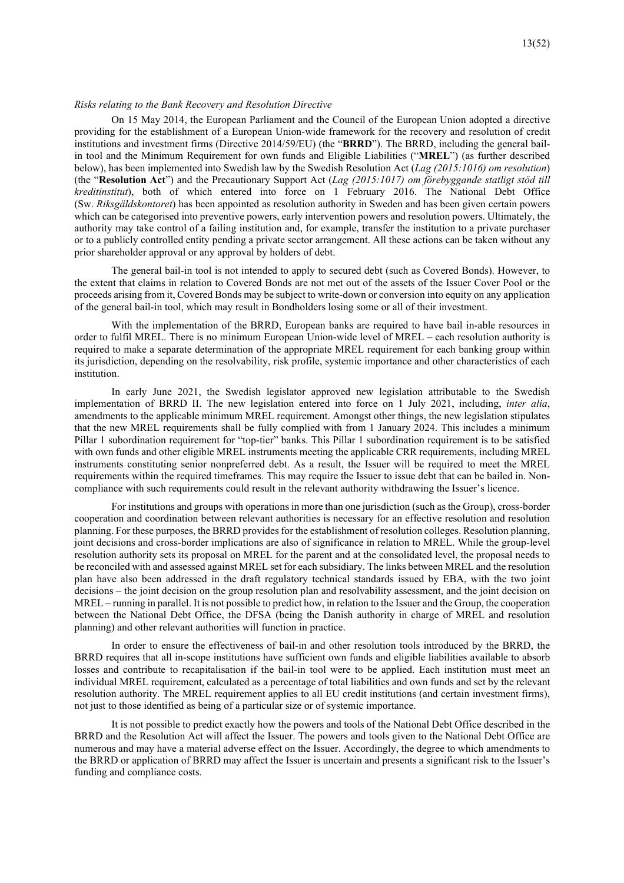*Risks relating to the Bank Recovery and Resolution Directive*

On 15 May 2014, the European Parliament and the Council of the European Union adopted a directive providing for the establishment of a European Union-wide framework for the recovery and resolution of credit institutions and investment firms (Directive 2014/59/EU) (the "**BRRD**"). The BRRD, including the general bail-in tool and the Minimum Requirement for own funds and Eligible Liabilities ("**MREL**") (as further described below), has been implemented into Swedish law by the Swedish Resolution Act (*Lag (2015:1016) om resolution*) (the "**Resolution Act**") and the Precautionary Support Act (*Lag (2015:1017) om förebyggande statligt stöd till kreditinstitut*), both of which entered into force on 1 February 2016. The National Debt Office (Sw. *Riksgäldskontoret*) has been appointed as resolution authority in Sweden and has been given certain powers which can be categorised into preventive powers, early intervention powers and resolution powers. Ultimately, the authority may take control of a failing institution and, for example, transfer the institution to a private purchaser or to a publicly controlled entity pending a private sector arrangement. All these actions can be taken without any prior shareholder approval or any approval by holders of debt.

The general bail-in tool is not intended to apply to secured debt (such as Covered Bonds). However, to the extent that claims in relation to Covered Bonds are not met out of the assets of the Issuer Cover Pool or the proceeds arising from it, Covered Bonds may be subject to write-down or conversion into equity on any application of the general bail-in tool, which may result in Bondholders losing some or all of their investment.

With the implementation of the BRRD, European banks are required to have bail in-able resources in order to fulfil MREL. There is no minimum European Union-wide level of MREL – each resolution authority is required to make a separate determination of the appropriate MREL requirement for each banking group within its jurisdiction, depending on the resolvability, risk profile, systemic importance and other characteristics of each institution.

In early June 2021, the Swedish legislator approved new legislation attributable to the Swedish implementation of BRRD II. The new legislation entered into force on 1 July 2021, including, *inter alia*, amendments to the applicable minimum MREL requirement. Amongst other things, the new legislation stipulates that the new MREL requirements shall be fully complied with from 1 January 2024. This includes a minimum Pillar 1 subordination requirement for "top-tier" banks. This Pillar 1 subordination requirement is to be satisfied with own funds and other eligible MREL instruments meeting the applicable CRR requirements, including MREL instruments constituting senior nonpreferred debt. As a result, the Issuer will be required to meet the MREL requirements within the required timeframes. This may require the Issuer to issue debt that can be bailed in. Non-compliance with such requirements could result in the relevant authority withdrawing the Issuer's licence.

For institutions and groups with operations in more than one jurisdiction (such as the Group), cross-border cooperation and coordination between relevant authorities is necessary for an effective resolution and resolution planning. For these purposes, the BRRD provides for the establishment of resolution colleges. Resolution planning, joint decisions and cross-border implications are also of significance in relation to MREL. While the group-level resolution authority sets its proposal on MREL for the parent and at the consolidated level, the proposal needs to be reconciled with and assessed against MREL set for each subsidiary. The links between MREL and the resolution plan have also been addressed in the draft regulatory technical standards issued by EBA, with the two joint decisions – the joint decision on the group resolution plan and resolvability assessment, and the joint decision on MREL – running in parallel. It is not possible to predict how, in relation to the Issuer and the Group, the cooperation between the National Debt Office, the DFSA (being the Danish authority in charge of MREL and resolution planning) and other relevant authorities will function in practice.

In order to ensure the effectiveness of bail-in and other resolution tools introduced by the BRRD, the BRRD requires that all in-scope institutions have sufficient own funds and eligible liabilities available to absorb losses and contribute to recapitalisation if the bail-in tool were to be applied. Each institution must meet an individual MREL requirement, calculated as a percentage of total liabilities and own funds and set by the relevant resolution authority. The MREL requirement applies to all EU credit institutions (and certain investment firms), not just to those identified as being of a particular size or of systemic importance.

It is not possible to predict exactly how the powers and tools of the National Debt Office described in the BRRD and the Resolution Act will affect the Issuer. The powers and tools given to the National Debt Office are numerous and may have a material adverse effect on the Issuer. Accordingly, the degree to which amendments to the BRRD or application of BRRD may affect the Issuer is uncertain and presents a significant risk to the Issuer's funding and compliance costs.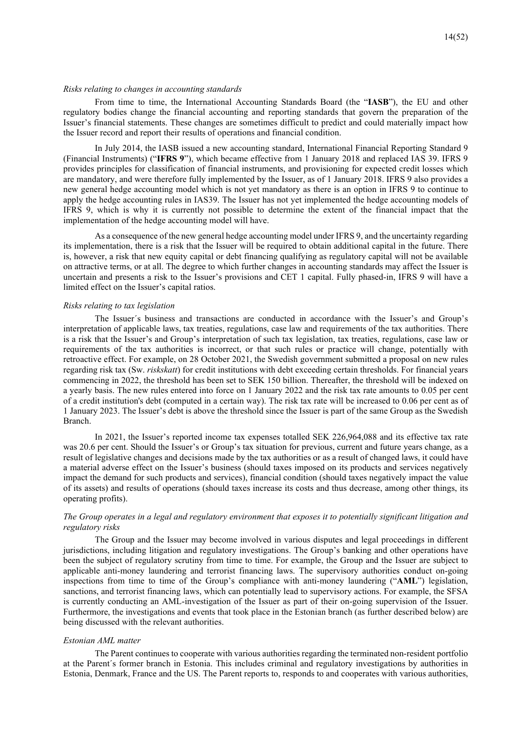*Risks relating to changes in accounting standards*

From time to time, the International Accounting Standards Board (the "**IASB**"), the EU and other regulatory bodies change the financial accounting and reporting standards that govern the preparation of the Issuer's financial statements. These changes are sometimes difficult to predict and could materially impact how the Issuer record and report their results of operations and financial condition.

In July 2014, the IASB issued a new accounting standard, International Financial Reporting Standard 9 (Financial Instruments) ("**IFRS 9**"), which became effective from 1 January 2018 and replaced IAS 39. IFRS 9 provides principles for classification of financial instruments, and provisioning for expected credit losses which are mandatory, and were therefore fully implemented by the Issuer, as of 1 January 2018. IFRS 9 also provides a new general hedge accounting model which is not yet mandatory as there is an option in IFRS 9 to continue to apply the hedge accounting rules in IAS39. The Issuer has not yet implemented the hedge accounting models of IFRS 9, which is why it is currently not possible to determine the extent of the financial impact that the implementation of the hedge accounting model will have.

As a consequence of the new general hedge accounting model under IFRS 9, and the uncertainty regarding its implementation, there is a risk that the Issuer will be required to obtain additional capital in the future. There is, however, a risk that new equity capital or debt financing qualifying as regulatory capital will not be available on attractive terms, or at all. The degree to which further changes in accounting standards may affect the Issuer is uncertain and presents a risk to the Issuer's provisions and CET 1 capital. Fully phased-in, IFRS 9 will have a limited effect on the Issuer's capital ratios.

*Risks relating to tax legislation*

The Issuer´s business and transactions are conducted in accordance with the Issuer's and Group's interpretation of applicable laws, tax treaties, regulations, case law and requirements of the tax authorities. There is a risk that the Issuer's and Group's interpretation of such tax legislation, tax treaties, regulations, case law or requirements of the tax authorities is incorrect, or that such rules or practice will change, potentially with retroactive effect. For example, on 28 October 2021, the Swedish government submitted a proposal on new rules regarding risk tax (Sw. *riskskatt*) for credit institutions with debt exceeding certain thresholds. For financial years commencing in 2022, the threshold has been set to SEK 150 billion. Thereafter, the threshold will be indexed on a yearly basis. The new rules entered into force on 1 January 2022 and the risk tax rate amounts to 0.05 per cent of a credit institution's debt (computed in a certain way). The risk tax rate will be increased to 0.06 per cent as of 1 January 2023. The Issuer's debt is above the threshold since the Issuer is part of the same Group as the Swedish Branch.

In 2021, the Issuer's reported income tax expenses totalled SEK 226,964,088 and its effective tax rate was 20.6 per cent. Should the Issuer's or Group's tax situation for previous, current and future years change, as a result of legislative changes and decisions made by the tax authorities or as a result of changed laws, it could have a material adverse effect on the Issuer's business (should taxes imposed on its products and services negatively impact the demand for such products and services), financial condition (should taxes negatively impact the value of its assets) and results of operations (should taxes increase its costs and thus decrease, among other things, its operating profits).

*The Group operates in a legal and regulatory environment that exposes it to potentially significant litigation and regulatory risks*

The Group and the Issuer may become involved in various disputes and legal proceedings in different jurisdictions, including litigation and regulatory investigations. The Group's banking and other operations have been the subject of regulatory scrutiny from time to time. For example, the Group and the Issuer are subject to applicable anti-money laundering and terrorist financing laws. The supervisory authorities conduct on-going inspections from time to time of the Group's compliance with anti-money laundering ("**AML**") legislation, sanctions, and terrorist financing laws, which can potentially lead to supervisory actions. For example, the SFSA is currently conducting an AML-investigation of the Issuer as part of their on-going supervision of the Issuer. Furthermore, the investigations and events that took place in the Estonian branch (as further described below) are being discussed with the relevant authorities.

*Estonian AML matter*

The Parent continues to cooperate with various authorities regarding the terminated non-resident portfolio at the Parent´s former branch in Estonia. This includes criminal and regulatory investigations by authorities in Estonia, Denmark, France and the US. The Parent reports to, responds to and cooperates with various authorities,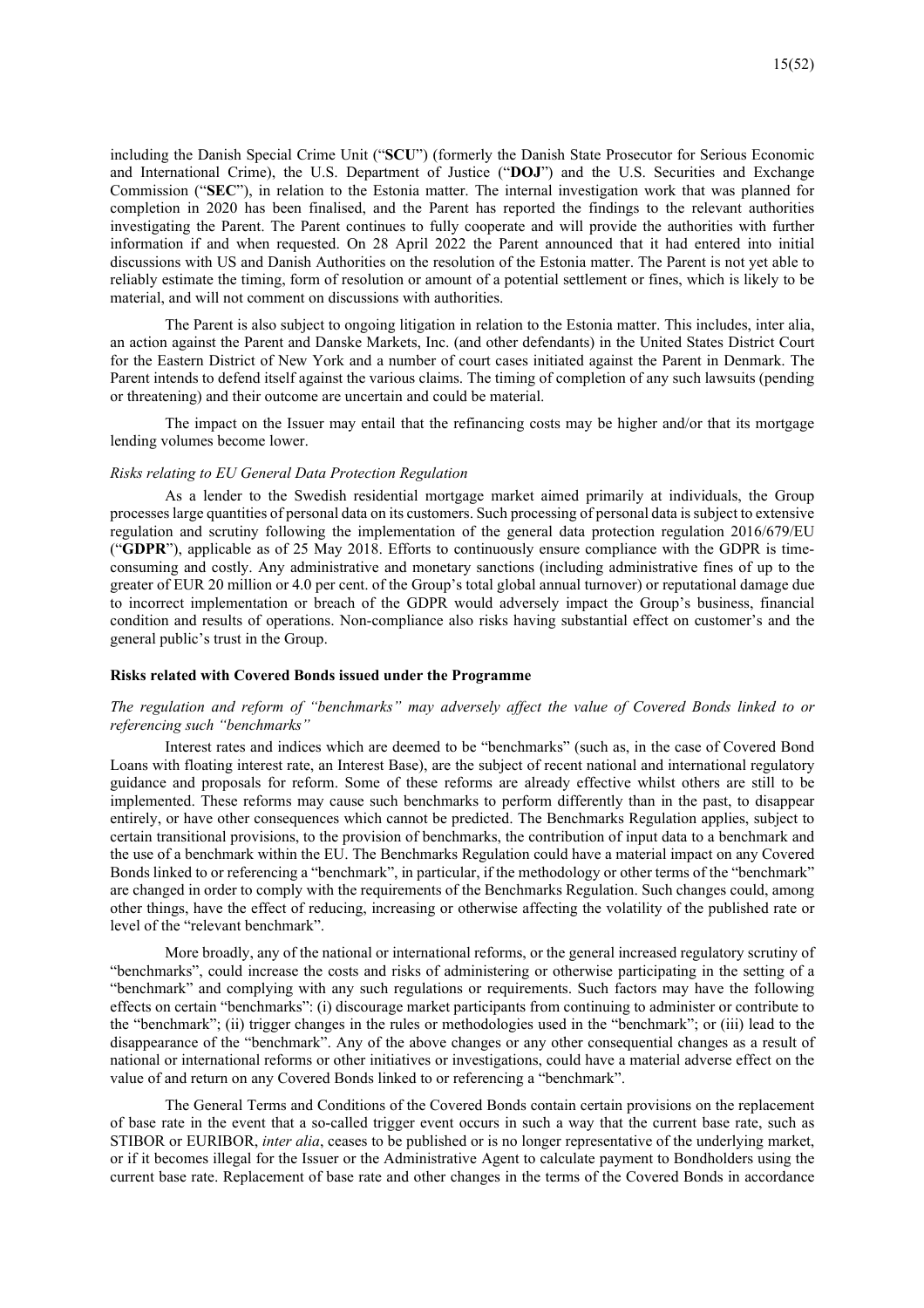including the Danish Special Crime Unit ("**SCU**") (formerly the Danish State Prosecutor for Serious Economic and International Crime), the U.S. Department of Justice ("**DOJ**") and the U.S. Securities and Exchange Commission ("**SEC**"), in relation to the Estonia matter. The internal investigation work that was planned for completion in 2020 has been finalised, and the Parent has reported the findings to the relevant authorities investigating the Parent. The Parent continues to fully cooperate and will provide the authorities with further information if and when requested. On 28 April 2022 the Parent announced that it had entered into initial discussions with US and Danish Authorities on the resolution of the Estonia matter. The Parent is not yet able to reliably estimate the timing, form of resolution or amount of a potential settlement or fines, which is likely to be material, and will not comment on discussions with authorities.

The Parent is also subject to ongoing litigation in relation to the Estonia matter. This includes, inter alia, an action against the Parent and Danske Markets, Inc. (and other defendants) in the United States District Court for the Eastern District of New York and a number of court cases initiated against the Parent in Denmark. The Parent intends to defend itself against the various claims. The timing of completion of any such lawsuits (pending or threatening) and their outcome are uncertain and could be material.

The impact on the Issuer may entail that the refinancing costs may be higher and/or that its mortgage lending volumes become lower.

*Risks relating to EU General Data Protection Regulation*

As a lender to the Swedish residential mortgage market aimed primarily at individuals, the Group processes large quantities of personal data on its customers. Such processing of personal data is subject to extensive regulation and scrutiny following the implementation of the general data protection regulation 2016/679/EU ("**GDPR**"), applicable as of 25 May 2018. Efforts to continuously ensure compliance with the GDPR is time-consuming and costly. Any administrative and monetary sanctions (including administrative fines of up to the greater of EUR 20 million or 4.0 per cent. of the Group's total global annual turnover) or reputational damage due to incorrect implementation or breach of the GDPR would adversely impact the Group's business, financial condition and results of operations. Non-compliance also risks having substantial effect on customer's and the general public's trust in the Group.

**Risks related with Covered Bonds issued under the Programme**

*The regulation and reform of "benchmarks" may adversely affect the value of Covered Bonds linked to or referencing such "benchmarks"*

Interest rates and indices which are deemed to be "benchmarks" (such as, in the case of Covered Bond Loans with floating interest rate, an Interest Base), are the subject of recent national and international regulatory guidance and proposals for reform. Some of these reforms are already effective whilst others are still to be implemented. These reforms may cause such benchmarks to perform differently than in the past, to disappear entirely, or have other consequences which cannot be predicted. The Benchmarks Regulation applies, subject to certain transitional provisions, to the provision of benchmarks, the contribution of input data to a benchmark and the use of a benchmark within the EU. The Benchmarks Regulation could have a material impact on any Covered Bonds linked to or referencing a "benchmark", in particular, if the methodology or other terms of the "benchmark" are changed in order to comply with the requirements of the Benchmarks Regulation. Such changes could, among other things, have the effect of reducing, increasing or otherwise affecting the volatility of the published rate or level of the "relevant benchmark".

More broadly, any of the national or international reforms, or the general increased regulatory scrutiny of "benchmarks", could increase the costs and risks of administering or otherwise participating in the setting of a "benchmark" and complying with any such regulations or requirements. Such factors may have the following effects on certain "benchmarks": (i) discourage market participants from continuing to administer or contribute to the "benchmark"; (ii) trigger changes in the rules or methodologies used in the "benchmark"; or (iii) lead to the disappearance of the "benchmark". Any of the above changes or any other consequential changes as a result of national or international reforms or other initiatives or investigations, could have a material adverse effect on the value of and return on any Covered Bonds linked to or referencing a "benchmark".

The General Terms and Conditions of the Covered Bonds contain certain provisions on the replacement of base rate in the event that a so-called trigger event occurs in such a way that the current base rate, such as STIBOR or EURIBOR, *inter alia*, ceases to be published or is no longer representative of the underlying market, or if it becomes illegal for the Issuer or the Administrative Agent to calculate payment to Bondholders using the current base rate. Replacement of base rate and other changes in the terms of the Covered Bonds in accordance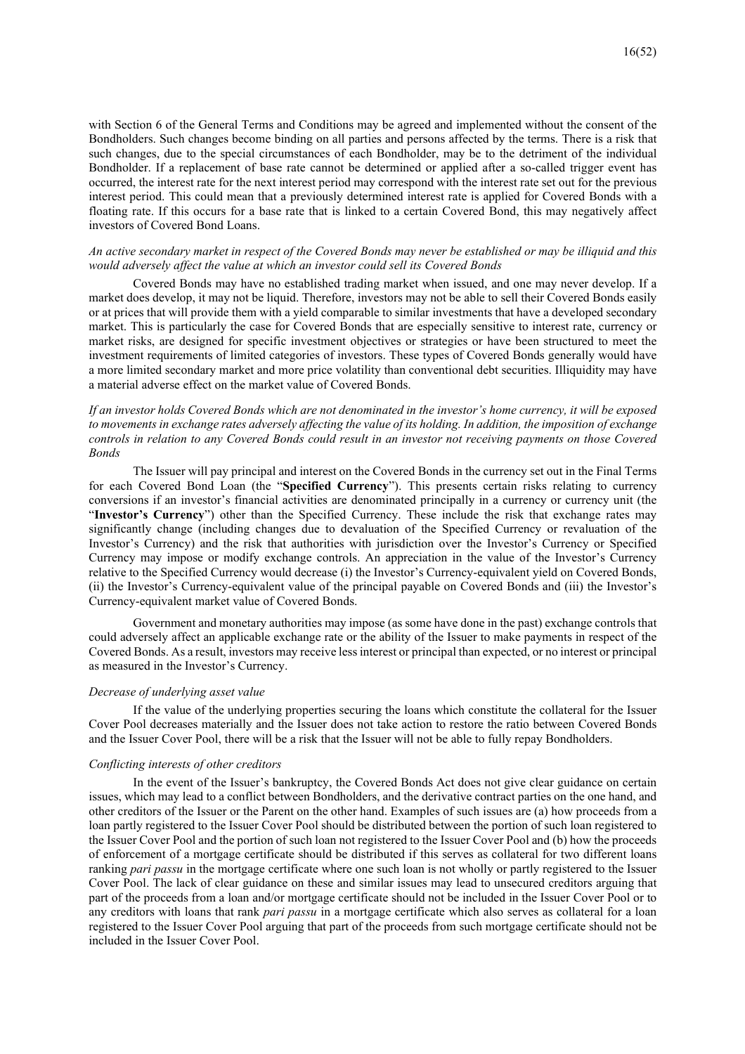with Section 6 of the General Terms and Conditions may be agreed and implemented without the consent of the Bondholders. Such changes become binding on all parties and persons affected by the terms. There is a risk that such changes, due to the special circumstances of each Bondholder, may be to the detriment of the individual Bondholder. If a replacement of base rate cannot be determined or applied after a so-called trigger event has occurred, the interest rate for the next interest period may correspond with the interest rate set out for the previous interest period. This could mean that a previously determined interest rate is applied for Covered Bonds with a floating rate. If this occurs for a base rate that is linked to a certain Covered Bond, this may negatively affect investors of Covered Bond Loans.

*An active secondary market in respect of the Covered Bonds may never be established or may be illiquid and this would adversely affect the value at which an investor could sell its Covered Bonds*

Covered Bonds may have no established trading market when issued, and one may never develop. If a market does develop, it may not be liquid. Therefore, investors may not be able to sell their Covered Bonds easily or at prices that will provide them with a yield comparable to similar investments that have a developed secondary market. This is particularly the case for Covered Bonds that are especially sensitive to interest rate, currency or market risks, are designed for specific investment objectives or strategies or have been structured to meet the investment requirements of limited categories of investors. These types of Covered Bonds generally would have a more limited secondary market and more price volatility than conventional debt securities. Illiquidity may have a material adverse effect on the market value of Covered Bonds.

*If an investor holds Covered Bonds which are not denominated in the investor's home currency, it will be exposed to movements in exchange rates adversely affecting the value of its holding. In addition, the imposition of exchange controls in relation to any Covered Bonds could result in an investor not receiving payments on those Covered Bonds*

The Issuer will pay principal and interest on the Covered Bonds in the currency set out in the Final Terms for each Covered Bond Loan (the "**Specified Currency**"). This presents certain risks relating to currency conversions if an investor's financial activities are denominated principally in a currency or currency unit (the "**Investor's Currency**") other than the Specified Currency. These include the risk that exchange rates may significantly change (including changes due to devaluation of the Specified Currency or revaluation of the Investor's Currency) and the risk that authorities with jurisdiction over the Investor's Currency or Specified Currency may impose or modify exchange controls. An appreciation in the value of the Investor's Currency relative to the Specified Currency would decrease (i) the Investor's Currency-equivalent yield on Covered Bonds, (ii) the Investor's Currency-equivalent value of the principal payable on Covered Bonds and (iii) the Investor's Currency-equivalent market value of Covered Bonds.

Government and monetary authorities may impose (as some have done in the past) exchange controls that could adversely affect an applicable exchange rate or the ability of the Issuer to make payments in respect of the Covered Bonds. As a result, investors may receive less interest or principal than expected, or no interest or principal as measured in the Investor's Currency.

*Decrease of underlying asset value*

If the value of the underlying properties securing the loans which constitute the collateral for the Issuer Cover Pool decreases materially and the Issuer does not take action to restore the ratio between Covered Bonds and the Issuer Cover Pool, there will be a risk that the Issuer will not be able to fully repay Bondholders.

*Conflicting interests of other creditors*

In the event of the Issuer's bankruptcy, the Covered Bonds Act does not give clear guidance on certain issues, which may lead to a conflict between Bondholders, and the derivative contract parties on the one hand, and other creditors of the Issuer or the Parent on the other hand. Examples of such issues are (a) how proceeds from a loan partly registered to the Issuer Cover Pool should be distributed between the portion of such loan registered to the Issuer Cover Pool and the portion of such loan not registered to the Issuer Cover Pool and (b) how the proceeds of enforcement of a mortgage certificate should be distributed if this serves as collateral for two different loans ranking *pari passu* in the mortgage certificate where one such loan is not wholly or partly registered to the Issuer Cover Pool. The lack of clear guidance on these and similar issues may lead to unsecured creditors arguing that part of the proceeds from a loan and/or mortgage certificate should not be included in the Issuer Cover Pool or to any creditors with loans that rank *pari passu* in a mortgage certificate which also serves as collateral for a loan registered to the Issuer Cover Pool arguing that part of the proceeds from such mortgage certificate should not be included in the Issuer Cover Pool.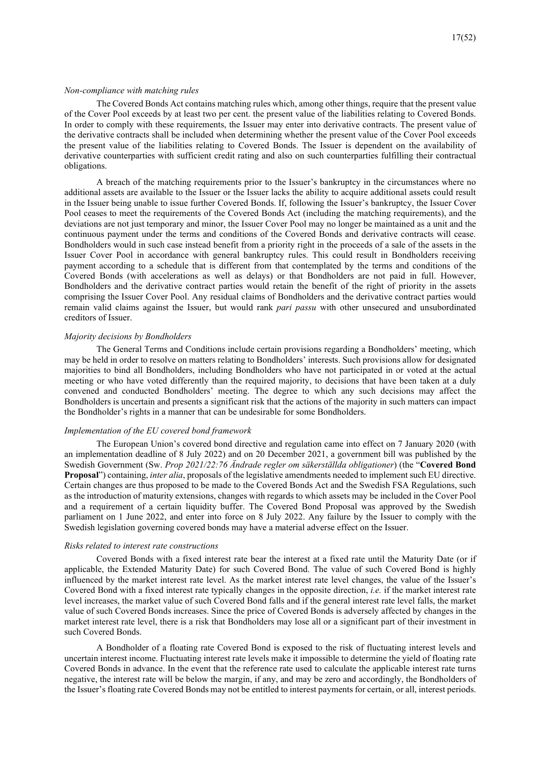*Non-compliance with matching rules*

The Covered Bonds Act contains matching rules which, among other things, require that the present value of the Cover Pool exceeds by at least two per cent. the present value of the liabilities relating to Covered Bonds. In order to comply with these requirements, the Issuer may enter into derivative contracts. The present value of the derivative contracts shall be included when determining whether the present value of the Cover Pool exceeds the present value of the liabilities relating to Covered Bonds. The Issuer is dependent on the availability of derivative counterparties with sufficient credit rating and also on such counterparties fulfilling their contractual obligations.

A breach of the matching requirements prior to the Issuer's bankruptcy in the circumstances where no additional assets are available to the Issuer or the Issuer lacks the ability to acquire additional assets could result in the Issuer being unable to issue further Covered Bonds. If, following the Issuer's bankruptcy, the Issuer Cover Pool ceases to meet the requirements of the Covered Bonds Act (including the matching requirements), and the deviations are not just temporary and minor, the Issuer Cover Pool may no longer be maintained as a unit and the continuous payment under the terms and conditions of the Covered Bonds and derivative contracts will cease. Bondholders would in such case instead benefit from a priority right in the proceeds of a sale of the assets in the Issuer Cover Pool in accordance with general bankruptcy rules. This could result in Bondholders receiving payment according to a schedule that is different from that contemplated by the terms and conditions of the Covered Bonds (with accelerations as well as delays) or that Bondholders are not paid in full. However, Bondholders and the derivative contract parties would retain the benefit of the right of priority in the assets comprising the Issuer Cover Pool. Any residual claims of Bondholders and the derivative contract parties would remain valid claims against the Issuer, but would rank *pari passu* with other unsecured and unsubordinated creditors of Issuer.

*Majority decisions by Bondholders*

The General Terms and Conditions include certain provisions regarding a Bondholders' meeting, which may be held in order to resolve on matters relating to Bondholders' interests. Such provisions allow for designated majorities to bind all Bondholders, including Bondholders who have not participated in or voted at the actual meeting or who have voted differently than the required majority, to decisions that have been taken at a duly convened and conducted Bondholders' meeting. The degree to which any such decisions may affect the Bondholders is uncertain and presents a significant risk that the actions of the majority in such matters can impact the Bondholder's rights in a manner that can be undesirable for some Bondholders.

*Implementation of the EU covered bond framework*

The European Union's covered bond directive and regulation came into effect on 7 January 2020 (with an implementation deadline of 8 July 2022) and on 20 December 2021, a government bill was published by the Swedish Government (Sw. *Prop 2021/22:76 Ändrade regler om säkerställda obligationer*) (the "**Covered Bond Proposal**") containing, *inter alia*, proposals of the legislative amendments needed to implement such EU directive. Certain changes are thus proposed to be made to the Covered Bonds Act and the Swedish FSA Regulations, such as the introduction of maturity extensions, changes with regards to which assets may be included in the Cover Pool and a requirement of a certain liquidity buffer. The Covered Bond Proposal was approved by the Swedish parliament on 1 June 2022, and enter into force on 8 July 2022. Any failure by the Issuer to comply with the Swedish legislation governing covered bonds may have a material adverse effect on the Issuer.

*Risks related to interest rate constructions*

Covered Bonds with a fixed interest rate bear the interest at a fixed rate until the Maturity Date (or if applicable, the Extended Maturity Date) for such Covered Bond. The value of such Covered Bond is highly influenced by the market interest rate level. As the market interest rate level changes, the value of the Issuer's Covered Bond with a fixed interest rate typically changes in the opposite direction, *i.e.* if the market interest rate level increases, the market value of such Covered Bond falls and if the general interest rate level falls, the market value of such Covered Bonds increases. Since the price of Covered Bonds is adversely affected by changes in the market interest rate level, there is a risk that Bondholders may lose all or a significant part of their investment in such Covered Bonds.

A Bondholder of a floating rate Covered Bond is exposed to the risk of fluctuating interest levels and uncertain interest income. Fluctuating interest rate levels make it impossible to determine the yield of floating rate Covered Bonds in advance. In the event that the reference rate used to calculate the applicable interest rate turns negative, the interest rate will be below the margin, if any, and may be zero and accordingly, the Bondholders of the Issuer's floating rate Covered Bonds may not be entitled to interest payments for certain, or all, interest periods.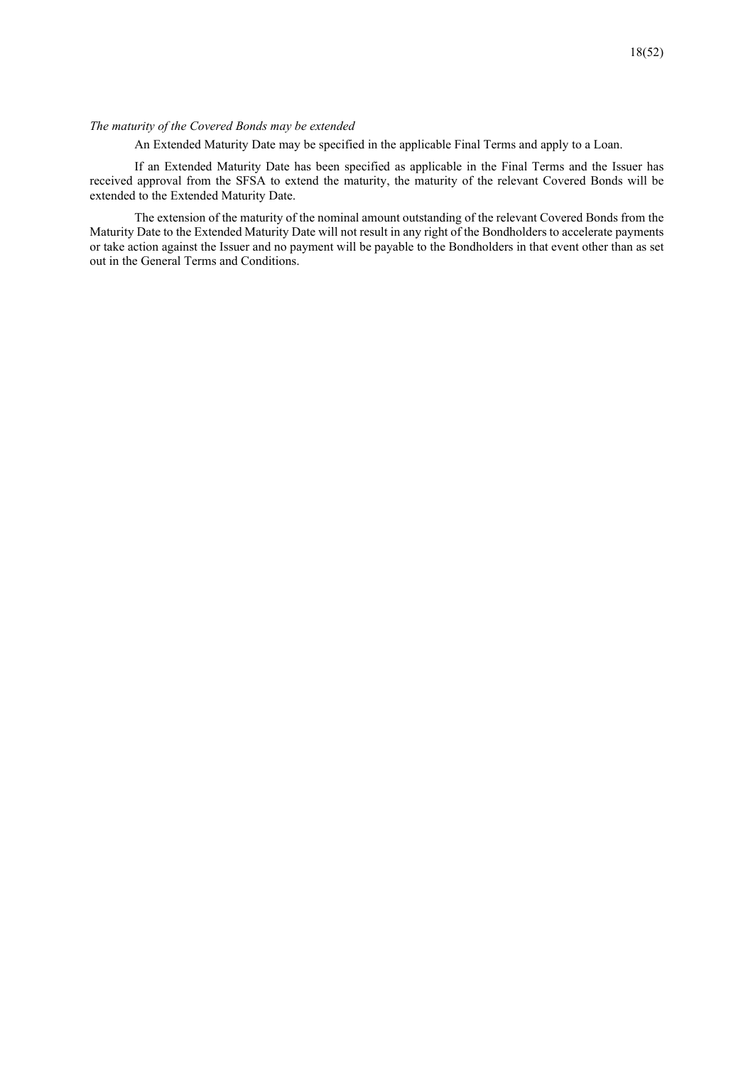*The maturity of the Covered Bonds may be extended*

An Extended Maturity Date may be specified in the applicable Final Terms and apply to a Loan.

If an Extended Maturity Date has been specified as applicable in the Final Terms and the Issuer has received approval from the SFSA to extend the maturity, the maturity of the relevant Covered Bonds will be extended to the Extended Maturity Date.

The extension of the maturity of the nominal amount outstanding of the relevant Covered Bonds from the Maturity Date to the Extended Maturity Date will not result in any right of the Bondholders to accelerate payments or take action against the Issuer and no payment will be payable to the Bondholders in that event other than as set out in the General Terms and Conditions.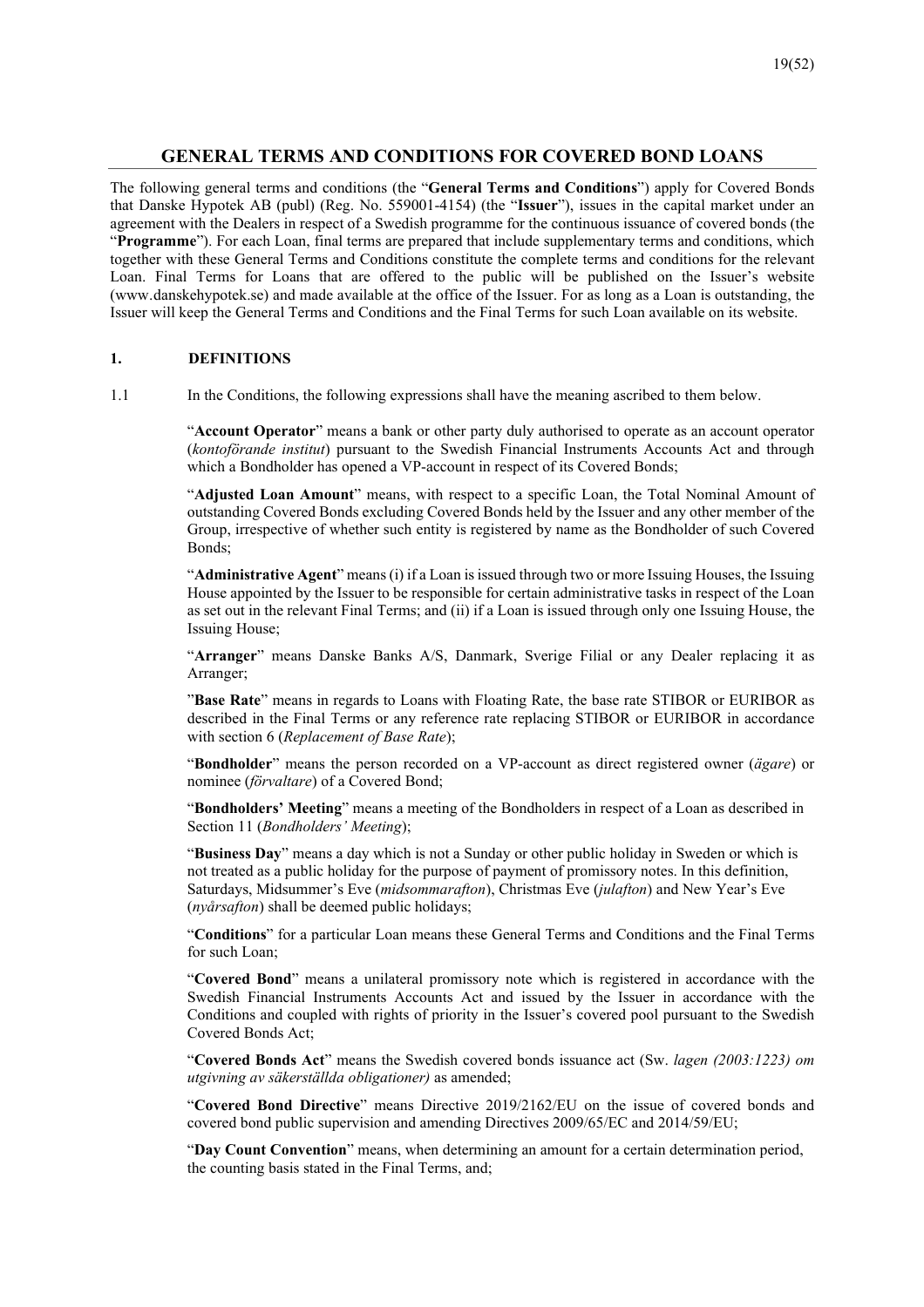## GENERAL TERMS AND CONDITIONS FOR COVERED BOND LOANS

The following general terms and conditions (the "**General Terms and Conditions**") apply for Covered Bonds that Danske Hypotek AB (publ) (Reg. No. 559001-4154) (the "**Issuer**"), issues in the capital market under an agreement with the Dealers in respect of a Swedish programme for the continuous issuance of covered bonds (the "**Programme**"). For each Loan, final terms are prepared that include supplementary terms and conditions, which together with these General Terms and Conditions constitute the complete terms and conditions for the relevant Loan. Final Terms for Loans that are offered to the public will be published on the Issuer's website (www.danskehypotek.se) and made available at the office of the Issuer. For as long as a Loan is outstanding, the Issuer will keep the General Terms and Conditions and the Final Terms for such Loan available on its website.

### 1. DEFINITIONS

1.1 In the Conditions, the following expressions shall have the meaning ascribed to them below.

"**Account Operator**" means a bank or other party duly authorised to operate as an account operator (*kontoförande institut*) pursuant to the Swedish Financial Instruments Accounts Act and through which a Bondholder has opened a VP-account in respect of its Covered Bonds;

"**Adjusted Loan Amount**" means, with respect to a specific Loan, the Total Nominal Amount of outstanding Covered Bonds excluding Covered Bonds held by the Issuer and any other member of the Group, irrespective of whether such entity is registered by name as the Bondholder of such Covered Bonds;

"**Administrative Agent**" means (i) if a Loan is issued through two or more Issuing Houses, the Issuing House appointed by the Issuer to be responsible for certain administrative tasks in respect of the Loan as set out in the relevant Final Terms; and (ii) if a Loan is issued through only one Issuing House, the Issuing House;

"**Arranger**" means Danske Banks A/S, Danmark, Sverige Filial or any Dealer replacing it as Arranger;

"**Base Rate**" means in regards to Loans with Floating Rate, the base rate STIBOR or EURIBOR as described in the Final Terms or any reference rate replacing STIBOR or EURIBOR in accordance with section 6 (*Replacement of Base Rate*);

"**Bondholder**" means the person recorded on a VP-account as direct registered owner (*ägare*) or nominee (*förvaltare*) of a Covered Bond;

"**Bondholders' Meeting**" means a meeting of the Bondholders in respect of a Loan as described in Section 11 (*Bondholders' Meeting*);

"**Business Day**" means a day which is not a Sunday or other public holiday in Sweden or which is not treated as a public holiday for the purpose of payment of promissory notes. In this definition, Saturdays, Midsummer's Eve (*midsommarafton*), Christmas Eve (*julafton*) and New Year's Eve (*nyårsafton*) shall be deemed public holidays;

"**Conditions**" for a particular Loan means these General Terms and Conditions and the Final Terms for such Loan;

"**Covered Bond**" means a unilateral promissory note which is registered in accordance with the Swedish Financial Instruments Accounts Act and issued by the Issuer in accordance with the Conditions and coupled with rights of priority in the Issuer's covered pool pursuant to the Swedish Covered Bonds Act;

"**Covered Bonds Act**" means the Swedish covered bonds issuance act (Sw. *lagen (2003:1223) om utgivning av säkerställda obligationer)* as amended;

"**Covered Bond Directive**" means Directive 2019/2162/EU on the issue of covered bonds and covered bond public supervision and amending Directives 2009/65/EC and 2014/59/EU;

"**Day Count Convention**" means, when determining an amount for a certain determination period, the counting basis stated in the Final Terms, and;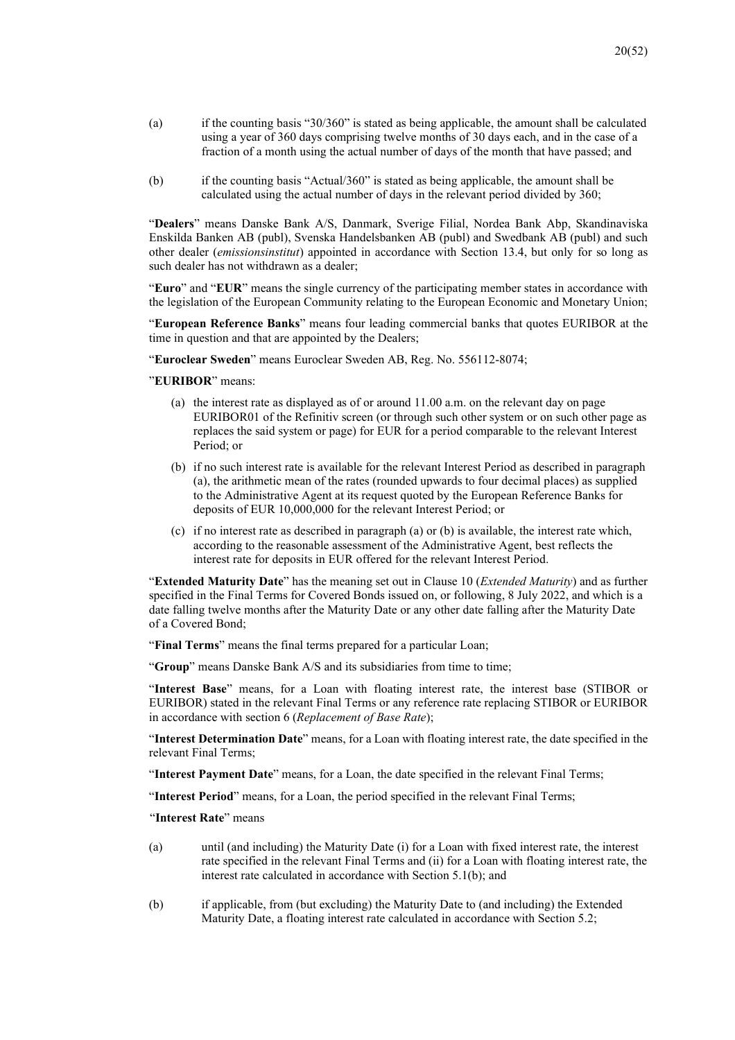(a) if the counting basis "30/360" is stated as being applicable, the amount shall be calculated using a year of 360 days comprising twelve months of 30 days each, and in the case of a fraction of a month using the actual number of days of the month that have passed; and

(b) if the counting basis "Actual/360" is stated as being applicable, the amount shall be calculated using the actual number of days in the relevant period divided by 360;

"**Dealers**" means Danske Bank A/S, Danmark, Sverige Filial, Nordea Bank Abp, Skandinaviska Enskilda Banken AB (publ), Svenska Handelsbanken AB (publ) and Swedbank AB (publ) and such other dealer (*emissionsinstitut*) appointed in accordance with Section 13.4, but only for so long as such dealer has not withdrawn as a dealer;

"**Euro**" and "**EUR**" means the single currency of the participating member states in accordance with the legislation of the European Community relating to the European Economic and Monetary Union;

"**European Reference Banks**" means four leading commercial banks that quotes EURIBOR at the time in question and that are appointed by the Dealers;

"**Euroclear Sweden**" means Euroclear Sweden AB, Reg. No. 556112-8074;

"**EURIBOR**" means:

(a) the interest rate as displayed as of or around 11.00 a.m. on the relevant day on page EURIBOR01 of the Refinitiv screen (or through such other system or on such other page as replaces the said system or page) for EUR for a period comparable to the relevant Interest Period; or

(b) if no such interest rate is available for the relevant Interest Period as described in paragraph (a), the arithmetic mean of the rates (rounded upwards to four decimal places) as supplied to the Administrative Agent at its request quoted by the European Reference Banks for deposits of EUR 10,000,000 for the relevant Interest Period; or

(c) if no interest rate as described in paragraph (a) or (b) is available, the interest rate which, according to the reasonable assessment of the Administrative Agent, best reflects the interest rate for deposits in EUR offered for the relevant Interest Period.

"**Extended Maturity Date**" has the meaning set out in Clause 10 (*Extended Maturity*) and as further specified in the Final Terms for Covered Bonds issued on, or following, 8 July 2022, and which is a date falling twelve months after the Maturity Date or any other date falling after the Maturity Date of a Covered Bond;

"**Final Terms**" means the final terms prepared for a particular Loan;

"**Group**" means Danske Bank A/S and its subsidiaries from time to time;

"**Interest Base**" means, for a Loan with floating interest rate, the interest base (STIBOR or EURIBOR) stated in the relevant Final Terms or any reference rate replacing STIBOR or EURIBOR in accordance with section 6 (*Replacement of Base Rate*);

"**Interest Determination Date**" means, for a Loan with floating interest rate, the date specified in the relevant Final Terms;

"**Interest Payment Date**" means, for a Loan, the date specified in the relevant Final Terms;

"**Interest Period**" means, for a Loan, the period specified in the relevant Final Terms;

"**Interest Rate**" means

(a) until (and including) the Maturity Date (i) for a Loan with fixed interest rate, the interest rate specified in the relevant Final Terms and (ii) for a Loan with floating interest rate, the interest rate calculated in accordance with Section 5.1(b); and

(b) if applicable, from (but excluding) the Maturity Date to (and including) the Extended Maturity Date, a floating interest rate calculated in accordance with Section 5.2;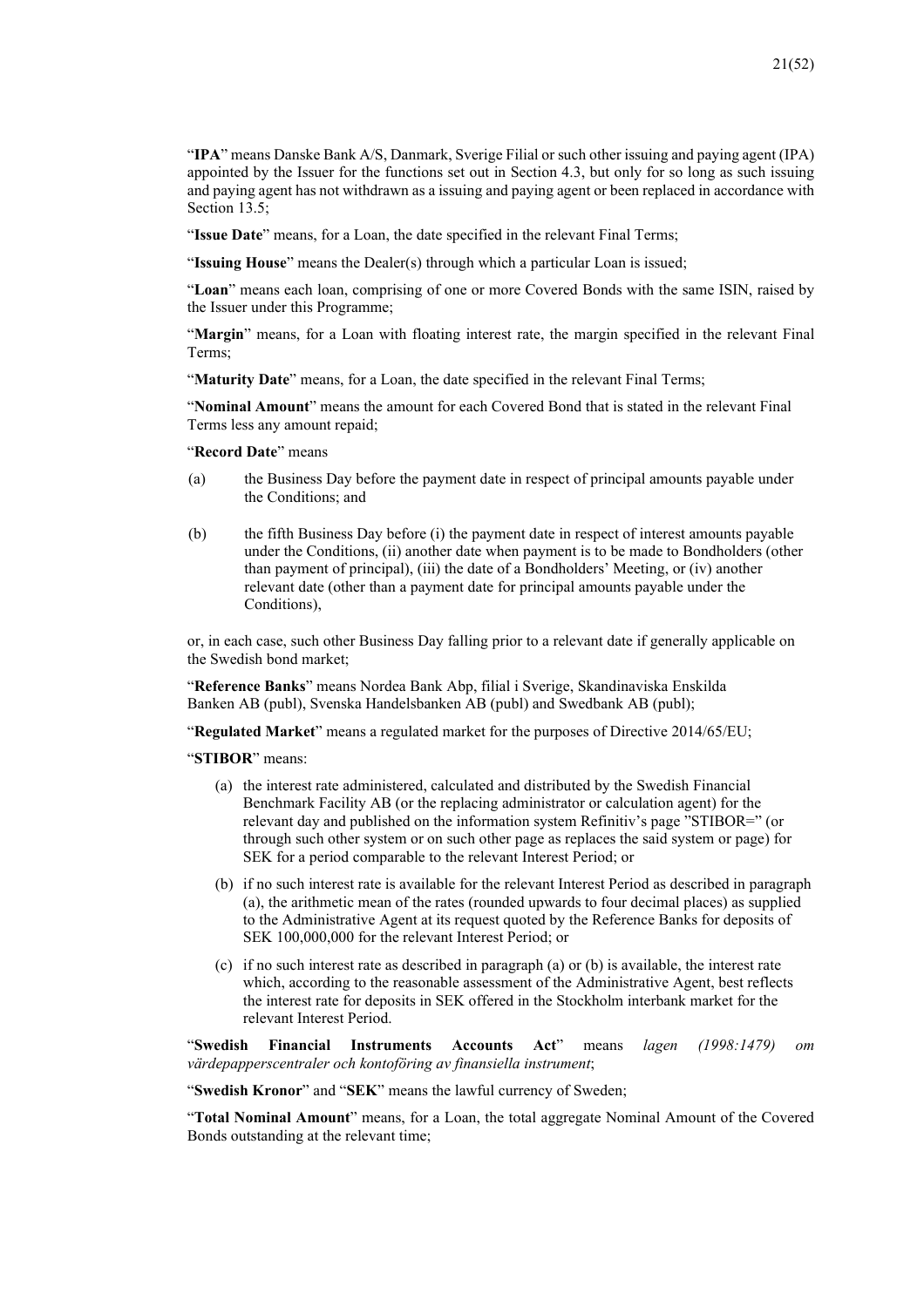"**IPA**" means Danske Bank A/S, Danmark, Sverige Filial or such other issuing and paying agent (IPA) appointed by the Issuer for the functions set out in Section 4.3, but only for so long as such issuing and paying agent has not withdrawn as a issuing and paying agent or been replaced in accordance with Section 13.5;

"**Issue Date**" means, for a Loan, the date specified in the relevant Final Terms;

"**Issuing House**" means the Dealer(s) through which a particular Loan is issued;

"**Loan**" means each loan, comprising of one or more Covered Bonds with the same ISIN, raised by the Issuer under this Programme;

"**Margin**" means, for a Loan with floating interest rate, the margin specified in the relevant Final Terms;

"**Maturity Date**" means, for a Loan, the date specified in the relevant Final Terms;

"**Nominal Amount**" means the amount for each Covered Bond that is stated in the relevant Final Terms less any amount repaid;

"**Record Date**" means

(a) the Business Day before the payment date in respect of principal amounts payable under the Conditions; and

(b) the fifth Business Day before (i) the payment date in respect of interest amounts payable under the Conditions, (ii) another date when payment is to be made to Bondholders (other than payment of principal), (iii) the date of a Bondholders' Meeting, or (iv) another relevant date (other than a payment date for principal amounts payable under the Conditions),

or, in each case, such other Business Day falling prior to a relevant date if generally applicable on the Swedish bond market;

"**Reference Banks**" means Nordea Bank Abp, filial i Sverige, Skandinaviska Enskilda Banken AB (publ), Svenska Handelsbanken AB (publ) and Swedbank AB (publ);

"**Regulated Market**" means a regulated market for the purposes of Directive 2014/65/EU;

"**STIBOR**" means:

(a) the interest rate administered, calculated and distributed by the Swedish Financial Benchmark Facility AB (or the replacing administrator or calculation agent) for the relevant day and published on the information system Refinitiv's page "STIBOR=" (or through such other system or on such other page as replaces the said system or page) for SEK for a period comparable to the relevant Interest Period; or

(b) if no such interest rate is available for the relevant Interest Period as described in paragraph (a), the arithmetic mean of the rates (rounded upwards to four decimal places) as supplied to the Administrative Agent at its request quoted by the Reference Banks for deposits of SEK 100,000,000 for the relevant Interest Period; or

(c) if no such interest rate as described in paragraph (a) or (b) is available, the interest rate which, according to the reasonable assessment of the Administrative Agent, best reflects the interest rate for deposits in SEK offered in the Stockholm interbank market for the relevant Interest Period.

"**Swedish Financial Instruments Accounts Act**" means *lagen (1998:1479) om värdepapperscentraler och kontoföring av finansiella instrument*;

"**Swedish Kronor**" and "**SEK**" means the lawful currency of Sweden;

"**Total Nominal Amount**" means, for a Loan, the total aggregate Nominal Amount of the Covered Bonds outstanding at the relevant time;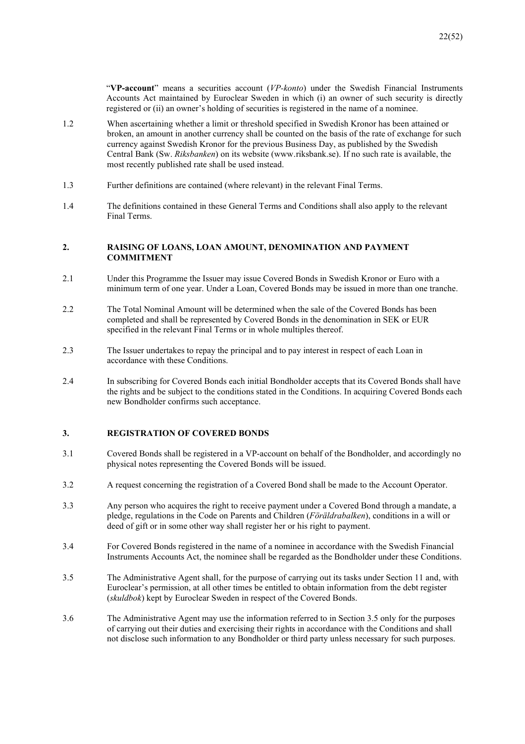"**VP-account**" means a securities account (*VP-konto*) under the Swedish Financial Instruments Accounts Act maintained by Euroclear Sweden in which (i) an owner of such security is directly registered or (ii) an owner's holding of securities is registered in the name of a nominee.

1.2 When ascertaining whether a limit or threshold specified in Swedish Kronor has been attained or broken, an amount in another currency shall be counted on the basis of the rate of exchange for such currency against Swedish Kronor for the previous Business Day, as published by the Swedish Central Bank (Sw. *Riksbanken*) on its website (www.riksbank.se). If no such rate is available, the most recently published rate shall be used instead.

1.3 Further definitions are contained (where relevant) in the relevant Final Terms.

1.4 The definitions contained in these General Terms and Conditions shall also apply to the relevant Final Terms.

## 2. RAISING OF LOANS, LOAN AMOUNT, DENOMINATION AND PAYMENT COMMITMENT

2.1 Under this Programme the Issuer may issue Covered Bonds in Swedish Kronor or Euro with a minimum term of one year. Under a Loan, Covered Bonds may be issued in more than one tranche.

2.2 The Total Nominal Amount will be determined when the sale of the Covered Bonds has been completed and shall be represented by Covered Bonds in the denomination in SEK or EUR specified in the relevant Final Terms or in whole multiples thereof.

2.3 The Issuer undertakes to repay the principal and to pay interest in respect of each Loan in accordance with these Conditions.

2.4 In subscribing for Covered Bonds each initial Bondholder accepts that its Covered Bonds shall have the rights and be subject to the conditions stated in the Conditions. In acquiring Covered Bonds each new Bondholder confirms such acceptance.

## 3. REGISTRATION OF COVERED BONDS

3.1 Covered Bonds shall be registered in a VP-account on behalf of the Bondholder, and accordingly no physical notes representing the Covered Bonds will be issued.

3.2 A request concerning the registration of a Covered Bond shall be made to the Account Operator.

3.3 Any person who acquires the right to receive payment under a Covered Bond through a mandate, a pledge, regulations in the Code on Parents and Children (*Föräldrabalken*), conditions in a will or deed of gift or in some other way shall register her or his right to payment.

3.4 For Covered Bonds registered in the name of a nominee in accordance with the Swedish Financial Instruments Accounts Act, the nominee shall be regarded as the Bondholder under these Conditions.

3.5 The Administrative Agent shall, for the purpose of carrying out its tasks under Section 11 and, with Euroclear's permission, at all other times be entitled to obtain information from the debt register (*skuldbok*) kept by Euroclear Sweden in respect of the Covered Bonds.

3.6 The Administrative Agent may use the information referred to in Section 3.5 only for the purposes of carrying out their duties and exercising their rights in accordance with the Conditions and shall not disclose such information to any Bondholder or third party unless necessary for such purposes.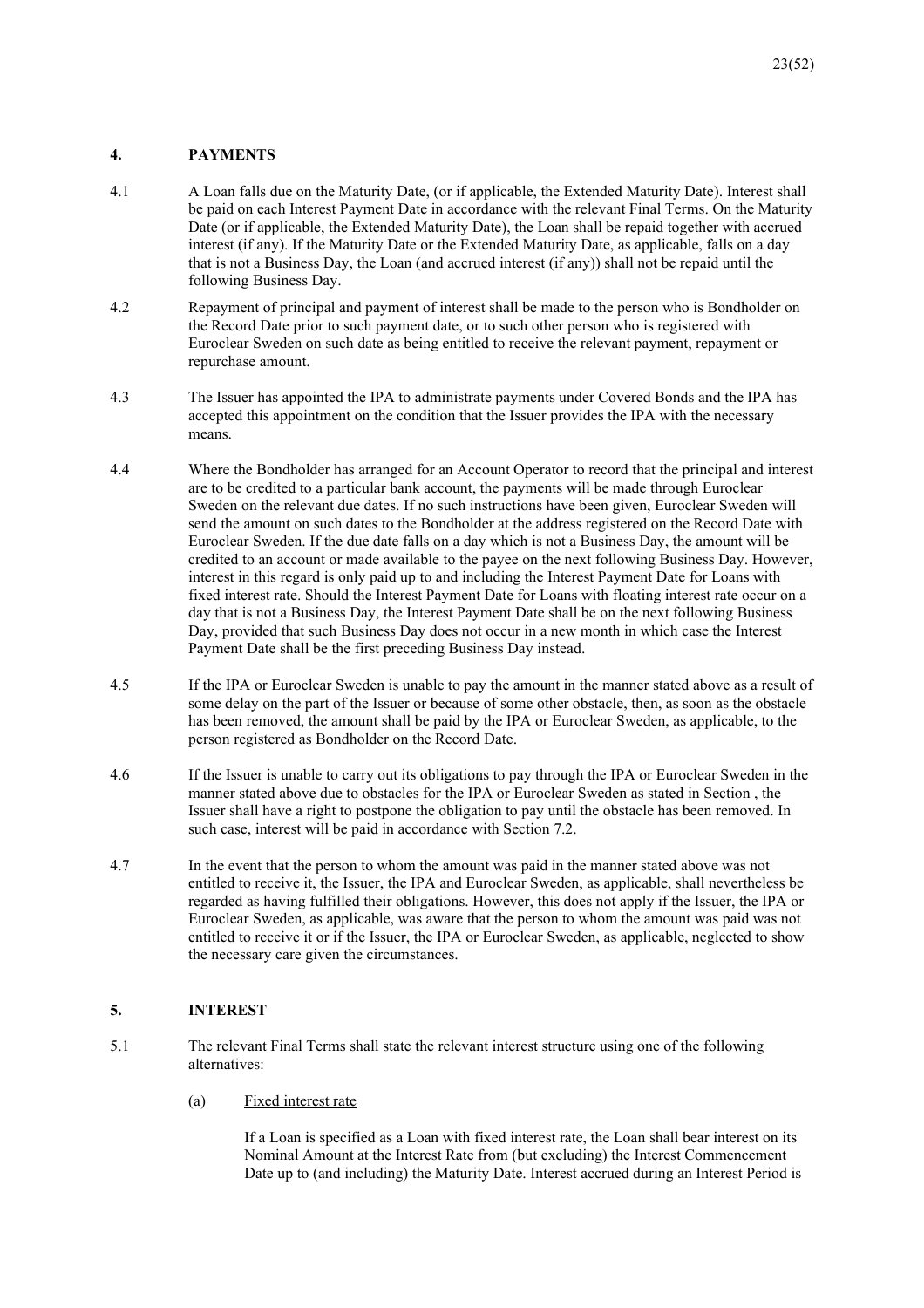## 4. PAYMENTS

4.1 A Loan falls due on the Maturity Date, (or if applicable, the Extended Maturity Date). Interest shall be paid on each Interest Payment Date in accordance with the relevant Final Terms. On the Maturity Date (or if applicable, the Extended Maturity Date), the Loan shall be repaid together with accrued interest (if any). If the Maturity Date or the Extended Maturity Date, as applicable, falls on a day that is not a Business Day, the Loan (and accrued interest (if any)) shall not be repaid until the following Business Day.

4.2 Repayment of principal and payment of interest shall be made to the person who is Bondholder on the Record Date prior to such payment date, or to such other person who is registered with Euroclear Sweden on such date as being entitled to receive the relevant payment, repayment or repurchase amount.

4.3 The Issuer has appointed the IPA to administrate payments under Covered Bonds and the IPA has accepted this appointment on the condition that the Issuer provides the IPA with the necessary means.

4.4 Where the Bondholder has arranged for an Account Operator to record that the principal and interest are to be credited to a particular bank account, the payments will be made through Euroclear Sweden on the relevant due dates. If no such instructions have been given, Euroclear Sweden will send the amount on such dates to the Bondholder at the address registered on the Record Date with Euroclear Sweden. If the due date falls on a day which is not a Business Day, the amount will be credited to an account or made available to the payee on the next following Business Day. However, interest in this regard is only paid up to and including the Interest Payment Date for Loans with fixed interest rate. Should the Interest Payment Date for Loans with floating interest rate occur on a day that is not a Business Day, the Interest Payment Date shall be on the next following Business Day, provided that such Business Day does not occur in a new month in which case the Interest Payment Date shall be the first preceding Business Day instead.

4.5 If the IPA or Euroclear Sweden is unable to pay the amount in the manner stated above as a result of some delay on the part of the Issuer or because of some other obstacle, then, as soon as the obstacle has been removed, the amount shall be paid by the IPA or Euroclear Sweden, as applicable, to the person registered as Bondholder on the Record Date.

4.6 If the Issuer is unable to carry out its obligations to pay through the IPA or Euroclear Sweden in the manner stated above due to obstacles for the IPA or Euroclear Sweden as stated in Section , the Issuer shall have a right to postpone the obligation to pay until the obstacle has been removed. In such case, interest will be paid in accordance with Section 7.2.

4.7 In the event that the person to whom the amount was paid in the manner stated above was not entitled to receive it, the Issuer, the IPA and Euroclear Sweden, as applicable, shall nevertheless be regarded as having fulfilled their obligations. However, this does not apply if the Issuer, the IPA or Euroclear Sweden, as applicable, was aware that the person to whom the amount was paid was not entitled to receive it or if the Issuer, the IPA or Euroclear Sweden, as applicable, neglected to show the necessary care given the circumstances.

## 5. INTEREST

5.1 The relevant Final Terms shall state the relevant interest structure using one of the following alternatives:

(a) Fixed interest rate

If a Loan is specified as a Loan with fixed interest rate, the Loan shall bear interest on its Nominal Amount at the Interest Rate from (but excluding) the Interest Commencement Date up to (and including) the Maturity Date. Interest accrued during an Interest Period is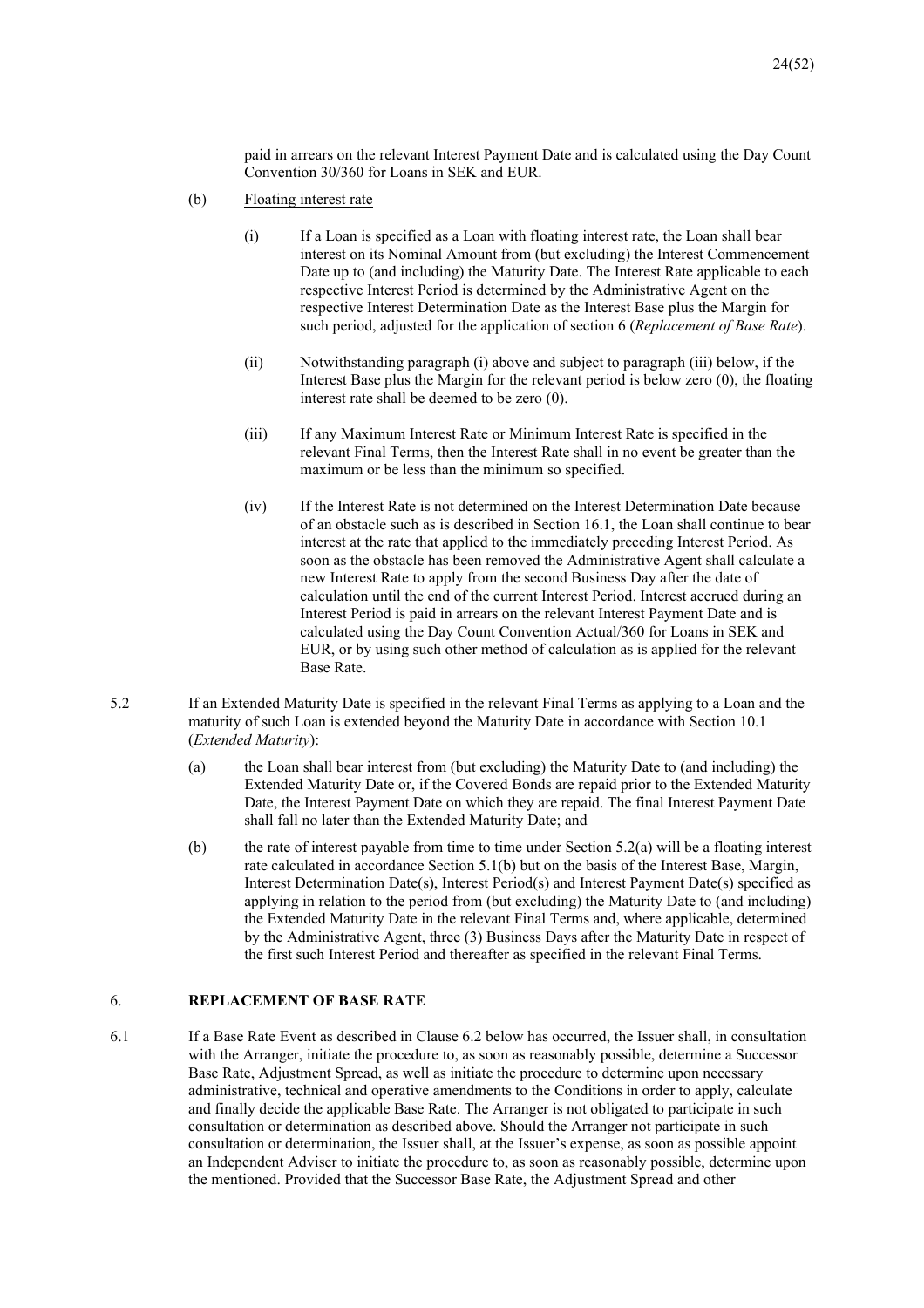paid in arrears on the relevant Interest Payment Date and is calculated using the Day Count Convention 30/360 for Loans in SEK and EUR.

(b) Floating interest rate

(i) If a Loan is specified as a Loan with floating interest rate, the Loan shall bear interest on its Nominal Amount from (but excluding) the Interest Commencement Date up to (and including) the Maturity Date. The Interest Rate applicable to each respective Interest Period is determined by the Administrative Agent on the respective Interest Determination Date as the Interest Base plus the Margin for such period, adjusted for the application of section 6 (*Replacement of Base Rate*).

(ii) Notwithstanding paragraph (i) above and subject to paragraph (iii) below, if the Interest Base plus the Margin for the relevant period is below zero (0), the floating interest rate shall be deemed to be zero (0).

(iii) If any Maximum Interest Rate or Minimum Interest Rate is specified in the relevant Final Terms, then the Interest Rate shall in no event be greater than the maximum or be less than the minimum so specified.

(iv) If the Interest Rate is not determined on the Interest Determination Date because of an obstacle such as is described in Section 16.1, the Loan shall continue to bear interest at the rate that applied to the immediately preceding Interest Period. As soon as the obstacle has been removed the Administrative Agent shall calculate a new Interest Rate to apply from the second Business Day after the date of calculation until the end of the current Interest Period. Interest accrued during an Interest Period is paid in arrears on the relevant Interest Payment Date and is calculated using the Day Count Convention Actual/360 for Loans in SEK and EUR, or by using such other method of calculation as is applied for the relevant Base Rate.

5.2 If an Extended Maturity Date is specified in the relevant Final Terms as applying to a Loan and the maturity of such Loan is extended beyond the Maturity Date in accordance with Section 10.1 (*Extended Maturity*):

(a) the Loan shall bear interest from (but excluding) the Maturity Date to (and including) the Extended Maturity Date or, if the Covered Bonds are repaid prior to the Extended Maturity Date, the Interest Payment Date on which they are repaid. The final Interest Payment Date shall fall no later than the Extended Maturity Date; and

(b) the rate of interest payable from time to time under Section 5.2(a) will be a floating interest rate calculated in accordance Section 5.1(b) but on the basis of the Interest Base, Margin, Interest Determination Date(s), Interest Period(s) and Interest Payment Date(s) specified as applying in relation to the period from (but excluding) the Maturity Date to (and including) the Extended Maturity Date in the relevant Final Terms and, where applicable, determined by the Administrative Agent, three (3) Business Days after the Maturity Date in respect of the first such Interest Period and thereafter as specified in the relevant Final Terms.

## 6. REPLACEMENT OF BASE RATE

6.1 If a Base Rate Event as described in Clause 6.2 below has occurred, the Issuer shall, in consultation with the Arranger, initiate the procedure to, as soon as reasonably possible, determine a Successor Base Rate, Adjustment Spread, as well as initiate the procedure to determine upon necessary administrative, technical and operative amendments to the Conditions in order to apply, calculate and finally decide the applicable Base Rate. The Arranger is not obligated to participate in such consultation or determination as described above. Should the Arranger not participate in such consultation or determination, the Issuer shall, at the Issuer's expense, as soon as possible appoint an Independent Adviser to initiate the procedure to, as soon as reasonably possible, determine upon the mentioned. Provided that the Successor Base Rate, the Adjustment Spread and other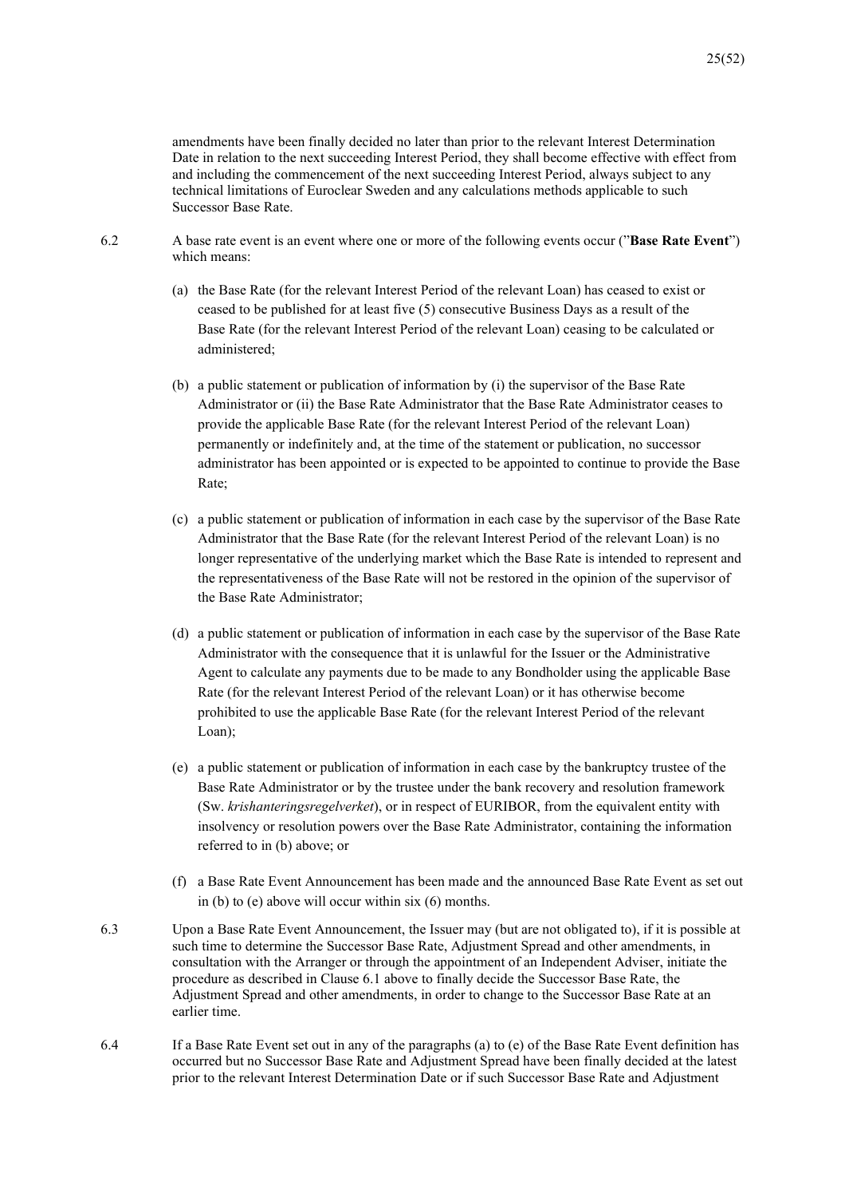amendments have been finally decided no later than prior to the relevant Interest Determination Date in relation to the next succeeding Interest Period, they shall become effective with effect from and including the commencement of the next succeeding Interest Period, always subject to any technical limitations of Euroclear Sweden and any calculations methods applicable to such Successor Base Rate.

6.2 A base rate event is an event where one or more of the following events occur ("**Base Rate Event**") which means:

(a) the Base Rate (for the relevant Interest Period of the relevant Loan) has ceased to exist or ceased to be published for at least five (5) consecutive Business Days as a result of the Base Rate (for the relevant Interest Period of the relevant Loan) ceasing to be calculated or administered;

(b) a public statement or publication of information by (i) the supervisor of the Base Rate Administrator or (ii) the Base Rate Administrator that the Base Rate Administrator ceases to provide the applicable Base Rate (for the relevant Interest Period of the relevant Loan) permanently or indefinitely and, at the time of the statement or publication, no successor administrator has been appointed or is expected to be appointed to continue to provide the Base Rate;

(c) a public statement or publication of information in each case by the supervisor of the Base Rate Administrator that the Base Rate (for the relevant Interest Period of the relevant Loan) is no longer representative of the underlying market which the Base Rate is intended to represent and the representativeness of the Base Rate will not be restored in the opinion of the supervisor of the Base Rate Administrator;

(d) a public statement or publication of information in each case by the supervisor of the Base Rate Administrator with the consequence that it is unlawful for the Issuer or the Administrative Agent to calculate any payments due to be made to any Bondholder using the applicable Base Rate (for the relevant Interest Period of the relevant Loan) or it has otherwise become prohibited to use the applicable Base Rate (for the relevant Interest Period of the relevant Loan);

(e) a public statement or publication of information in each case by the bankruptcy trustee of the Base Rate Administrator or by the trustee under the bank recovery and resolution framework (Sw. *krishanteringsregelverket*), or in respect of EURIBOR, from the equivalent entity with insolvency or resolution powers over the Base Rate Administrator, containing the information referred to in (b) above; or

(f) a Base Rate Event Announcement has been made and the announced Base Rate Event as set out in (b) to (e) above will occur within six (6) months.

6.3 Upon a Base Rate Event Announcement, the Issuer may (but are not obligated to), if it is possible at such time to determine the Successor Base Rate, Adjustment Spread and other amendments, in consultation with the Arranger or through the appointment of an Independent Adviser, initiate the procedure as described in Clause 6.1 above to finally decide the Successor Base Rate, the Adjustment Spread and other amendments, in order to change to the Successor Base Rate at an earlier time.

6.4 If a Base Rate Event set out in any of the paragraphs (a) to (e) of the Base Rate Event definition has occurred but no Successor Base Rate and Adjustment Spread have been finally decided at the latest prior to the relevant Interest Determination Date or if such Successor Base Rate and Adjustment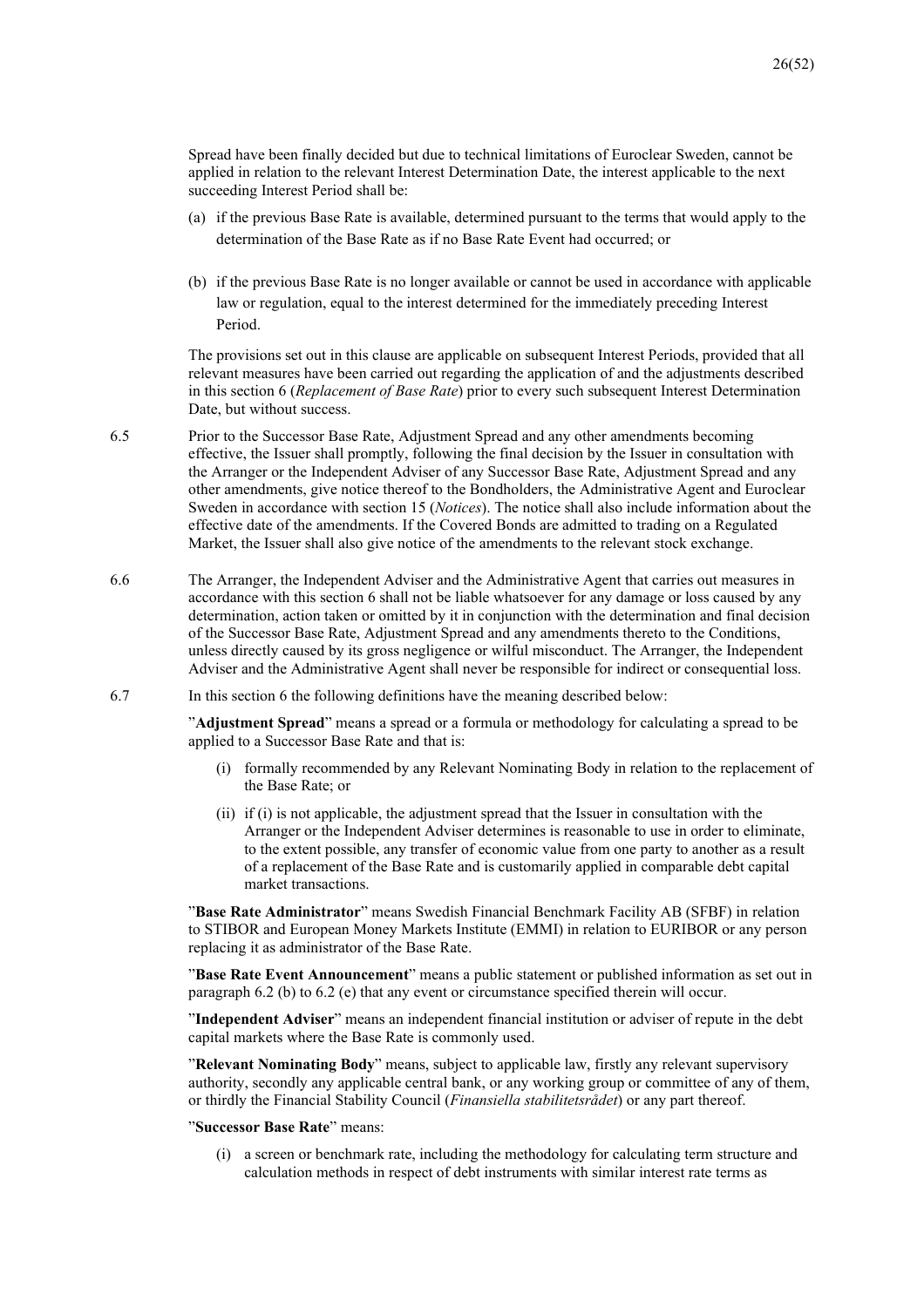Spread have been finally decided but due to technical limitations of Euroclear Sweden, cannot be applied in relation to the relevant Interest Determination Date, the interest applicable to the next succeeding Interest Period shall be:

(a) if the previous Base Rate is available, determined pursuant to the terms that would apply to the determination of the Base Rate as if no Base Rate Event had occurred; or

(b) if the previous Base Rate is no longer available or cannot be used in accordance with applicable law or regulation, equal to the interest determined for the immediately preceding Interest Period.

The provisions set out in this clause are applicable on subsequent Interest Periods, provided that all relevant measures have been carried out regarding the application of and the adjustments described in this section 6 (*Replacement of Base Rate*) prior to every such subsequent Interest Determination Date, but without success.

6.5 Prior to the Successor Base Rate, Adjustment Spread and any other amendments becoming effective, the Issuer shall promptly, following the final decision by the Issuer in consultation with the Arranger or the Independent Adviser of any Successor Base Rate, Adjustment Spread and any other amendments, give notice thereof to the Bondholders, the Administrative Agent and Euroclear Sweden in accordance with section 15 (*Notices*). The notice shall also include information about the effective date of the amendments. If the Covered Bonds are admitted to trading on a Regulated Market, the Issuer shall also give notice of the amendments to the relevant stock exchange.

6.6 The Arranger, the Independent Adviser and the Administrative Agent that carries out measures in accordance with this section 6 shall not be liable whatsoever for any damage or loss caused by any determination, action taken or omitted by it in conjunction with the determination and final decision of the Successor Base Rate, Adjustment Spread and any amendments thereto to the Conditions, unless directly caused by its gross negligence or wilful misconduct. The Arranger, the Independent Adviser and the Administrative Agent shall never be responsible for indirect or consequential loss.

6.7 In this section 6 the following definitions have the meaning described below:

"**Adjustment Spread**" means a spread or a formula or methodology for calculating a spread to be applied to a Successor Base Rate and that is:

(i) formally recommended by any Relevant Nominating Body in relation to the replacement of the Base Rate; or

(ii) if (i) is not applicable, the adjustment spread that the Issuer in consultation with the Arranger or the Independent Adviser determines is reasonable to use in order to eliminate, to the extent possible, any transfer of economic value from one party to another as a result of a replacement of the Base Rate and is customarily applied in comparable debt capital market transactions.

"**Base Rate Administrator**" means Swedish Financial Benchmark Facility AB (SFBF) in relation to STIBOR and European Money Markets Institute (EMMI) in relation to EURIBOR or any person replacing it as administrator of the Base Rate.

"**Base Rate Event Announcement**" means a public statement or published information as set out in paragraph 6.2 (b) to 6.2 (e) that any event or circumstance specified therein will occur.

"**Independent Adviser**" means an independent financial institution or adviser of repute in the debt capital markets where the Base Rate is commonly used.

"**Relevant Nominating Body**" means, subject to applicable law, firstly any relevant supervisory authority, secondly any applicable central bank, or any working group or committee of any of them, or thirdly the Financial Stability Council (*Finansiella stabilitetsrådet*) or any part thereof.

"**Successor Base Rate**" means:

(i) a screen or benchmark rate, including the methodology for calculating term structure and calculation methods in respect of debt instruments with similar interest rate terms as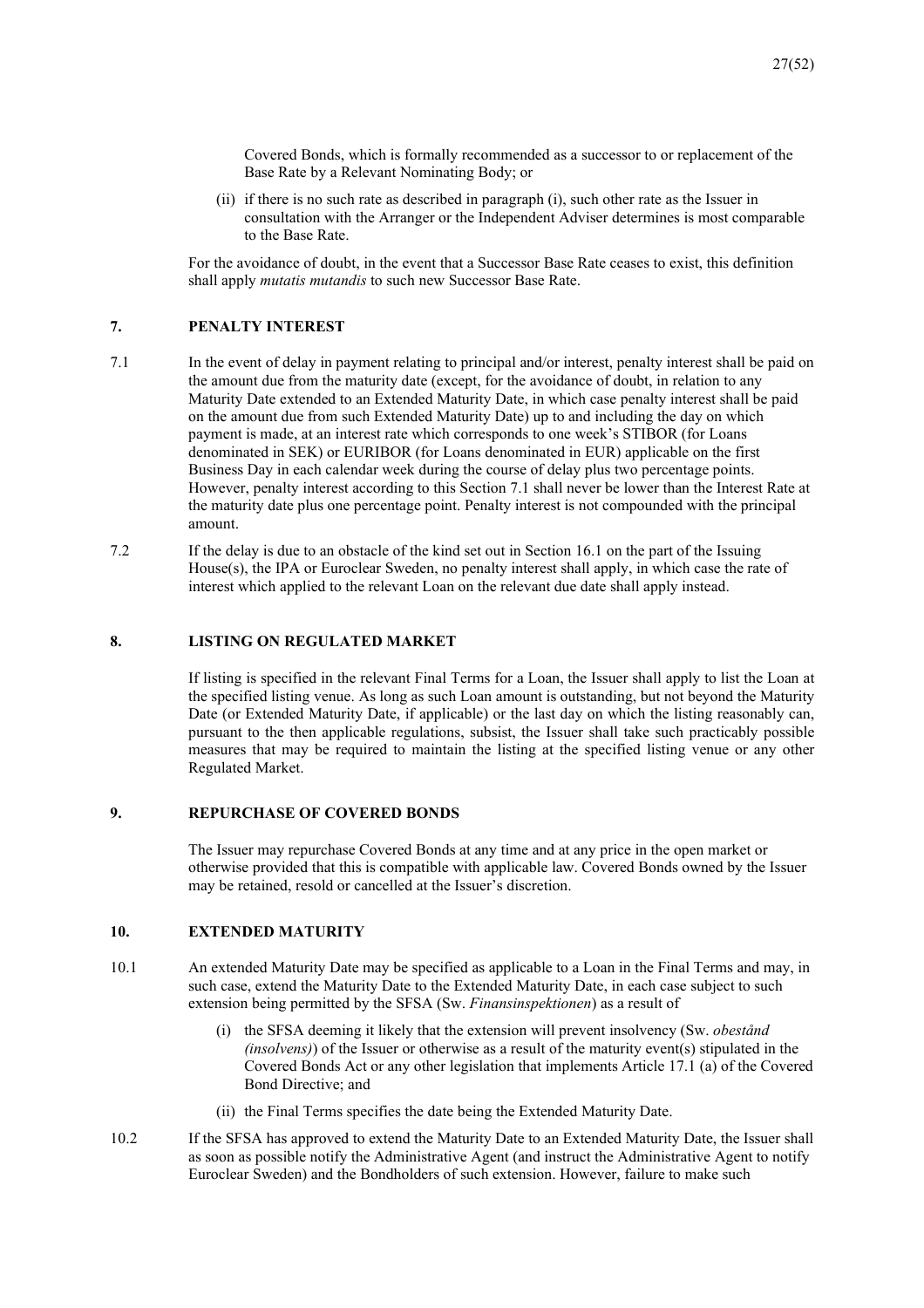Covered Bonds, which is formally recommended as a successor to or replacement of the Base Rate by a Relevant Nominating Body; or

(ii) if there is no such rate as described in paragraph (i), such other rate as the Issuer in consultation with the Arranger or the Independent Adviser determines is most comparable to the Base Rate.

For the avoidance of doubt, in the event that a Successor Base Rate ceases to exist, this definition shall apply *mutatis mutandis* to such new Successor Base Rate.

## 7. PENALTY INTEREST

7.1 In the event of delay in payment relating to principal and/or interest, penalty interest shall be paid on the amount due from the maturity date (except, for the avoidance of doubt, in relation to any Maturity Date extended to an Extended Maturity Date, in which case penalty interest shall be paid on the amount due from such Extended Maturity Date) up to and including the day on which payment is made, at an interest rate which corresponds to one week's STIBOR (for Loans denominated in SEK) or EURIBOR (for Loans denominated in EUR) applicable on the first Business Day in each calendar week during the course of delay plus two percentage points. However, penalty interest according to this Section 7.1 shall never be lower than the Interest Rate at the maturity date plus one percentage point. Penalty interest is not compounded with the principal amount.

7.2 If the delay is due to an obstacle of the kind set out in Section 16.1 on the part of the Issuing House(s), the IPA or Euroclear Sweden, no penalty interest shall apply, in which case the rate of interest which applied to the relevant Loan on the relevant due date shall apply instead.

## 8. LISTING ON REGULATED MARKET

If listing is specified in the relevant Final Terms for a Loan, the Issuer shall apply to list the Loan at the specified listing venue. As long as such Loan amount is outstanding, but not beyond the Maturity Date (or Extended Maturity Date, if applicable) or the last day on which the listing reasonably can, pursuant to the then applicable regulations, subsist, the Issuer shall take such practicably possible measures that may be required to maintain the listing at the specified listing venue or any other Regulated Market.

## 9. REPURCHASE OF COVERED BONDS

The Issuer may repurchase Covered Bonds at any time and at any price in the open market or otherwise provided that this is compatible with applicable law. Covered Bonds owned by the Issuer may be retained, resold or cancelled at the Issuer's discretion.

## 10. EXTENDED MATURITY

10.1 An extended Maturity Date may be specified as applicable to a Loan in the Final Terms and may, in such case, extend the Maturity Date to the Extended Maturity Date, in each case subject to such extension being permitted by the SFSA (Sw. *Finansinspektionen*) as a result of

(i) the SFSA deeming it likely that the extension will prevent insolvency (Sw. *obestånd (insolvens)*) of the Issuer or otherwise as a result of the maturity event(s) stipulated in the Covered Bonds Act or any other legislation that implements Article 17.1 (a) of the Covered Bond Directive; and

(ii) the Final Terms specifies the date being the Extended Maturity Date.

10.2 If the SFSA has approved to extend the Maturity Date to an Extended Maturity Date, the Issuer shall as soon as possible notify the Administrative Agent (and instruct the Administrative Agent to notify Euroclear Sweden) and the Bondholders of such extension. However, failure to make such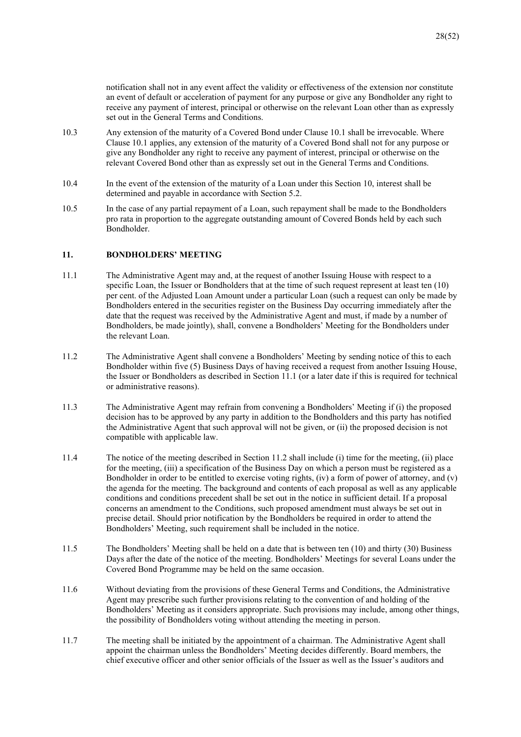notification shall not in any event affect the validity or effectiveness of the extension nor constitute an event of default or acceleration of payment for any purpose or give any Bondholder any right to receive any payment of interest, principal or otherwise on the relevant Loan other than as expressly set out in the General Terms and Conditions.

10.3 Any extension of the maturity of a Covered Bond under Clause 10.1 shall be irrevocable. Where Clause 10.1 applies, any extension of the maturity of a Covered Bond shall not for any purpose or give any Bondholder any right to receive any payment of interest, principal or otherwise on the relevant Covered Bond other than as expressly set out in the General Terms and Conditions.

10.4 In the event of the extension of the maturity of a Loan under this Section 10, interest shall be determined and payable in accordance with Section 5.2.

10.5 In the case of any partial repayment of a Loan, such repayment shall be made to the Bondholders pro rata in proportion to the aggregate outstanding amount of Covered Bonds held by each such Bondholder.

## 11. BONDHOLDERS' MEETING

11.1 The Administrative Agent may and, at the request of another Issuing House with respect to a specific Loan, the Issuer or Bondholders that at the time of such request represent at least ten (10) per cent. of the Adjusted Loan Amount under a particular Loan (such a request can only be made by Bondholders entered in the securities register on the Business Day occurring immediately after the date that the request was received by the Administrative Agent and must, if made by a number of Bondholders, be made jointly), shall, convene a Bondholders' Meeting for the Bondholders under the relevant Loan.

11.2 The Administrative Agent shall convene a Bondholders' Meeting by sending notice of this to each Bondholder within five (5) Business Days of having received a request from another Issuing House, the Issuer or Bondholders as described in Section 11.1 (or a later date if this is required for technical or administrative reasons).

11.3 The Administrative Agent may refrain from convening a Bondholders' Meeting if (i) the proposed decision has to be approved by any party in addition to the Bondholders and this party has notified the Administrative Agent that such approval will not be given, or (ii) the proposed decision is not compatible with applicable law.

11.4 The notice of the meeting described in Section 11.2 shall include (i) time for the meeting, (ii) place for the meeting, (iii) a specification of the Business Day on which a person must be registered as a Bondholder in order to be entitled to exercise voting rights, (iv) a form of power of attorney, and (v) the agenda for the meeting. The background and contents of each proposal as well as any applicable conditions and conditions precedent shall be set out in the notice in sufficient detail. If a proposal concerns an amendment to the Conditions, such proposed amendment must always be set out in precise detail. Should prior notification by the Bondholders be required in order to attend the Bondholders' Meeting, such requirement shall be included in the notice.

11.5 The Bondholders' Meeting shall be held on a date that is between ten (10) and thirty (30) Business Days after the date of the notice of the meeting. Bondholders' Meetings for several Loans under the Covered Bond Programme may be held on the same occasion.

11.6 Without deviating from the provisions of these General Terms and Conditions, the Administrative Agent may prescribe such further provisions relating to the convention of and holding of the Bondholders' Meeting as it considers appropriate. Such provisions may include, among other things, the possibility of Bondholders voting without attending the meeting in person.

11.7 The meeting shall be initiated by the appointment of a chairman. The Administrative Agent shall appoint the chairman unless the Bondholders' Meeting decides differently. Board members, the chief executive officer and other senior officials of the Issuer as well as the Issuer's auditors and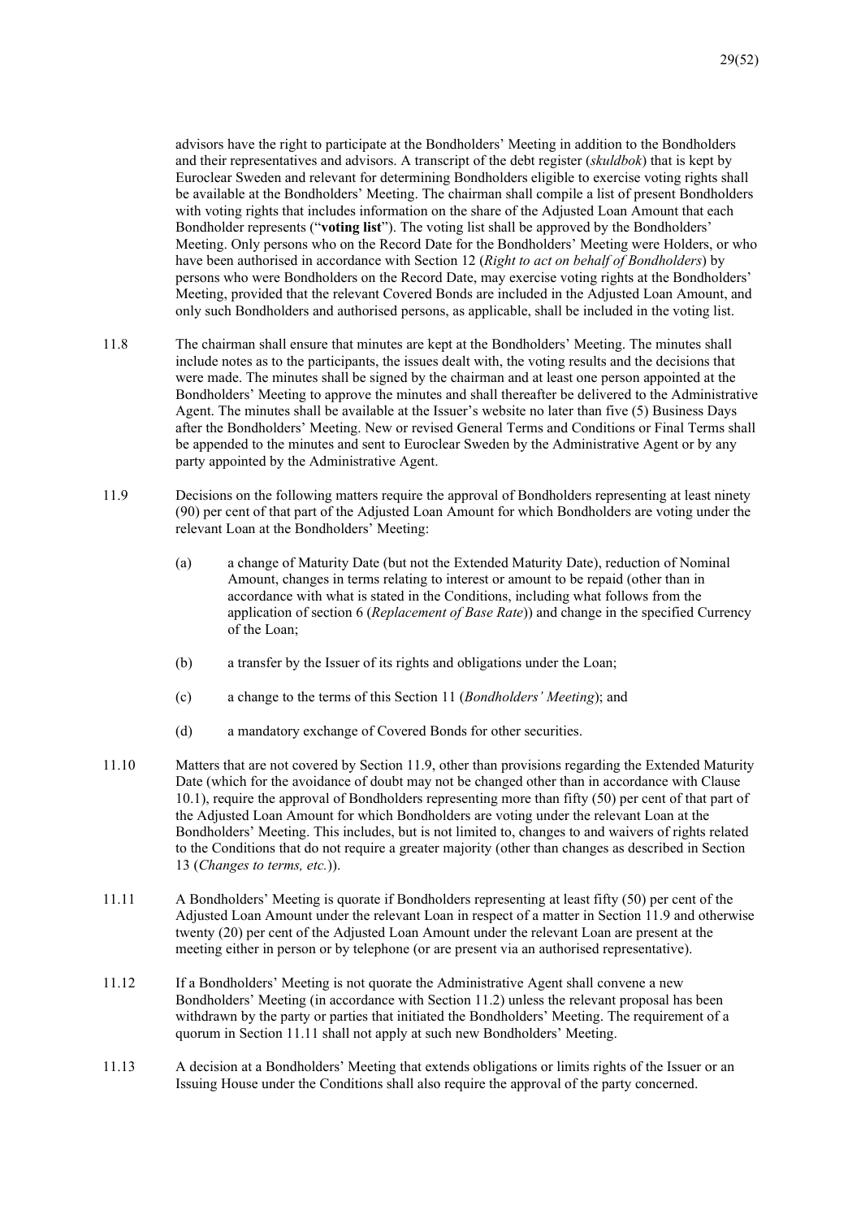advisors have the right to participate at the Bondholders' Meeting in addition to the Bondholders and their representatives and advisors. A transcript of the debt register (*skuldbok*) that is kept by Euroclear Sweden and relevant for determining Bondholders eligible to exercise voting rights shall be available at the Bondholders' Meeting. The chairman shall compile a list of present Bondholders with voting rights that includes information on the share of the Adjusted Loan Amount that each Bondholder represents ("**voting list**"). The voting list shall be approved by the Bondholders' Meeting. Only persons who on the Record Date for the Bondholders' Meeting were Holders, or who have been authorised in accordance with Section 12 (*Right to act on behalf of Bondholders*) by persons who were Bondholders on the Record Date, may exercise voting rights at the Bondholders' Meeting, provided that the relevant Covered Bonds are included in the Adjusted Loan Amount, and only such Bondholders and authorised persons, as applicable, shall be included in the voting list.

11.8 The chairman shall ensure that minutes are kept at the Bondholders' Meeting. The minutes shall include notes as to the participants, the issues dealt with, the voting results and the decisions that were made. The minutes shall be signed by the chairman and at least one person appointed at the Bondholders' Meeting to approve the minutes and shall thereafter be delivered to the Administrative Agent. The minutes shall be available at the Issuer's website no later than five (5) Business Days after the Bondholders' Meeting. New or revised General Terms and Conditions or Final Terms shall be appended to the minutes and sent to Euroclear Sweden by the Administrative Agent or by any party appointed by the Administrative Agent.

11.9 Decisions on the following matters require the approval of Bondholders representing at least ninety (90) per cent of that part of the Adjusted Loan Amount for which Bondholders are voting under the relevant Loan at the Bondholders' Meeting:

(a) a change of Maturity Date (but not the Extended Maturity Date), reduction of Nominal Amount, changes in terms relating to interest or amount to be repaid (other than in accordance with what is stated in the Conditions, including what follows from the application of section 6 (*Replacement of Base Rate*)) and change in the specified Currency of the Loan;

(b) a transfer by the Issuer of its rights and obligations under the Loan;

(c) a change to the terms of this Section 11 (*Bondholders' Meeting*); and

(d) a mandatory exchange of Covered Bonds for other securities.

11.10 Matters that are not covered by Section 11.9, other than provisions regarding the Extended Maturity Date (which for the avoidance of doubt may not be changed other than in accordance with Clause 10.1), require the approval of Bondholders representing more than fifty (50) per cent of that part of the Adjusted Loan Amount for which Bondholders are voting under the relevant Loan at the Bondholders' Meeting. This includes, but is not limited to, changes to and waivers of rights related to the Conditions that do not require a greater majority (other than changes as described in Section 13 (*Changes to terms, etc.*)).

11.11 A Bondholders' Meeting is quorate if Bondholders representing at least fifty (50) per cent of the Adjusted Loan Amount under the relevant Loan in respect of a matter in Section 11.9 and otherwise twenty (20) per cent of the Adjusted Loan Amount under the relevant Loan are present at the meeting either in person or by telephone (or are present via an authorised representative).

11.12 If a Bondholders' Meeting is not quorate the Administrative Agent shall convene a new Bondholders' Meeting (in accordance with Section 11.2) unless the relevant proposal has been withdrawn by the party or parties that initiated the Bondholders' Meeting. The requirement of a quorum in Section 11.11 shall not apply at such new Bondholders' Meeting.

11.13 A decision at a Bondholders' Meeting that extends obligations or limits rights of the Issuer or an Issuing House under the Conditions shall also require the approval of the party concerned.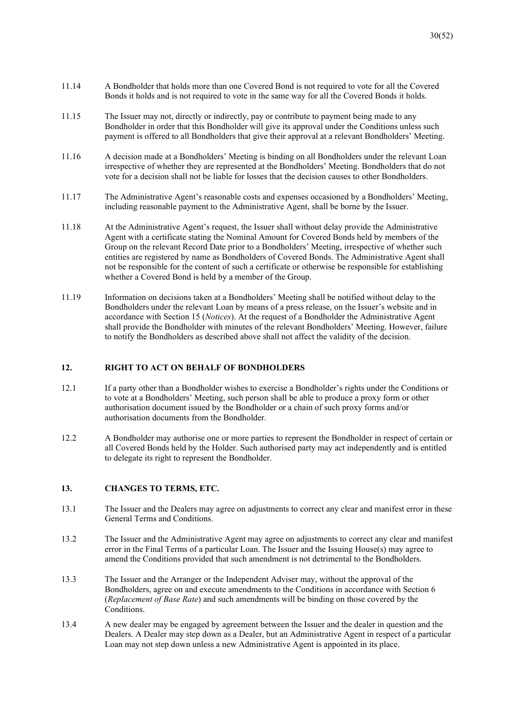11.14 A Bondholder that holds more than one Covered Bond is not required to vote for all the Covered Bonds it holds and is not required to vote in the same way for all the Covered Bonds it holds.

11.15 The Issuer may not, directly or indirectly, pay or contribute to payment being made to any Bondholder in order that this Bondholder will give its approval under the Conditions unless such payment is offered to all Bondholders that give their approval at a relevant Bondholders' Meeting.

11.16 A decision made at a Bondholders' Meeting is binding on all Bondholders under the relevant Loan irrespective of whether they are represented at the Bondholders' Meeting. Bondholders that do not vote for a decision shall not be liable for losses that the decision causes to other Bondholders.

11.17 The Administrative Agent's reasonable costs and expenses occasioned by a Bondholders' Meeting, including reasonable payment to the Administrative Agent, shall be borne by the Issuer.

11.18 At the Administrative Agent's request, the Issuer shall without delay provide the Administrative Agent with a certificate stating the Nominal Amount for Covered Bonds held by members of the Group on the relevant Record Date prior to a Bondholders' Meeting, irrespective of whether such entities are registered by name as Bondholders of Covered Bonds. The Administrative Agent shall not be responsible for the content of such a certificate or otherwise be responsible for establishing whether a Covered Bond is held by a member of the Group.

11.19 Information on decisions taken at a Bondholders' Meeting shall be notified without delay to the Bondholders under the relevant Loan by means of a press release, on the Issuer's website and in accordance with Section 15 (*Notices*). At the request of a Bondholder the Administrative Agent shall provide the Bondholder with minutes of the relevant Bondholders' Meeting. However, failure to notify the Bondholders as described above shall not affect the validity of the decision.

## 12. RIGHT TO ACT ON BEHALF OF BONDHOLDERS

12.1 If a party other than a Bondholder wishes to exercise a Bondholder's rights under the Conditions or to vote at a Bondholders' Meeting, such person shall be able to produce a proxy form or other authorisation document issued by the Bondholder or a chain of such proxy forms and/or authorisation documents from the Bondholder.

12.2 A Bondholder may authorise one or more parties to represent the Bondholder in respect of certain or all Covered Bonds held by the Holder. Such authorised party may act independently and is entitled to delegate its right to represent the Bondholder.

## 13. CHANGES TO TERMS, ETC.

13.1 The Issuer and the Dealers may agree on adjustments to correct any clear and manifest error in these General Terms and Conditions.

13.2 The Issuer and the Administrative Agent may agree on adjustments to correct any clear and manifest error in the Final Terms of a particular Loan. The Issuer and the Issuing House(s) may agree to amend the Conditions provided that such amendment is not detrimental to the Bondholders.

13.3 The Issuer and the Arranger or the Independent Adviser may, without the approval of the Bondholders, agree on and execute amendments to the Conditions in accordance with Section 6 (*Replacement of Base Rate*) and such amendments will be binding on those covered by the Conditions.

13.4 A new dealer may be engaged by agreement between the Issuer and the dealer in question and the Dealers. A Dealer may step down as a Dealer, but an Administrative Agent in respect of a particular Loan may not step down unless a new Administrative Agent is appointed in its place.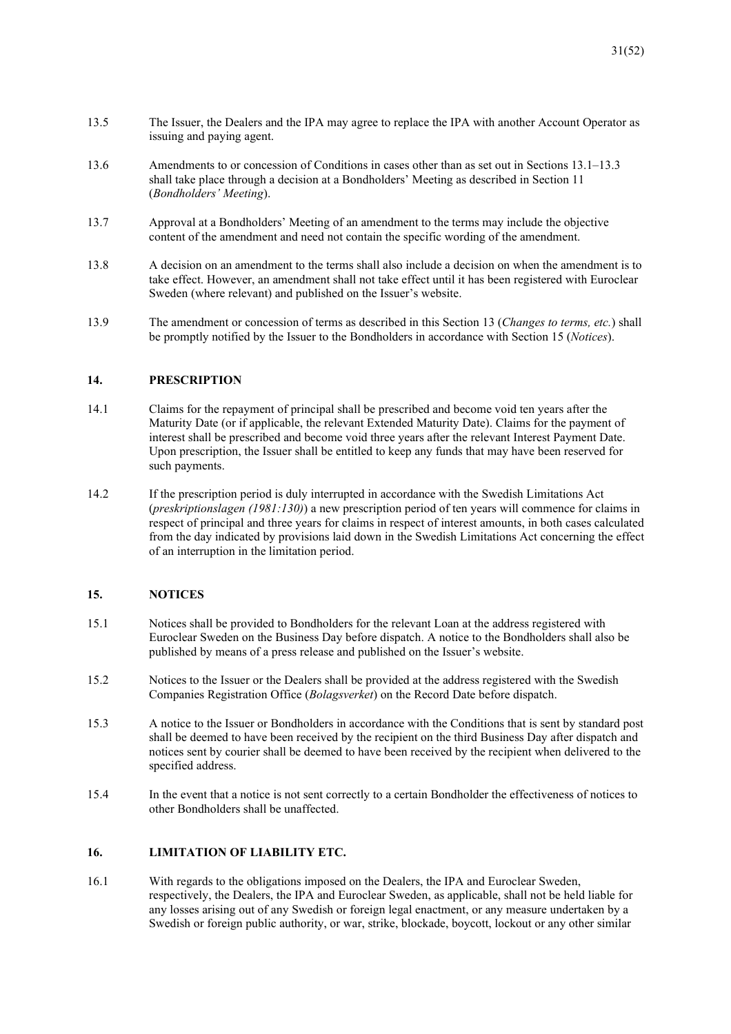13.5 The Issuer, the Dealers and the IPA may agree to replace the IPA with another Account Operator as issuing and paying agent.

13.6 Amendments to or concession of Conditions in cases other than as set out in Sections 13.1–13.3 shall take place through a decision at a Bondholders' Meeting as described in Section 11 (*Bondholders' Meeting*).

13.7 Approval at a Bondholders' Meeting of an amendment to the terms may include the objective content of the amendment and need not contain the specific wording of the amendment.

13.8 A decision on an amendment to the terms shall also include a decision on when the amendment is to take effect. However, an amendment shall not take effect until it has been registered with Euroclear Sweden (where relevant) and published on the Issuer's website.

13.9 The amendment or concession of terms as described in this Section 13 (*Changes to terms, etc.*) shall be promptly notified by the Issuer to the Bondholders in accordance with Section 15 (*Notices*).

## 14. PRESCRIPTION

14.1 Claims for the repayment of principal shall be prescribed and become void ten years after the Maturity Date (or if applicable, the relevant Extended Maturity Date). Claims for the payment of interest shall be prescribed and become void three years after the relevant Interest Payment Date. Upon prescription, the Issuer shall be entitled to keep any funds that may have been reserved for such payments.

14.2 If the prescription period is duly interrupted in accordance with the Swedish Limitations Act (*preskriptionslagen (1981:130)*) a new prescription period of ten years will commence for claims in respect of principal and three years for claims in respect of interest amounts, in both cases calculated from the day indicated by provisions laid down in the Swedish Limitations Act concerning the effect of an interruption in the limitation period.

## 15. NOTICES

15.1 Notices shall be provided to Bondholders for the relevant Loan at the address registered with Euroclear Sweden on the Business Day before dispatch. A notice to the Bondholders shall also be published by means of a press release and published on the Issuer's website.

15.2 Notices to the Issuer or the Dealers shall be provided at the address registered with the Swedish Companies Registration Office (*Bolagsverket*) on the Record Date before dispatch.

15.3 A notice to the Issuer or Bondholders in accordance with the Conditions that is sent by standard post shall be deemed to have been received by the recipient on the third Business Day after dispatch and notices sent by courier shall be deemed to have been received by the recipient when delivered to the specified address.

15.4 In the event that a notice is not sent correctly to a certain Bondholder the effectiveness of notices to other Bondholders shall be unaffected.

## 16. LIMITATION OF LIABILITY ETC.

16.1 With regards to the obligations imposed on the Dealers, the IPA and Euroclear Sweden, respectively, the Dealers, the IPA and Euroclear Sweden, as applicable, shall not be held liable for any losses arising out of any Swedish or foreign legal enactment, or any measure undertaken by a Swedish or foreign public authority, or war, strike, blockade, boycott, lockout or any other similar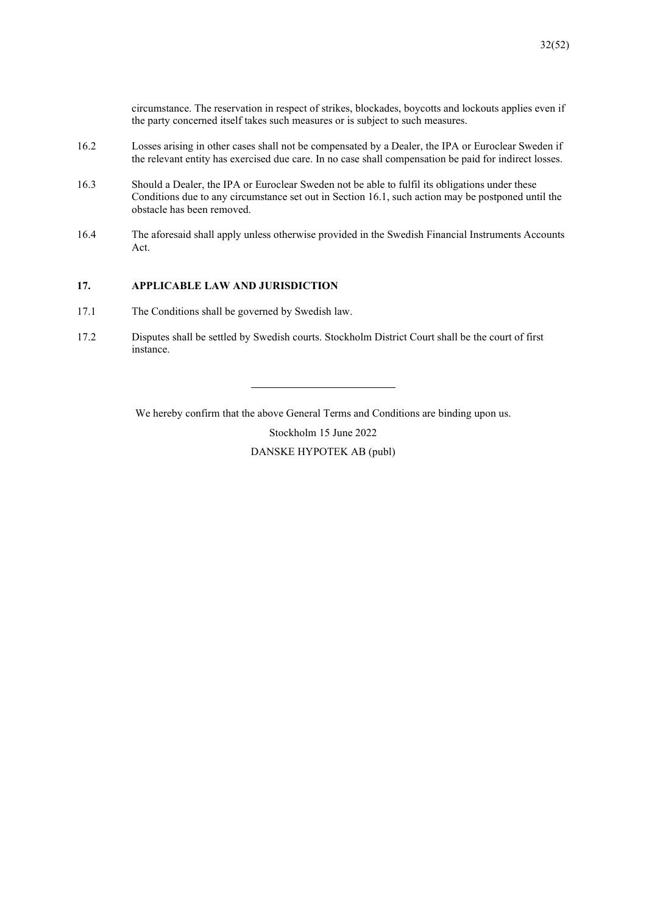circumstance. The reservation in respect of strikes, blockades, boycotts and lockouts applies even if the party concerned itself takes such measures or is subject to such measures.

16.2 Losses arising in other cases shall not be compensated by a Dealer, the IPA or Euroclear Sweden if the relevant entity has exercised due care. In no case shall compensation be paid for indirect losses.

16.3 Should a Dealer, the IPA or Euroclear Sweden not be able to fulfil its obligations under these Conditions due to any circumstance set out in Section 16.1, such action may be postponed until the obstacle has been removed.

16.4 The aforesaid shall apply unless otherwise provided in the Swedish Financial Instruments Accounts Act.

## 17. APPLICABLE LAW AND JURISDICTION

17.1 The Conditions shall be governed by Swedish law.

17.2 Disputes shall be settled by Swedish courts. Stockholm District Court shall be the court of first instance.

---

We hereby confirm that the above General Terms and Conditions are binding upon us.

Stockholm 15 June 2022

DANSKE HYPOTEK AB (publ)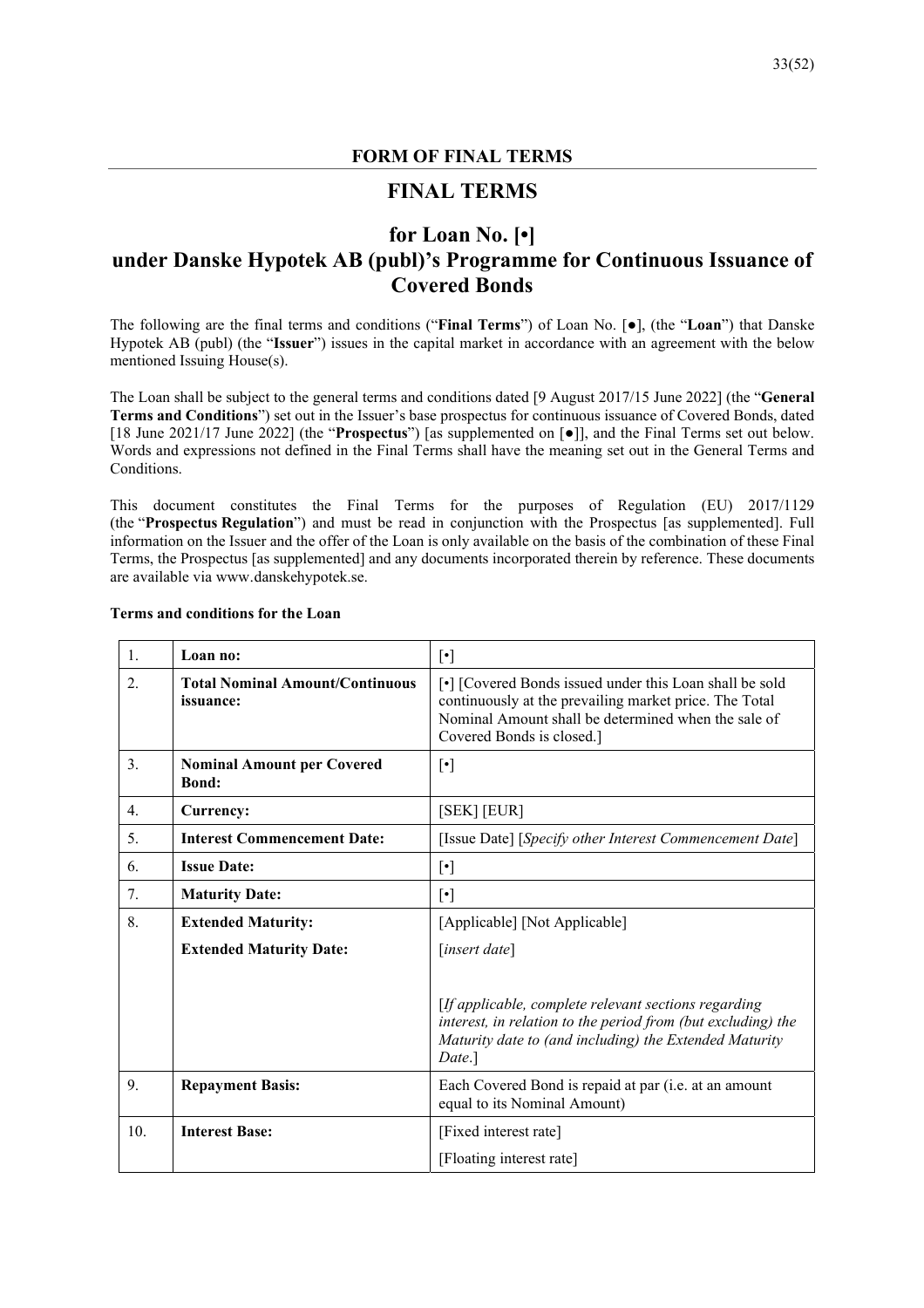## FORM OF FINAL TERMS

# FINAL TERMS

## for Loan No. [•] under Danske Hypotek AB (publ)'s Programme for Continuous Issuance of Covered Bonds

The following are the final terms and conditions ("**Final Terms**") of Loan No. [●], (the "**Loan**") that Danske Hypotek AB (publ) (the "**Issuer**") issues in the capital market in accordance with an agreement with the below mentioned Issuing House(s).

The Loan shall be subject to the general terms and conditions dated [9 August 2017/15 June 2022] (the "**General Terms and Conditions**") set out in the Issuer's base prospectus for continuous issuance of Covered Bonds, dated [18 June 2021/17 June 2022] (the "**Prospectus**") [as supplemented on [●]], and the Final Terms set out below. Words and expressions not defined in the Final Terms shall have the meaning set out in the General Terms and Conditions.

This document constitutes the Final Terms for the purposes of Regulation (EU) 2017/1129 (the "**Prospectus Regulation**") and must be read in conjunction with the Prospectus [as supplemented]. Full information on the Issuer and the offer of the Loan is only available on the basis of the combination of these Final Terms, the Prospectus [as supplemented] and any documents incorporated therein by reference. These documents are available via www.danskehypotek.se.

**Terms and conditions for the Loan**

| | | |
|---|---|---|
| 1. | **Loan no:** | [•] |
| 2. | **Total Nominal Amount/Continuous issuance:** | [•] [Covered Bonds issued under this Loan shall be sold continuously at the prevailing market price. The Total Nominal Amount shall be determined when the sale of Covered Bonds is closed.] |
| 3. | **Nominal Amount per Covered Bond:** | [•] |
| 4. | **Currency:** | [SEK] [EUR] |
| 5. | **Interest Commencement Date:** | [Issue Date] [*Specify other Interest Commencement Date*] |
| 6. | **Issue Date:** | [•] |
| 7. | **Maturity Date:** | [•] |
| 8. | **Extended Maturity:**<br>**Extended Maturity Date:** | [Applicable] [Not Applicable]<br>[*insert date*]<br><br>[*If applicable, complete relevant sections regarding interest, in relation to the period from (but excluding) the Maturity date to (and including) the Extended Maturity Date.*] |
| 9. | **Repayment Basis:** | Each Covered Bond is repaid at par (i.e. at an amount equal to its Nominal Amount) |
| 10. | **Interest Base:** | [Fixed interest rate]<br>[Floating interest rate] |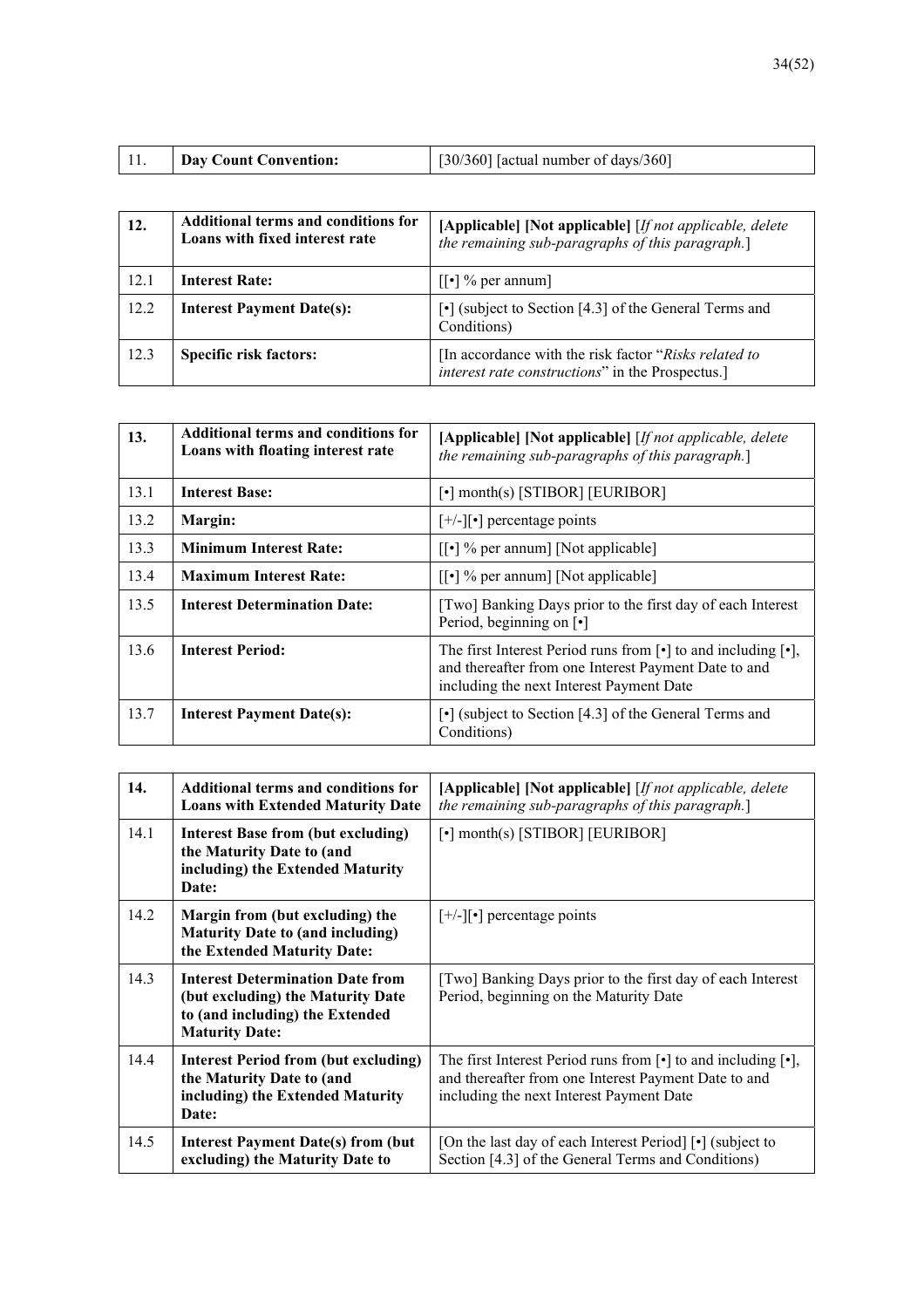| 11. | **Day Count Convention:** | [30/360] [actual number of days/360] |
|---|---|---|

| **12.** | **Additional terms and conditions for Loans with fixed interest rate** | **[Applicable] [Not applicable]** [*If not applicable, delete the remaining sub-paragraphs of this paragraph.*] |
|---|---|---|
| 12.1 | **Interest Rate:** | [[•] % per annum] |
| 12.2 | **Interest Payment Date(s):** | [•] (subject to Section [4.3] of the General Terms and Conditions) |
| 12.3 | **Specific risk factors:** | [In accordance with the risk factor "*Risks related to interest rate constructions*" in the Prospectus.] |

| **13.** | **Additional terms and conditions for Loans with floating interest rate** | **[Applicable] [Not applicable]** [*If not applicable, delete the remaining sub-paragraphs of this paragraph.*] |
|---|---|---|
| 13.1 | **Interest Base:** | [•] month(s) [STIBOR] [EURIBOR] |
| 13.2 | **Margin:** | [+/-][•] percentage points |
| 13.3 | **Minimum Interest Rate:** | [[•] % per annum] [Not applicable] |
| 13.4 | **Maximum Interest Rate:** | [[•] % per annum] [Not applicable] |
| 13.5 | **Interest Determination Date:** | [Two] Banking Days prior to the first day of each Interest Period, beginning on [•] |
| 13.6 | **Interest Period:** | The first Interest Period runs from [•] to and including [•], and thereafter from one Interest Payment Date to and including the next Interest Payment Date |
| 13.7 | **Interest Payment Date(s):** | [•] (subject to Section [4.3] of the General Terms and Conditions) |

| **14.** | **Additional terms and conditions for Loans with Extended Maturity Date** | **[Applicable] [Not applicable]** [*If not applicable, delete the remaining sub-paragraphs of this paragraph.*] |
|---|---|---|
| 14.1 | **Interest Base from (but excluding) the Maturity Date to (and including) the Extended Maturity Date:** | [•] month(s) [STIBOR] [EURIBOR] |
| 14.2 | **Margin from (but excluding) the Maturity Date to (and including) the Extended Maturity Date:** | [+/-][•] percentage points |
| 14.3 | **Interest Determination Date from (but excluding) the Maturity Date to (and including) the Extended Maturity Date:** | [Two] Banking Days prior to the first day of each Interest Period, beginning on the Maturity Date |
| 14.4 | **Interest Period from (but excluding) the Maturity Date to (and including) the Extended Maturity Date:** | The first Interest Period runs from [•] to and including [•], and thereafter from one Interest Payment Date to and including the next Interest Payment Date |
| 14.5 | **Interest Payment Date(s) from (but excluding) the Maturity Date to** | [On the last day of each Interest Period] [•] (subject to Section [4.3] of the General Terms and Conditions) |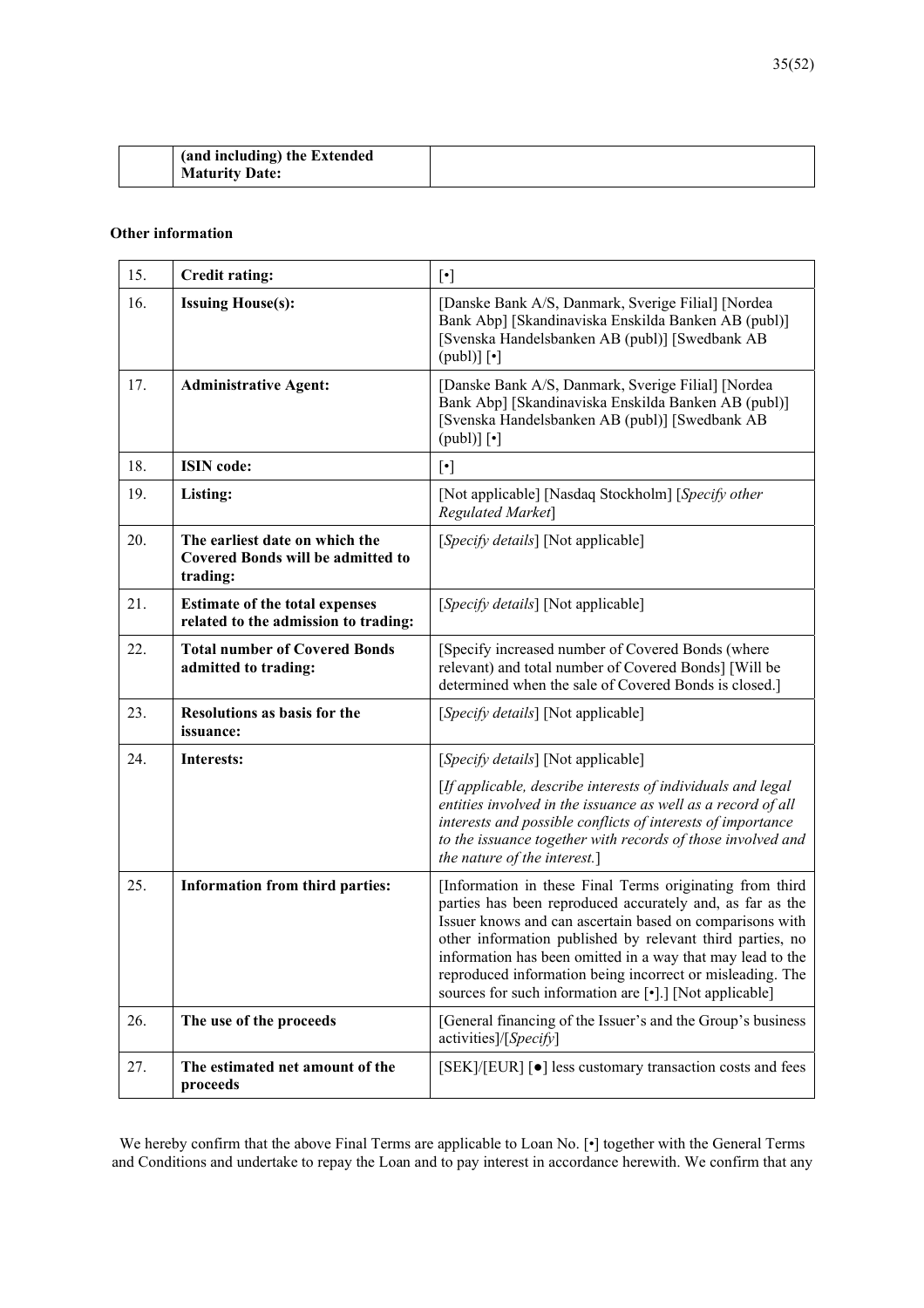|  | (and including) the Extended Maturity Date: |  |
|---|---|---|

**Other information**

| 15. | **Credit rating:** | [•] |
|---|---|---|
| 16. | **Issuing House(s):** | [Danske Bank A/S, Danmark, Sverige Filial] [Nordea Bank Abp] [Skandinaviska Enskilda Banken AB (publ)] [Svenska Handelsbanken AB (publ)] [Swedbank AB (publ)] [•] |
| 17. | **Administrative Agent:** | [Danske Bank A/S, Danmark, Sverige Filial] [Nordea Bank Abp] [Skandinaviska Enskilda Banken AB (publ)] [Svenska Handelsbanken AB (publ)] [Swedbank AB (publ)] [•] |
| 18. | **ISIN code:** | [•] |
| 19. | **Listing:** | [Not applicable] [Nasdaq Stockholm] [*Specify other Regulated Market*] |
| 20. | **The earliest date on which the Covered Bonds will be admitted to trading:** | [*Specify details*] [Not applicable] |
| 21. | **Estimate of the total expenses related to the admission to trading:** | [*Specify details*] [Not applicable] |
| 22. | **Total number of Covered Bonds admitted to trading:** | [Specify increased number of Covered Bonds (where relevant) and total number of Covered Bonds] [Will be determined when the sale of Covered Bonds is closed.] |
| 23. | **Resolutions as basis for the issuance:** | [*Specify details*] [Not applicable] |
| 24. | **Interests:** | [*Specify details*] [Not applicable]<br><br>[*If applicable, describe interests of individuals and legal entities involved in the issuance as well as a record of all interests and possible conflicts of interests of importance to the issuance together with records of those involved and the nature of the interest.*] |
| 25. | **Information from third parties:** | [Information in these Final Terms originating from third parties has been reproduced accurately and, as far as the Issuer knows and can ascertain based on comparisons with other information published by relevant third parties, no information has been omitted in a way that may lead to the reproduced information being incorrect or misleading. The sources for such information are [•].] [Not applicable] |
| 26. | **The use of the proceeds** | [General financing of the Issuer's and the Group's business activities]/[*Specify*] |
| 27. | **The estimated net amount of the proceeds** | [SEK]/[EUR] [●] less customary transaction costs and fees |

We hereby confirm that the above Final Terms are applicable to Loan No. [•] together with the General Terms and Conditions and undertake to repay the Loan and to pay interest in accordance herewith. We confirm that any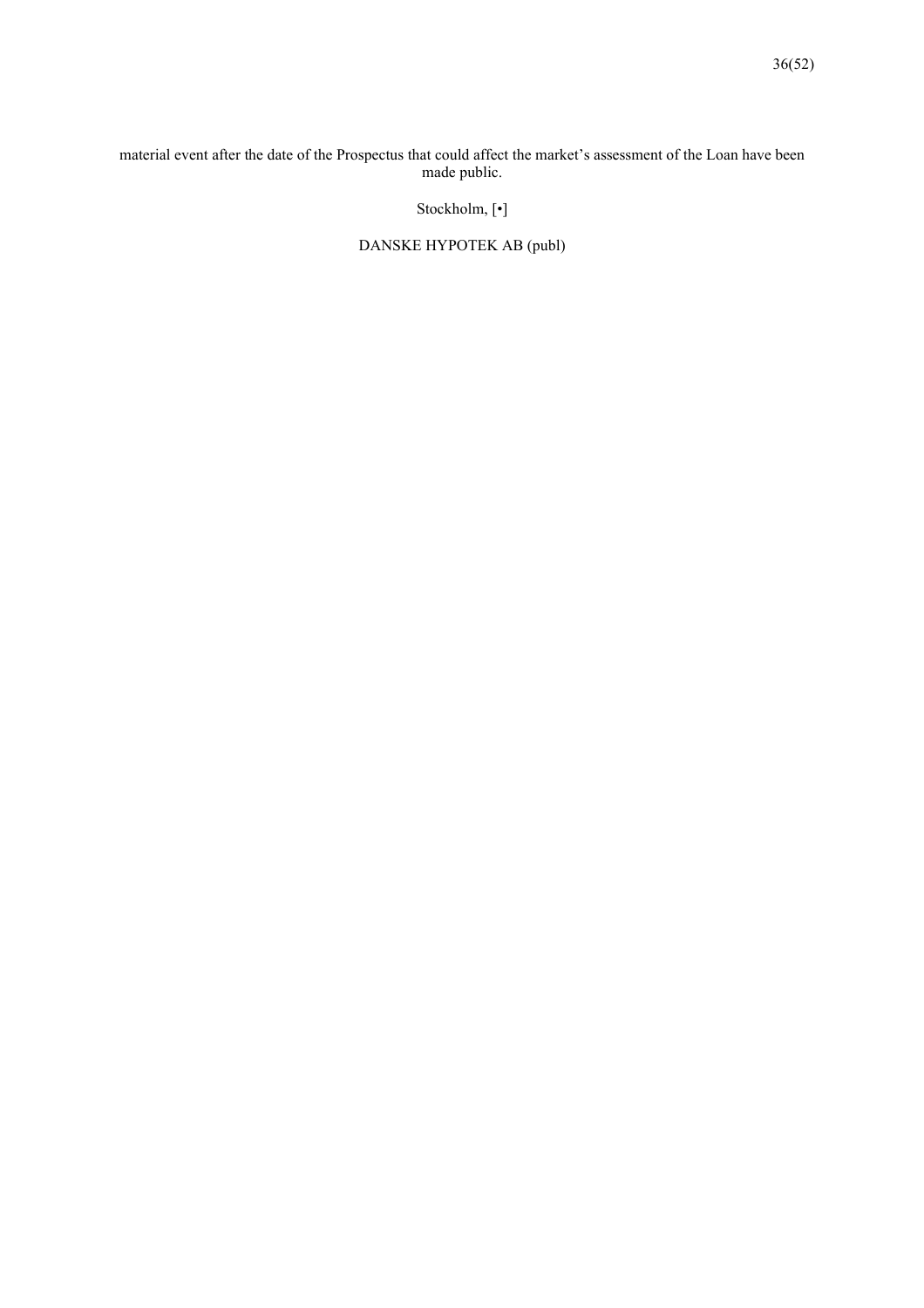material event after the date of the Prospectus that could affect the market's assessment of the Loan have been made public.

Stockholm, [•]

DANSKE HYPOTEK AB (publ)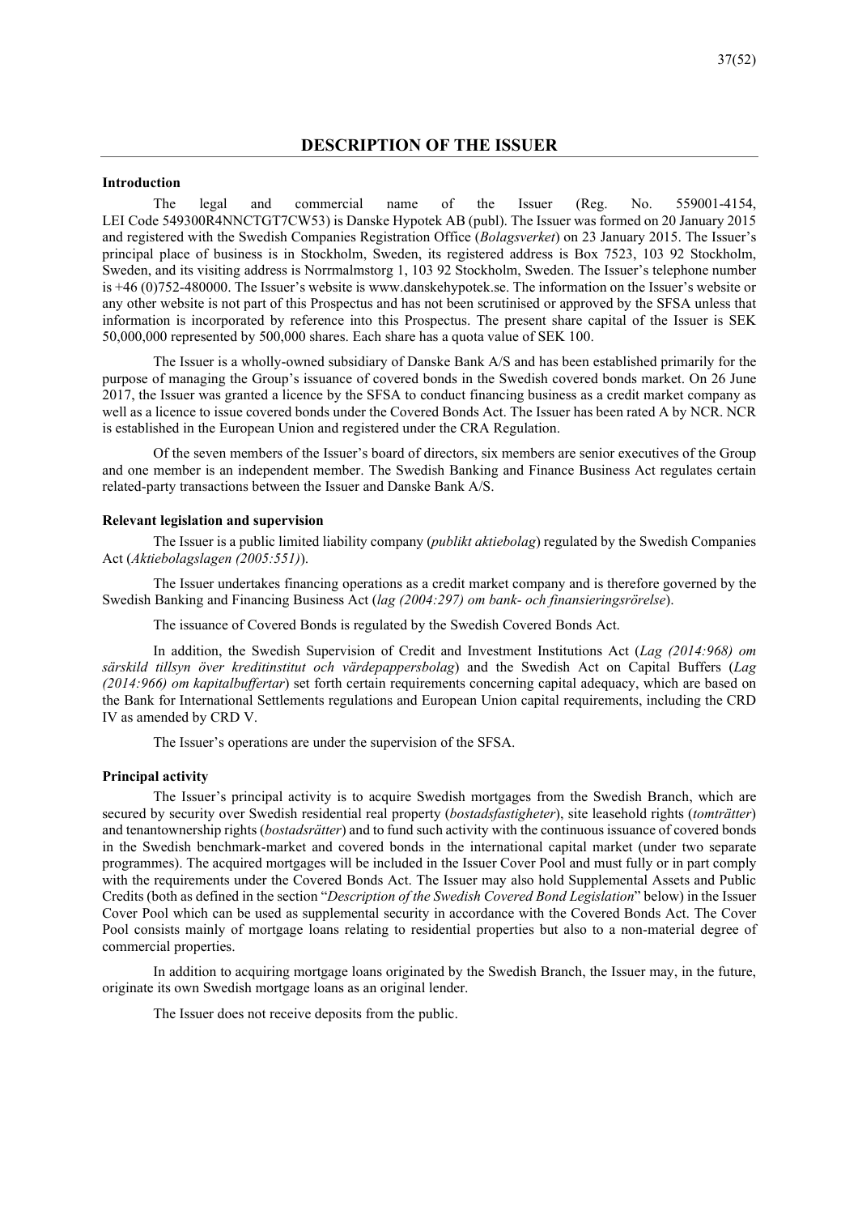## DESCRIPTION OF THE ISSUER

### Introduction

The legal and commercial name of the Issuer (Reg. No. 559001-4154, LEI Code 549300R4NNCTGT7CW53) is Danske Hypotek AB (publ). The Issuer was formed on 20 January 2015 and registered with the Swedish Companies Registration Office (*Bolagsverket*) on 23 January 2015. The Issuer's principal place of business is in Stockholm, Sweden, its registered address is Box 7523, 103 92 Stockholm, Sweden, and its visiting address is Norrmalmstorg 1, 103 92 Stockholm, Sweden. The Issuer's telephone number is +46 (0)752-480000. The Issuer's website is www.danskehypotek.se. The information on the Issuer's website or any other website is not part of this Prospectus and has not been scrutinised or approved by the SFSA unless that information is incorporated by reference into this Prospectus. The present share capital of the Issuer is SEK 50,000,000 represented by 500,000 shares. Each share has a quota value of SEK 100.

The Issuer is a wholly-owned subsidiary of Danske Bank A/S and has been established primarily for the purpose of managing the Group's issuance of covered bonds in the Swedish covered bonds market. On 26 June 2017, the Issuer was granted a licence by the SFSA to conduct financing business as a credit market company as well as a licence to issue covered bonds under the Covered Bonds Act. The Issuer has been rated A by NCR. NCR is established in the European Union and registered under the CRA Regulation.

Of the seven members of the Issuer's board of directors, six members are senior executives of the Group and one member is an independent member. The Swedish Banking and Finance Business Act regulates certain related-party transactions between the Issuer and Danske Bank A/S.

### Relevant legislation and supervision

The Issuer is a public limited liability company (*publikt aktiebolag*) regulated by the Swedish Companies Act (*Aktiebolagslagen (2005:551)*).

The Issuer undertakes financing operations as a credit market company and is therefore governed by the Swedish Banking and Financing Business Act (*lag (2004:297) om bank- och finansieringsrörelse*).

The issuance of Covered Bonds is regulated by the Swedish Covered Bonds Act.

In addition, the Swedish Supervision of Credit and Investment Institutions Act (*Lag (2014:968) om särskild tillsyn över kreditinstitut och värdepappersbolag*) and the Swedish Act on Capital Buffers (*Lag (2014:966) om kapitalbuffertar*) set forth certain requirements concerning capital adequacy, which are based on the Bank for International Settlements regulations and European Union capital requirements, including the CRD IV as amended by CRD V.

The Issuer's operations are under the supervision of the SFSA.

### Principal activity

The Issuer's principal activity is to acquire Swedish mortgages from the Swedish Branch, which are secured by security over Swedish residential real property (*bostadsfastigheter*), site leasehold rights (*tomträtter*) and tenantownership rights (*bostadsrätter*) and to fund such activity with the continuous issuance of covered bonds in the Swedish benchmark-market and covered bonds in the international capital market (under two separate programmes). The acquired mortgages will be included in the Issuer Cover Pool and must fully or in part comply with the requirements under the Covered Bonds Act. The Issuer may also hold Supplemental Assets and Public Credits (both as defined in the section "*Description of the Swedish Covered Bond Legislation*" below) in the Issuer Cover Pool which can be used as supplemental security in accordance with the Covered Bonds Act. The Cover Pool consists mainly of mortgage loans relating to residential properties but also to a non-material degree of commercial properties.

In addition to acquiring mortgage loans originated by the Swedish Branch, the Issuer may, in the future, originate its own Swedish mortgage loans as an original lender.

The Issuer does not receive deposits from the public.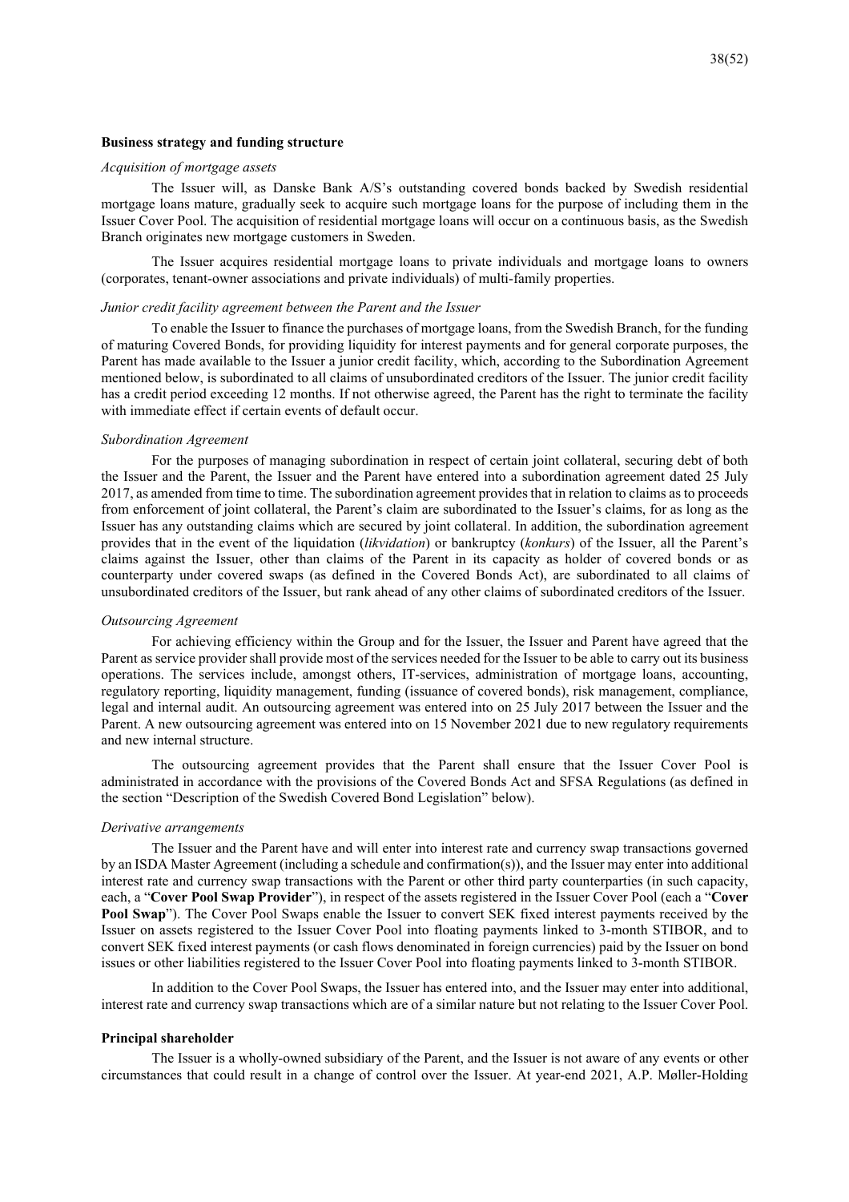**Business strategy and funding structure**

*Acquisition of mortgage assets*

The Issuer will, as Danske Bank A/S's outstanding covered bonds backed by Swedish residential mortgage loans mature, gradually seek to acquire such mortgage loans for the purpose of including them in the Issuer Cover Pool. The acquisition of residential mortgage loans will occur on a continuous basis, as the Swedish Branch originates new mortgage customers in Sweden.

The Issuer acquires residential mortgage loans to private individuals and mortgage loans to owners (corporates, tenant-owner associations and private individuals) of multi-family properties.

*Junior credit facility agreement between the Parent and the Issuer*

To enable the Issuer to finance the purchases of mortgage loans, from the Swedish Branch, for the funding of maturing Covered Bonds, for providing liquidity for interest payments and for general corporate purposes, the Parent has made available to the Issuer a junior credit facility, which, according to the Subordination Agreement mentioned below, is subordinated to all claims of unsubordinated creditors of the Issuer. The junior credit facility has a credit period exceeding 12 months. If not otherwise agreed, the Parent has the right to terminate the facility with immediate effect if certain events of default occur.

*Subordination Agreement*

For the purposes of managing subordination in respect of certain joint collateral, securing debt of both the Issuer and the Parent, the Issuer and the Parent have entered into a subordination agreement dated 25 July 2017, as amended from time to time. The subordination agreement provides that in relation to claims as to proceeds from enforcement of joint collateral, the Parent's claim are subordinated to the Issuer's claims, for as long as the Issuer has any outstanding claims which are secured by joint collateral. In addition, the subordination agreement provides that in the event of the liquidation (*likvidation*) or bankruptcy (*konkurs*) of the Issuer, all the Parent's claims against the Issuer, other than claims of the Parent in its capacity as holder of covered bonds or as counterparty under covered swaps (as defined in the Covered Bonds Act), are subordinated to all claims of unsubordinated creditors of the Issuer, but rank ahead of any other claims of subordinated creditors of the Issuer.

*Outsourcing Agreement*

For achieving efficiency within the Group and for the Issuer, the Issuer and Parent have agreed that the Parent as service provider shall provide most of the services needed for the Issuer to be able to carry out its business operations. The services include, amongst others, IT-services, administration of mortgage loans, accounting, regulatory reporting, liquidity management, funding (issuance of covered bonds), risk management, compliance, legal and internal audit. An outsourcing agreement was entered into on 25 July 2017 between the Issuer and the Parent. A new outsourcing agreement was entered into on 15 November 2021 due to new regulatory requirements and new internal structure.

The outsourcing agreement provides that the Parent shall ensure that the Issuer Cover Pool is administrated in accordance with the provisions of the Covered Bonds Act and SFSA Regulations (as defined in the section "Description of the Swedish Covered Bond Legislation" below).

*Derivative arrangements*

The Issuer and the Parent have and will enter into interest rate and currency swap transactions governed by an ISDA Master Agreement (including a schedule and confirmation(s)), and the Issuer may enter into additional interest rate and currency swap transactions with the Parent or other third party counterparties (in such capacity, each, a "**Cover Pool Swap Provider**"), in respect of the assets registered in the Issuer Cover Pool (each a "**Cover Pool Swap**"). The Cover Pool Swaps enable the Issuer to convert SEK fixed interest payments received by the Issuer on assets registered to the Issuer Cover Pool into floating payments linked to 3-month STIBOR, and to convert SEK fixed interest payments (or cash flows denominated in foreign currencies) paid by the Issuer on bond issues or other liabilities registered to the Issuer Cover Pool into floating payments linked to 3-month STIBOR.

In addition to the Cover Pool Swaps, the Issuer has entered into, and the Issuer may enter into additional, interest rate and currency swap transactions which are of a similar nature but not relating to the Issuer Cover Pool.

**Principal shareholder**

The Issuer is a wholly-owned subsidiary of the Parent, and the Issuer is not aware of any events or other circumstances that could result in a change of control over the Issuer. At year-end 2021, A.P. Møller-Holding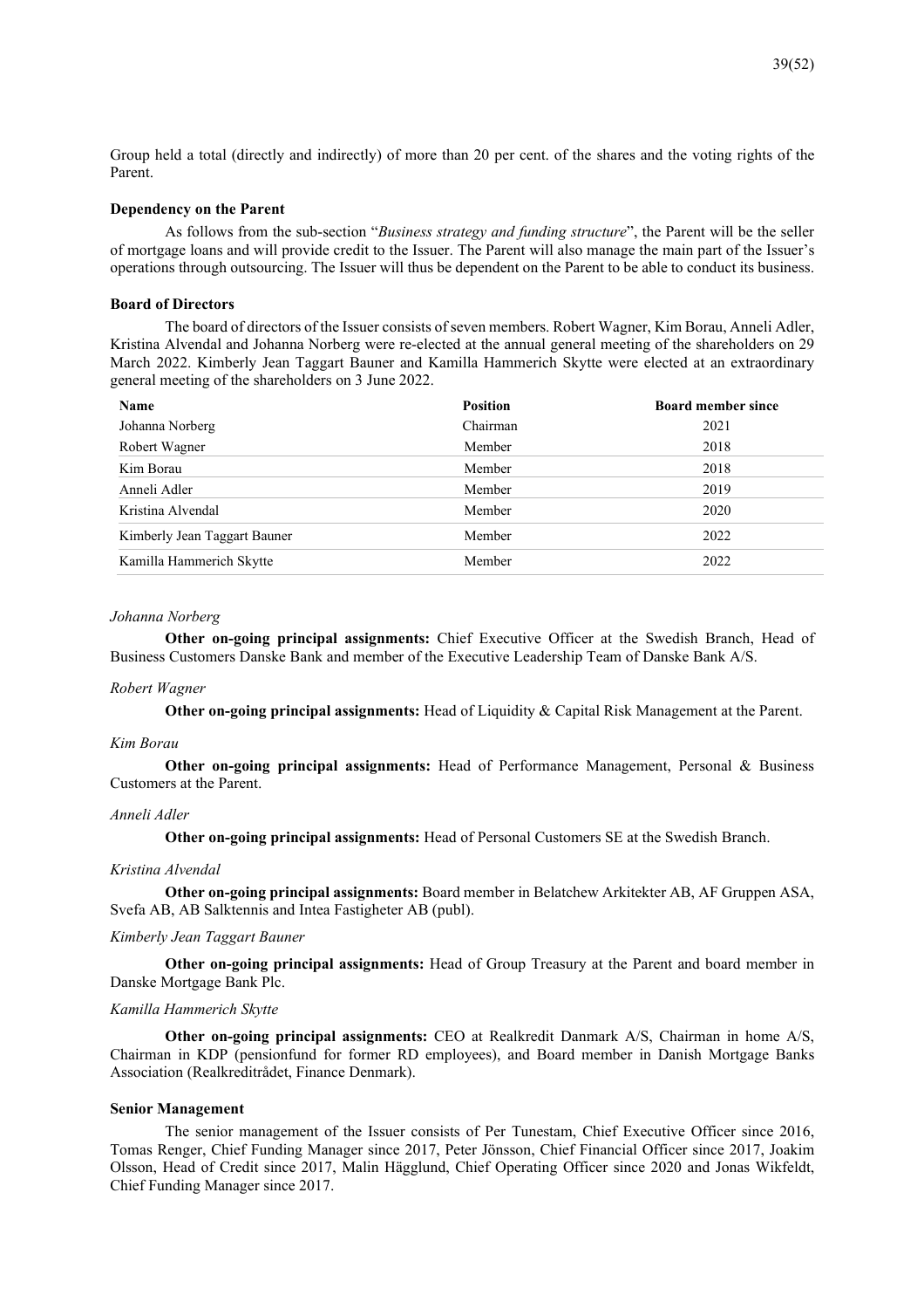Group held a total (directly and indirectly) of more than 20 per cent. of the shares and the voting rights of the Parent.

**Dependency on the Parent**

As follows from the sub-section "*Business strategy and funding structure*", the Parent will be the seller of mortgage loans and will provide credit to the Issuer. The Parent will also manage the main part of the Issuer's operations through outsourcing. The Issuer will thus be dependent on the Parent to be able to conduct its business.

**Board of Directors**

The board of directors of the Issuer consists of seven members. Robert Wagner, Kim Borau, Anneli Adler, Kristina Alvendal and Johanna Norberg were re-elected at the annual general meeting of the shareholders on 29 March 2022. Kimberly Jean Taggart Bauner and Kamilla Hammerich Skytte were elected at an extraordinary general meeting of the shareholders on 3 June 2022.

| Name | Position | Board member since |
|---|---|---|
| Johanna Norberg | Chairman | 2021 |
| Robert Wagner | Member | 2018 |
| Kim Borau | Member | 2018 |
| Anneli Adler | Member | 2019 |
| Kristina Alvendal | Member | 2020 |
| Kimberly Jean Taggart Bauner | Member | 2022 |
| Kamilla Hammerich Skytte | Member | 2022 |

*Johanna Norberg*

**Other on-going principal assignments:** Chief Executive Officer at the Swedish Branch, Head of Business Customers Danske Bank and member of the Executive Leadership Team of Danske Bank A/S.

*Robert Wagner*

**Other on-going principal assignments:** Head of Liquidity & Capital Risk Management at the Parent.

*Kim Borau*

**Other on-going principal assignments:** Head of Performance Management, Personal & Business Customers at the Parent.

*Anneli Adler*

**Other on-going principal assignments:** Head of Personal Customers SE at the Swedish Branch.

*Kristina Alvendal*

**Other on-going principal assignments:** Board member in Belatchew Arkitekter AB, AF Gruppen ASA, Svefa AB, AB Salktennis and Intea Fastigheter AB (publ).

*Kimberly Jean Taggart Bauner*

**Other on-going principal assignments:** Head of Group Treasury at the Parent and board member in Danske Mortgage Bank Plc.

*Kamilla Hammerich Skytte*

**Other on-going principal assignments:** CEO at Realkredit Danmark A/S, Chairman in home A/S, Chairman in KDP (pensionfund for former RD employees), and Board member in Danish Mortgage Banks Association (Realkreditrådet, Finance Denmark).

**Senior Management**

The senior management of the Issuer consists of Per Tunestam, Chief Executive Officer since 2016, Tomas Renger, Chief Funding Manager since 2017, Peter Jönsson, Chief Financial Officer since 2017, Joakim Olsson, Head of Credit since 2017, Malin Hägglund, Chief Operating Officer since 2020 and Jonas Wikfeldt, Chief Funding Manager since 2017.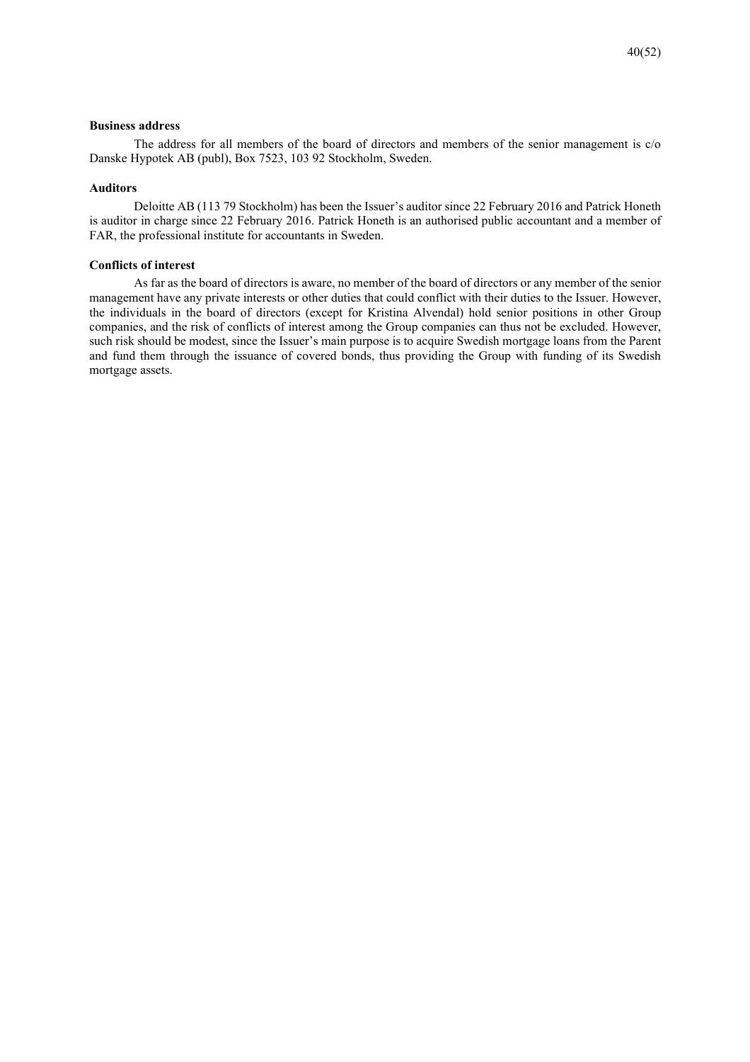**Business address**

The address for all members of the board of directors and members of the senior management is c/o Danske Hypotek AB (publ), Box 7523, 103 92 Stockholm, Sweden.

**Auditors**

Deloitte AB (113 79 Stockholm) has been the Issuer's auditor since 22 February 2016 and Patrick Honeth is auditor in charge since 22 February 2016. Patrick Honeth is an authorised public accountant and a member of FAR, the professional institute for accountants in Sweden.

**Conflicts of interest**

As far as the board of directors is aware, no member of the board of directors or any member of the senior management have any private interests or other duties that could conflict with their duties to the Issuer. However, the individuals in the board of directors (except for Kristina Alvendal) hold senior positions in other Group companies, and the risk of conflicts of interest among the Group companies can thus not be excluded. However, such risk should be modest, since the Issuer's main purpose is to acquire Swedish mortgage loans from the Parent and fund them through the issuance of covered bonds, thus providing the Group with funding of its Swedish mortgage assets.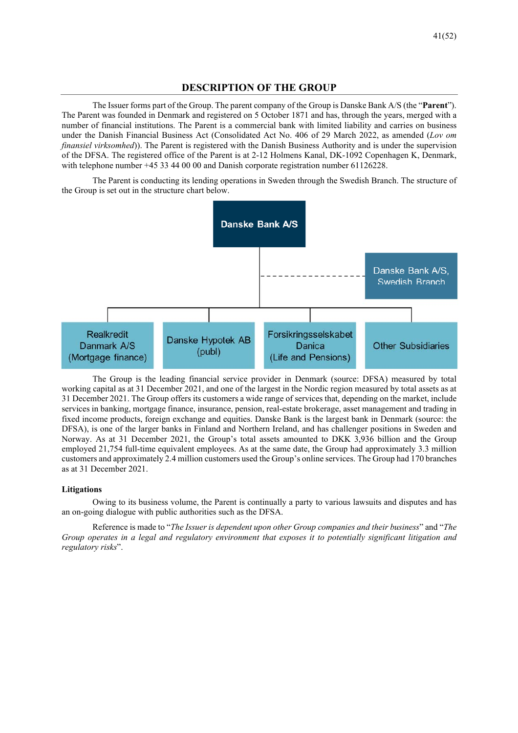## DESCRIPTION OF THE GROUP

The Issuer forms part of the Group. The parent company of the Group is Danske Bank A/S (the "**Parent**"). The Parent was founded in Denmark and registered on 5 October 1871 and has, through the years, merged with a number of financial institutions. The Parent is a commercial bank with limited liability and carries on business under the Danish Financial Business Act (Consolidated Act No. 406 of 29 March 2022, as amended (*Lov om finansiel virksomhed*)). The Parent is registered with the Danish Business Authority and is under the supervision of the DFSA. The registered office of the Parent is at 2-12 Holmens Kanal, DK-1092 Copenhagen K, Denmark, with telephone number +45 33 44 00 00 and Danish corporate registration number 61126228.

The Parent is conducting its lending operations in Sweden through the Swedish Branch. The structure of the Group is set out in the structure chart below.

Danske Bank A/S

Danske Bank A/S, Swedish Branch

Realkredit Danmark A/S (Mortgage finance) | Danske Hypotek AB (publ) | Forsikringsselskabet Danica (Life and Pensions) | Other Subsidiaries

The Group is the leading financial service provider in Denmark (source: DFSA) measured by total working capital as at 31 December 2021, and one of the largest in the Nordic region measured by total assets as at 31 December 2021. The Group offers its customers a wide range of services that, depending on the market, include services in banking, mortgage finance, insurance, pension, real-estate brokerage, asset management and trading in fixed income products, foreign exchange and equities. Danske Bank is the largest bank in Denmark (source: the DFSA), is one of the larger banks in Finland and Northern Ireland, and has challenger positions in Sweden and Norway. As at 31 December 2021, the Group's total assets amounted to DKK 3,936 billion and the Group employed 21,754 full-time equivalent employees. As at the same date, the Group had approximately 3.3 million customers and approximately 2.4 million customers used the Group's online services. The Group had 170 branches as at 31 December 2021.

### Litigations

Owing to its business volume, the Parent is continually a party to various lawsuits and disputes and has an on-going dialogue with public authorities such as the DFSA.

Reference is made to "*The Issuer is dependent upon other Group companies and their business*" and "*The Group operates in a legal and regulatory environment that exposes it to potentially significant litigation and regulatory risks*".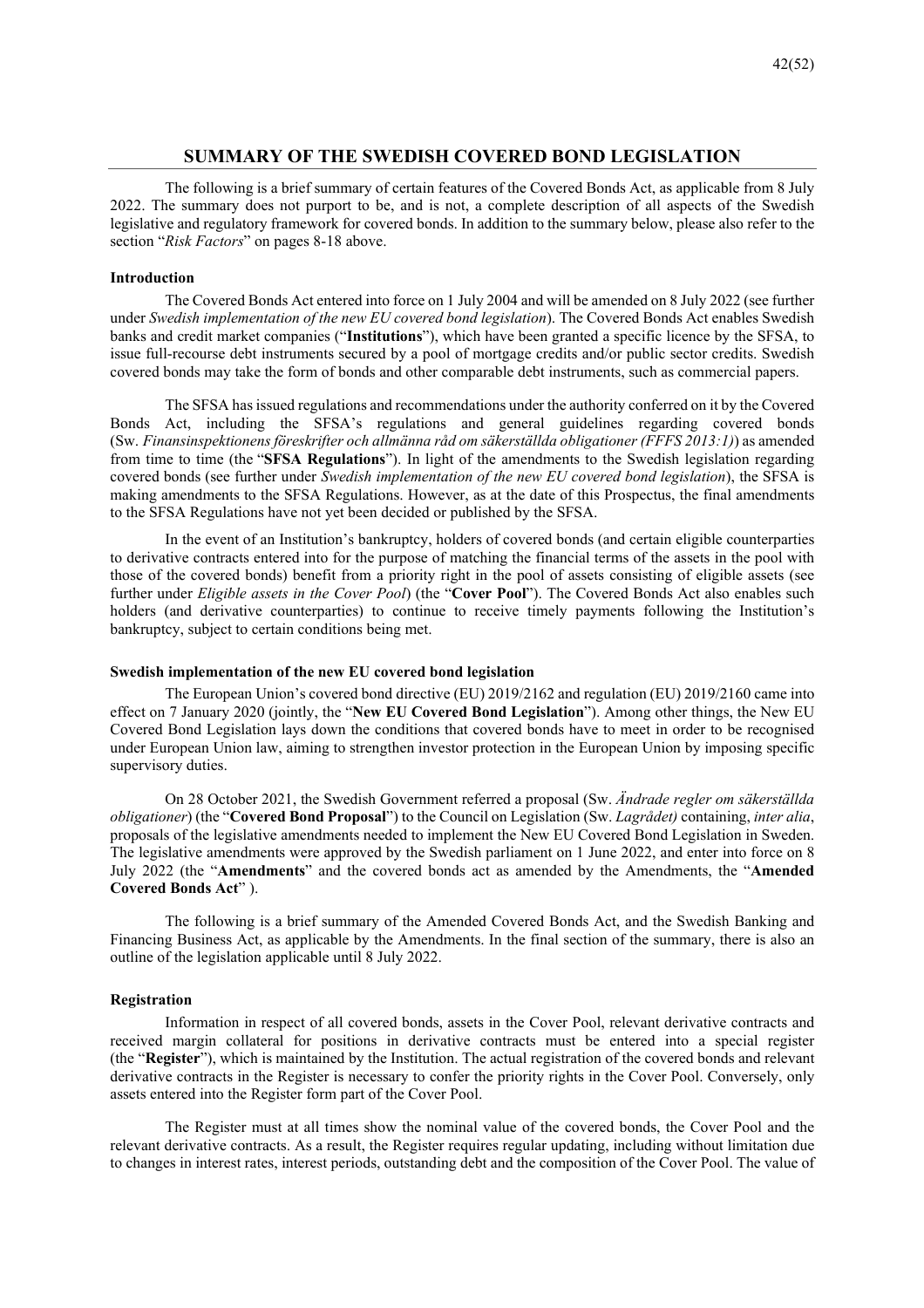## SUMMARY OF THE SWEDISH COVERED BOND LEGISLATION

The following is a brief summary of certain features of the Covered Bonds Act, as applicable from 8 July 2022. The summary does not purport to be, and is not, a complete description of all aspects of the Swedish legislative and regulatory framework for covered bonds. In addition to the summary below, please also refer to the section "*Risk Factors*" on pages 8-18 above.

### Introduction

The Covered Bonds Act entered into force on 1 July 2004 and will be amended on 8 July 2022 (see further under *Swedish implementation of the new EU covered bond legislation*). The Covered Bonds Act enables Swedish banks and credit market companies ("**Institutions**"), which have been granted a specific licence by the SFSA, to issue full-recourse debt instruments secured by a pool of mortgage credits and/or public sector credits. Swedish covered bonds may take the form of bonds and other comparable debt instruments, such as commercial papers.

The SFSA has issued regulations and recommendations under the authority conferred on it by the Covered Bonds Act, including the SFSA's regulations and general guidelines regarding covered bonds (Sw. *Finansinspektionens föreskrifter och allmänna råd om säkerställda obligationer (FFFS 2013:1)*) as amended from time to time (the "**SFSA Regulations**"). In light of the amendments to the Swedish legislation regarding covered bonds (see further under *Swedish implementation of the new EU covered bond legislation*), the SFSA is making amendments to the SFSA Regulations. However, as at the date of this Prospectus, the final amendments to the SFSA Regulations have not yet been decided or published by the SFSA.

In the event of an Institution's bankruptcy, holders of covered bonds (and certain eligible counterparties to derivative contracts entered into for the purpose of matching the financial terms of the assets in the pool with those of the covered bonds) benefit from a priority right in the pool of assets consisting of eligible assets (see further under *Eligible assets in the Cover Pool*) (the "**Cover Pool**"). The Covered Bonds Act also enables such holders (and derivative counterparties) to continue to receive timely payments following the Institution's bankruptcy, subject to certain conditions being met.

### Swedish implementation of the new EU covered bond legislation

The European Union's covered bond directive (EU) 2019/2162 and regulation (EU) 2019/2160 came into effect on 7 January 2020 (jointly, the "**New EU Covered Bond Legislation**"). Among other things, the New EU Covered Bond Legislation lays down the conditions that covered bonds have to meet in order to be recognised under European Union law, aiming to strengthen investor protection in the European Union by imposing specific supervisory duties.

On 28 October 2021, the Swedish Government referred a proposal (Sw. *Ändrade regler om säkerställda obligationer*) (the "**Covered Bond Proposal**") to the Council on Legislation (Sw. *Lagrådet)* containing, *inter alia*, proposals of the legislative amendments needed to implement the New EU Covered Bond Legislation in Sweden. The legislative amendments were approved by the Swedish parliament on 1 June 2022, and enter into force on 8 July 2022 (the "**Amendments**" and the covered bonds act as amended by the Amendments, the "**Amended Covered Bonds Act**" ).

The following is a brief summary of the Amended Covered Bonds Act, and the Swedish Banking and Financing Business Act, as applicable by the Amendments. In the final section of the summary, there is also an outline of the legislation applicable until 8 July 2022.

### Registration

Information in respect of all covered bonds, assets in the Cover Pool, relevant derivative contracts and received margin collateral for positions in derivative contracts must be entered into a special register (the "**Register**"), which is maintained by the Institution. The actual registration of the covered bonds and relevant derivative contracts in the Register is necessary to confer the priority rights in the Cover Pool. Conversely, only assets entered into the Register form part of the Cover Pool.

The Register must at all times show the nominal value of the covered bonds, the Cover Pool and the relevant derivative contracts. As a result, the Register requires regular updating, including without limitation due to changes in interest rates, interest periods, outstanding debt and the composition of the Cover Pool. The value of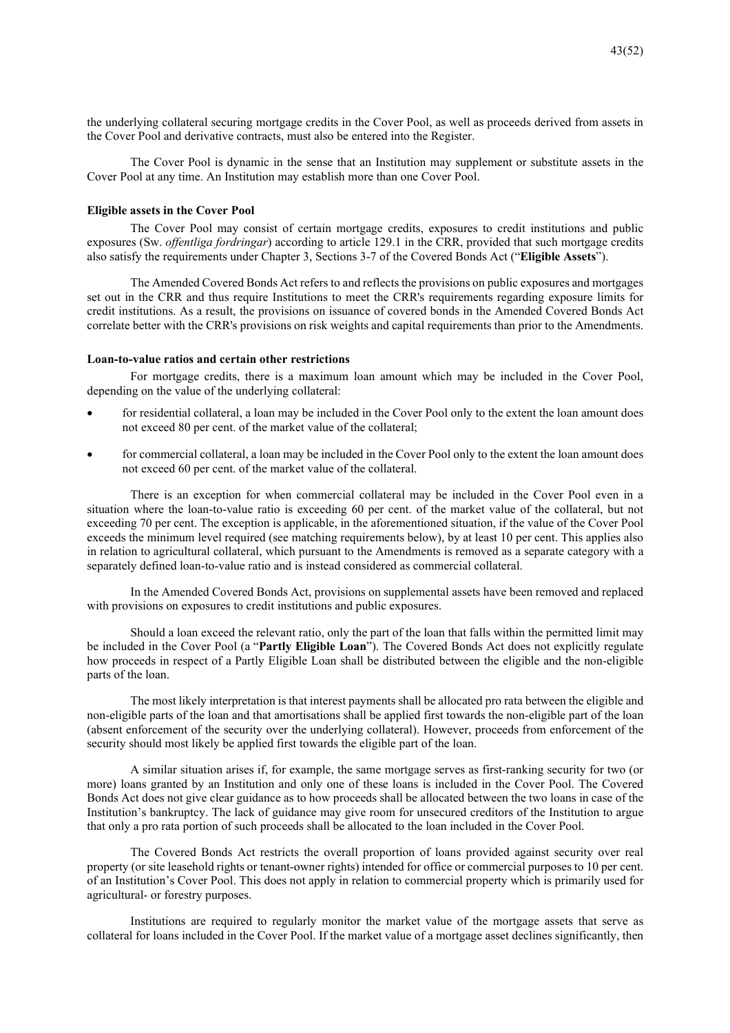the underlying collateral securing mortgage credits in the Cover Pool, as well as proceeds derived from assets in the Cover Pool and derivative contracts, must also be entered into the Register.

The Cover Pool is dynamic in the sense that an Institution may supplement or substitute assets in the Cover Pool at any time. An Institution may establish more than one Cover Pool.

**Eligible assets in the Cover Pool**

The Cover Pool may consist of certain mortgage credits, exposures to credit institutions and public exposures (Sw. *offentliga fordringar*) according to article 129.1 in the CRR, provided that such mortgage credits also satisfy the requirements under Chapter 3, Sections 3-7 of the Covered Bonds Act ("**Eligible Assets**").

The Amended Covered Bonds Act refers to and reflects the provisions on public exposures and mortgages set out in the CRR and thus require Institutions to meet the CRR's requirements regarding exposure limits for credit institutions. As a result, the provisions on issuance of covered bonds in the Amended Covered Bonds Act correlate better with the CRR's provisions on risk weights and capital requirements than prior to the Amendments.

**Loan-to-value ratios and certain other restrictions**

For mortgage credits, there is a maximum loan amount which may be included in the Cover Pool, depending on the value of the underlying collateral:

- for residential collateral, a loan may be included in the Cover Pool only to the extent the loan amount does not exceed 80 per cent. of the market value of the collateral;
- for commercial collateral, a loan may be included in the Cover Pool only to the extent the loan amount does not exceed 60 per cent. of the market value of the collateral.

There is an exception for when commercial collateral may be included in the Cover Pool even in a situation where the loan-to-value ratio is exceeding 60 per cent. of the market value of the collateral, but not exceeding 70 per cent. The exception is applicable, in the aforementioned situation, if the value of the Cover Pool exceeds the minimum level required (see matching requirements below), by at least 10 per cent. This applies also in relation to agricultural collateral, which pursuant to the Amendments is removed as a separate category with a separately defined loan-to-value ratio and is instead considered as commercial collateral.

In the Amended Covered Bonds Act, provisions on supplemental assets have been removed and replaced with provisions on exposures to credit institutions and public exposures.

Should a loan exceed the relevant ratio, only the part of the loan that falls within the permitted limit may be included in the Cover Pool (a "**Partly Eligible Loan**"). The Covered Bonds Act does not explicitly regulate how proceeds in respect of a Partly Eligible Loan shall be distributed between the eligible and the non-eligible parts of the loan.

The most likely interpretation is that interest payments shall be allocated pro rata between the eligible and non-eligible parts of the loan and that amortisations shall be applied first towards the non-eligible part of the loan (absent enforcement of the security over the underlying collateral). However, proceeds from enforcement of the security should most likely be applied first towards the eligible part of the loan.

A similar situation arises if, for example, the same mortgage serves as first-ranking security for two (or more) loans granted by an Institution and only one of these loans is included in the Cover Pool. The Covered Bonds Act does not give clear guidance as to how proceeds shall be allocated between the two loans in case of the Institution's bankruptcy. The lack of guidance may give room for unsecured creditors of the Institution to argue that only a pro rata portion of such proceeds shall be allocated to the loan included in the Cover Pool.

The Covered Bonds Act restricts the overall proportion of loans provided against security over real property (or site leasehold rights or tenant-owner rights) intended for office or commercial purposes to 10 per cent. of an Institution's Cover Pool. This does not apply in relation to commercial property which is primarily used for agricultural- or forestry purposes.

Institutions are required to regularly monitor the market value of the mortgage assets that serve as collateral for loans included in the Cover Pool. If the market value of a mortgage asset declines significantly, then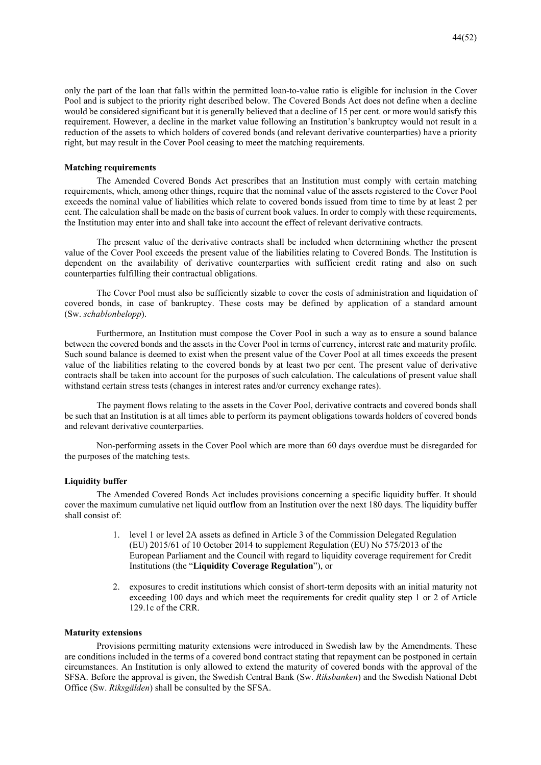only the part of the loan that falls within the permitted loan-to-value ratio is eligible for inclusion in the Cover Pool and is subject to the priority right described below. The Covered Bonds Act does not define when a decline would be considered significant but it is generally believed that a decline of 15 per cent. or more would satisfy this requirement. However, a decline in the market value following an Institution's bankruptcy would not result in a reduction of the assets to which holders of covered bonds (and relevant derivative counterparties) have a priority right, but may result in the Cover Pool ceasing to meet the matching requirements.

**Matching requirements**

The Amended Covered Bonds Act prescribes that an Institution must comply with certain matching requirements, which, among other things, require that the nominal value of the assets registered to the Cover Pool exceeds the nominal value of liabilities which relate to covered bonds issued from time to time by at least 2 per cent. The calculation shall be made on the basis of current book values. In order to comply with these requirements, the Institution may enter into and shall take into account the effect of relevant derivative contracts.

The present value of the derivative contracts shall be included when determining whether the present value of the Cover Pool exceeds the present value of the liabilities relating to Covered Bonds. The Institution is dependent on the availability of derivative counterparties with sufficient credit rating and also on such counterparties fulfilling their contractual obligations.

The Cover Pool must also be sufficiently sizable to cover the costs of administration and liquidation of covered bonds, in case of bankruptcy. These costs may be defined by application of a standard amount (Sw. *schablonbelopp*).

Furthermore, an Institution must compose the Cover Pool in such a way as to ensure a sound balance between the covered bonds and the assets in the Cover Pool in terms of currency, interest rate and maturity profile. Such sound balance is deemed to exist when the present value of the Cover Pool at all times exceeds the present value of the liabilities relating to the covered bonds by at least two per cent. The present value of derivative contracts shall be taken into account for the purposes of such calculation. The calculations of present value shall withstand certain stress tests (changes in interest rates and/or currency exchange rates).

The payment flows relating to the assets in the Cover Pool, derivative contracts and covered bonds shall be such that an Institution is at all times able to perform its payment obligations towards holders of covered bonds and relevant derivative counterparties.

Non-performing assets in the Cover Pool which are more than 60 days overdue must be disregarded for the purposes of the matching tests.

**Liquidity buffer**

The Amended Covered Bonds Act includes provisions concerning a specific liquidity buffer. It should cover the maximum cumulative net liquid outflow from an Institution over the next 180 days. The liquidity buffer shall consist of:

1. level 1 or level 2A assets as defined in Article 3 of the Commission Delegated Regulation (EU) 2015/61 of 10 October 2014 to supplement Regulation (EU) No 575/2013 of the European Parliament and the Council with regard to liquidity coverage requirement for Credit Institutions (the "**Liquidity Coverage Regulation**"), or
2. exposures to credit institutions which consist of short-term deposits with an initial maturity not exceeding 100 days and which meet the requirements for credit quality step 1 or 2 of Article 129.1c of the CRR.

**Maturity extensions**

Provisions permitting maturity extensions were introduced in Swedish law by the Amendments. These are conditions included in the terms of a covered bond contract stating that repayment can be postponed in certain circumstances. An Institution is only allowed to extend the maturity of covered bonds with the approval of the SFSA. Before the approval is given, the Swedish Central Bank (Sw. *Riksbanken*) and the Swedish National Debt Office (Sw. *Riksgälden*) shall be consulted by the SFSA.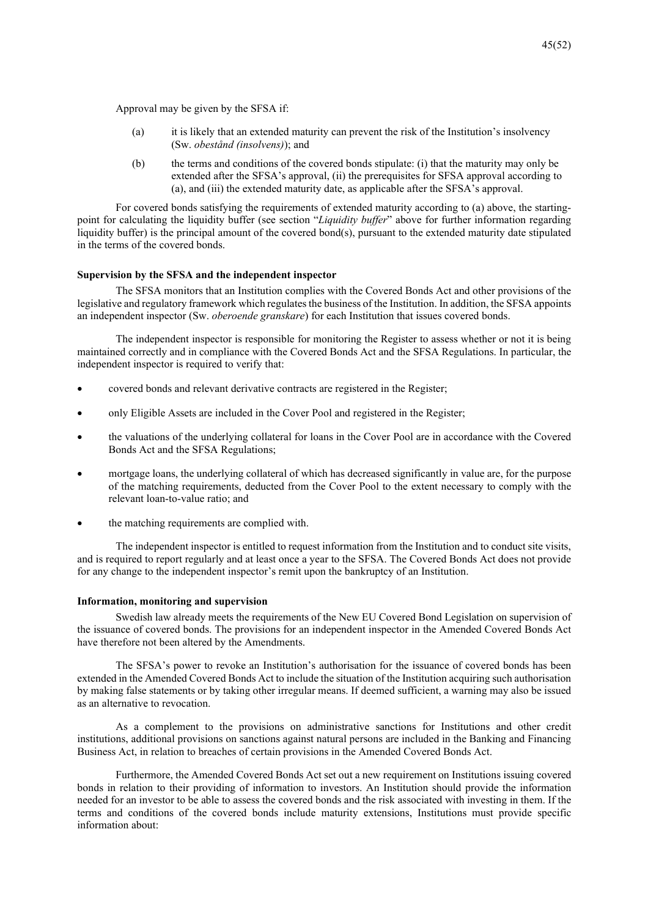Approval may be given by the SFSA if:

(a) it is likely that an extended maturity can prevent the risk of the Institution's insolvency (Sw. *obestånd (insolvens)*); and

(b) the terms and conditions of the covered bonds stipulate: (i) that the maturity may only be extended after the SFSA's approval, (ii) the prerequisites for SFSA approval according to (a), and (iii) the extended maturity date, as applicable after the SFSA's approval.

For covered bonds satisfying the requirements of extended maturity according to (a) above, the starting-point for calculating the liquidity buffer (see section "*Liquidity buffer*" above for further information regarding liquidity buffer) is the principal amount of the covered bond(s), pursuant to the extended maturity date stipulated in the terms of the covered bonds.

**Supervision by the SFSA and the independent inspector**

The SFSA monitors that an Institution complies with the Covered Bonds Act and other provisions of the legislative and regulatory framework which regulates the business of the Institution. In addition, the SFSA appoints an independent inspector (Sw. *oberoende granskare*) for each Institution that issues covered bonds.

The independent inspector is responsible for monitoring the Register to assess whether or not it is being maintained correctly and in compliance with the Covered Bonds Act and the SFSA Regulations. In particular, the independent inspector is required to verify that:

- covered bonds and relevant derivative contracts are registered in the Register;
- only Eligible Assets are included in the Cover Pool and registered in the Register;
- the valuations of the underlying collateral for loans in the Cover Pool are in accordance with the Covered Bonds Act and the SFSA Regulations;
- mortgage loans, the underlying collateral of which has decreased significantly in value are, for the purpose of the matching requirements, deducted from the Cover Pool to the extent necessary to comply with the relevant loan-to-value ratio; and
- the matching requirements are complied with.

The independent inspector is entitled to request information from the Institution and to conduct site visits, and is required to report regularly and at least once a year to the SFSA. The Covered Bonds Act does not provide for any change to the independent inspector's remit upon the bankruptcy of an Institution.

**Information, monitoring and supervision**

Swedish law already meets the requirements of the New EU Covered Bond Legislation on supervision of the issuance of covered bonds. The provisions for an independent inspector in the Amended Covered Bonds Act have therefore not been altered by the Amendments.

The SFSA's power to revoke an Institution's authorisation for the issuance of covered bonds has been extended in the Amended Covered Bonds Act to include the situation of the Institution acquiring such authorisation by making false statements or by taking other irregular means. If deemed sufficient, a warning may also be issued as an alternative to revocation.

As a complement to the provisions on administrative sanctions for Institutions and other credit institutions, additional provisions on sanctions against natural persons are included in the Banking and Financing Business Act, in relation to breaches of certain provisions in the Amended Covered Bonds Act.

Furthermore, the Amended Covered Bonds Act set out a new requirement on Institutions issuing covered bonds in relation to their providing of information to investors. An Institution should provide the information needed for an investor to be able to assess the covered bonds and the risk associated with investing in them. If the terms and conditions of the covered bonds include maturity extensions, Institutions must provide specific information about: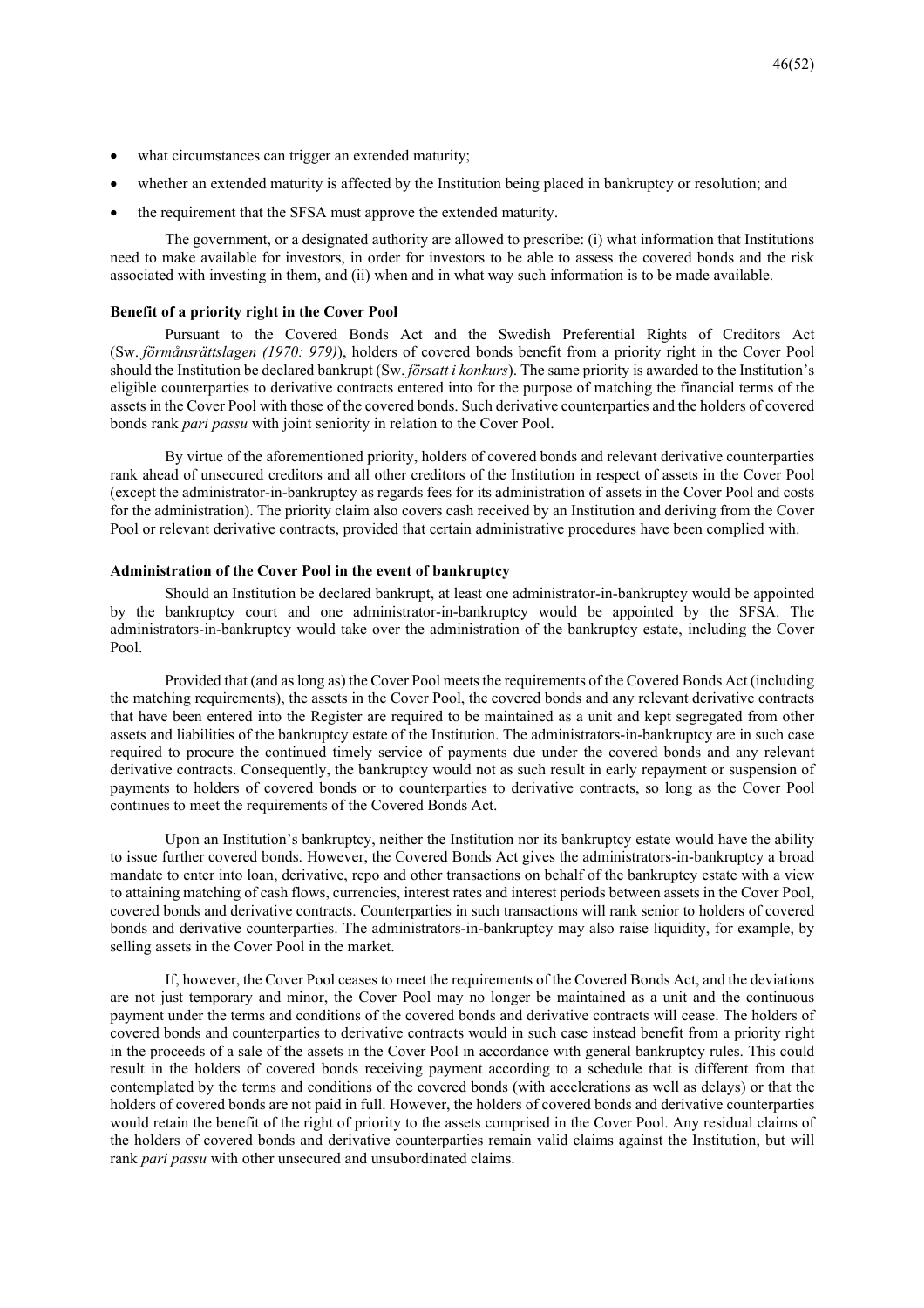- what circumstances can trigger an extended maturity;
- whether an extended maturity is affected by the Institution being placed in bankruptcy or resolution; and
- the requirement that the SFSA must approve the extended maturity.

The government, or a designated authority are allowed to prescribe: (i) what information that Institutions need to make available for investors, in order for investors to be able to assess the covered bonds and the risk associated with investing in them, and (ii) when and in what way such information is to be made available.

**Benefit of a priority right in the Cover Pool**

Pursuant to the Covered Bonds Act and the Swedish Preferential Rights of Creditors Act (Sw. *förmånsrättslagen (1970: 979)*), holders of covered bonds benefit from a priority right in the Cover Pool should the Institution be declared bankrupt (Sw. *försatt i konkurs*). The same priority is awarded to the Institution's eligible counterparties to derivative contracts entered into for the purpose of matching the financial terms of the assets in the Cover Pool with those of the covered bonds. Such derivative counterparties and the holders of covered bonds rank *pari passu* with joint seniority in relation to the Cover Pool.

By virtue of the aforementioned priority, holders of covered bonds and relevant derivative counterparties rank ahead of unsecured creditors and all other creditors of the Institution in respect of assets in the Cover Pool (except the administrator-in-bankruptcy as regards fees for its administration of assets in the Cover Pool and costs for the administration). The priority claim also covers cash received by an Institution and deriving from the Cover Pool or relevant derivative contracts, provided that certain administrative procedures have been complied with.

**Administration of the Cover Pool in the event of bankruptcy**

Should an Institution be declared bankrupt, at least one administrator-in-bankruptcy would be appointed by the bankruptcy court and one administrator-in-bankruptcy would be appointed by the SFSA. The administrators-in-bankruptcy would take over the administration of the bankruptcy estate, including the Cover Pool.

Provided that (and as long as) the Cover Pool meets the requirements of the Covered Bonds Act (including the matching requirements), the assets in the Cover Pool, the covered bonds and any relevant derivative contracts that have been entered into the Register are required to be maintained as a unit and kept segregated from other assets and liabilities of the bankruptcy estate of the Institution. The administrators-in-bankruptcy are in such case required to procure the continued timely service of payments due under the covered bonds and any relevant derivative contracts. Consequently, the bankruptcy would not as such result in early repayment or suspension of payments to holders of covered bonds or to counterparties to derivative contracts, so long as the Cover Pool continues to meet the requirements of the Covered Bonds Act.

Upon an Institution's bankruptcy, neither the Institution nor its bankruptcy estate would have the ability to issue further covered bonds. However, the Covered Bonds Act gives the administrators-in-bankruptcy a broad mandate to enter into loan, derivative, repo and other transactions on behalf of the bankruptcy estate with a view to attaining matching of cash flows, currencies, interest rates and interest periods between assets in the Cover Pool, covered bonds and derivative contracts. Counterparties in such transactions will rank senior to holders of covered bonds and derivative counterparties. The administrators-in-bankruptcy may also raise liquidity, for example, by selling assets in the Cover Pool in the market.

If, however, the Cover Pool ceases to meet the requirements of the Covered Bonds Act, and the deviations are not just temporary and minor, the Cover Pool may no longer be maintained as a unit and the continuous payment under the terms and conditions of the covered bonds and derivative contracts will cease. The holders of covered bonds and counterparties to derivative contracts would in such case instead benefit from a priority right in the proceeds of a sale of the assets in the Cover Pool in accordance with general bankruptcy rules. This could result in the holders of covered bonds receiving payment according to a schedule that is different from that contemplated by the terms and conditions of the covered bonds (with accelerations as well as delays) or that the holders of covered bonds are not paid in full. However, the holders of covered bonds and derivative counterparties would retain the benefit of the right of priority to the assets comprised in the Cover Pool. Any residual claims of the holders of covered bonds and derivative counterparties remain valid claims against the Institution, but will rank *pari passu* with other unsecured and unsubordinated claims.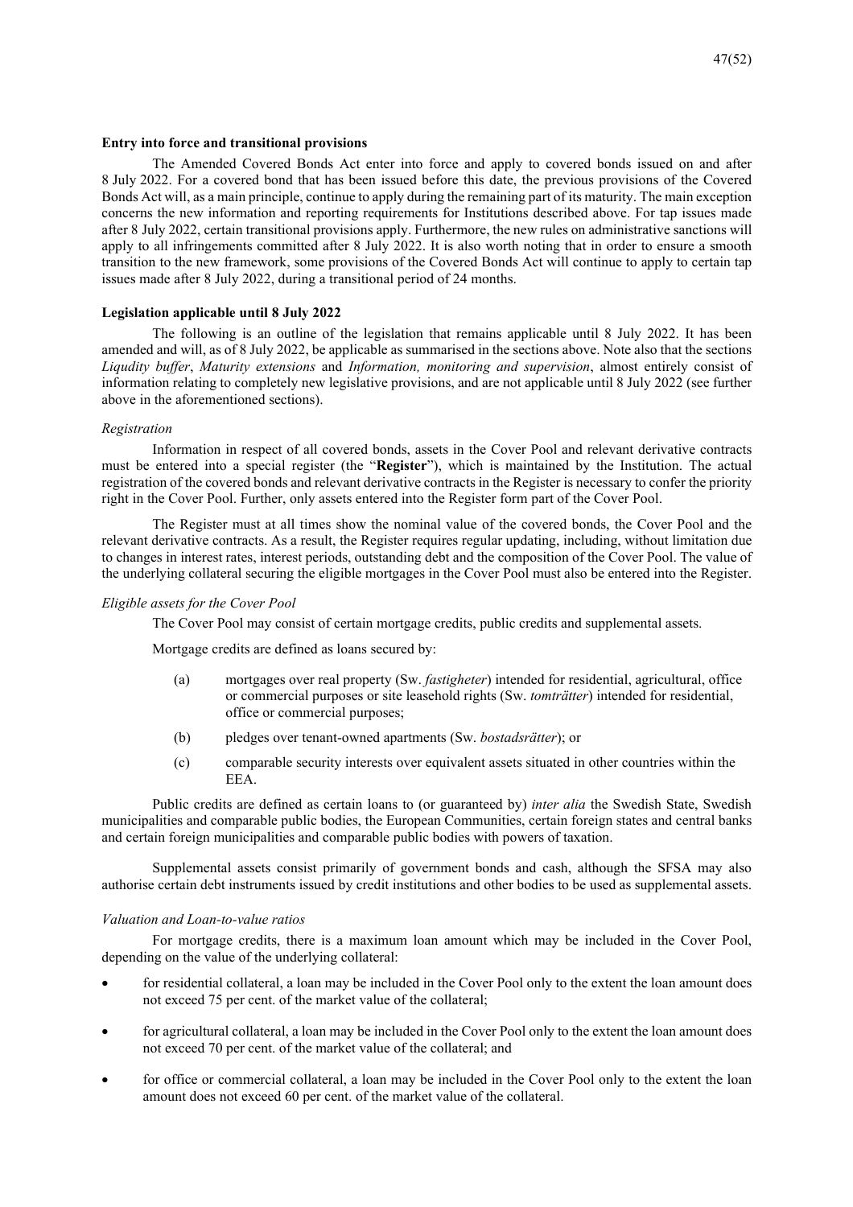**Entry into force and transitional provisions**

The Amended Covered Bonds Act enter into force and apply to covered bonds issued on and after 8 July 2022. For a covered bond that has been issued before this date, the previous provisions of the Covered Bonds Act will, as a main principle, continue to apply during the remaining part of its maturity. The main exception concerns the new information and reporting requirements for Institutions described above. For tap issues made after 8 July 2022, certain transitional provisions apply. Furthermore, the new rules on administrative sanctions will apply to all infringements committed after 8 July 2022. It is also worth noting that in order to ensure a smooth transition to the new framework, some provisions of the Covered Bonds Act will continue to apply to certain tap issues made after 8 July 2022, during a transitional period of 24 months.

**Legislation applicable until 8 July 2022**

The following is an outline of the legislation that remains applicable until 8 July 2022. It has been amended and will, as of 8 July 2022, be applicable as summarised in the sections above. Note also that the sections *Liqudity buffer*, *Maturity extensions* and *Information, monitoring and supervision*, almost entirely consist of information relating to completely new legislative provisions, and are not applicable until 8 July 2022 (see further above in the aforementioned sections).

*Registration*

Information in respect of all covered bonds, assets in the Cover Pool and relevant derivative contracts must be entered into a special register (the "**Register**"), which is maintained by the Institution. The actual registration of the covered bonds and relevant derivative contracts in the Register is necessary to confer the priority right in the Cover Pool. Further, only assets entered into the Register form part of the Cover Pool.

The Register must at all times show the nominal value of the covered bonds, the Cover Pool and the relevant derivative contracts. As a result, the Register requires regular updating, including, without limitation due to changes in interest rates, interest periods, outstanding debt and the composition of the Cover Pool. The value of the underlying collateral securing the eligible mortgages in the Cover Pool must also be entered into the Register.

*Eligible assets for the Cover Pool*

The Cover Pool may consist of certain mortgage credits, public credits and supplemental assets.

Mortgage credits are defined as loans secured by:

(a) mortgages over real property (Sw. *fastigheter*) intended for residential, agricultural, office or commercial purposes or site leasehold rights (Sw. *tomträtter*) intended for residential, office or commercial purposes;

(b) pledges over tenant-owned apartments (Sw. *bostadsrätter*); or

(c) comparable security interests over equivalent assets situated in other countries within the EEA.

Public credits are defined as certain loans to (or guaranteed by) *inter alia* the Swedish State, Swedish municipalities and comparable public bodies, the European Communities, certain foreign states and central banks and certain foreign municipalities and comparable public bodies with powers of taxation.

Supplemental assets consist primarily of government bonds and cash, although the SFSA may also authorise certain debt instruments issued by credit institutions and other bodies to be used as supplemental assets.

*Valuation and Loan-to-value ratios*

For mortgage credits, there is a maximum loan amount which may be included in the Cover Pool, depending on the value of the underlying collateral:

- for residential collateral, a loan may be included in the Cover Pool only to the extent the loan amount does not exceed 75 per cent. of the market value of the collateral;
- for agricultural collateral, a loan may be included in the Cover Pool only to the extent the loan amount does not exceed 70 per cent. of the market value of the collateral; and
- for office or commercial collateral, a loan may be included in the Cover Pool only to the extent the loan amount does not exceed 60 per cent. of the market value of the collateral.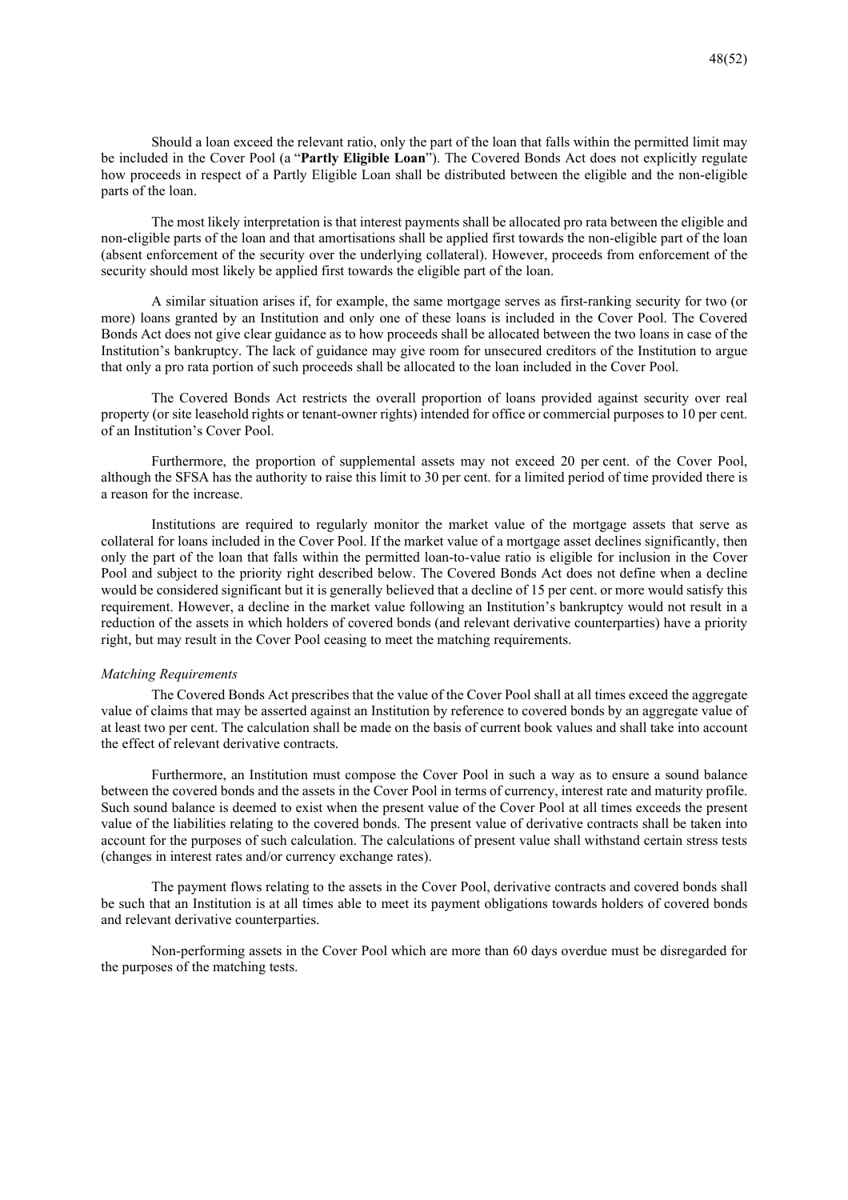Should a loan exceed the relevant ratio, only the part of the loan that falls within the permitted limit may be included in the Cover Pool (a "**Partly Eligible Loan**"). The Covered Bonds Act does not explicitly regulate how proceeds in respect of a Partly Eligible Loan shall be distributed between the eligible and the non-eligible parts of the loan.

The most likely interpretation is that interest payments shall be allocated pro rata between the eligible and non-eligible parts of the loan and that amortisations shall be applied first towards the non-eligible part of the loan (absent enforcement of the security over the underlying collateral). However, proceeds from enforcement of the security should most likely be applied first towards the eligible part of the loan.

A similar situation arises if, for example, the same mortgage serves as first-ranking security for two (or more) loans granted by an Institution and only one of these loans is included in the Cover Pool. The Covered Bonds Act does not give clear guidance as to how proceeds shall be allocated between the two loans in case of the Institution's bankruptcy. The lack of guidance may give room for unsecured creditors of the Institution to argue that only a pro rata portion of such proceeds shall be allocated to the loan included in the Cover Pool.

The Covered Bonds Act restricts the overall proportion of loans provided against security over real property (or site leasehold rights or tenant-owner rights) intended for office or commercial purposes to 10 per cent. of an Institution's Cover Pool.

Furthermore, the proportion of supplemental assets may not exceed 20 per cent. of the Cover Pool, although the SFSA has the authority to raise this limit to 30 per cent. for a limited period of time provided there is a reason for the increase.

Institutions are required to regularly monitor the market value of the mortgage assets that serve as collateral for loans included in the Cover Pool. If the market value of a mortgage asset declines significantly, then only the part of the loan that falls within the permitted loan-to-value ratio is eligible for inclusion in the Cover Pool and subject to the priority right described below. The Covered Bonds Act does not define when a decline would be considered significant but it is generally believed that a decline of 15 per cent. or more would satisfy this requirement. However, a decline in the market value following an Institution's bankruptcy would not result in a reduction of the assets in which holders of covered bonds (and relevant derivative counterparties) have a priority right, but may result in the Cover Pool ceasing to meet the matching requirements.

*Matching Requirements*

The Covered Bonds Act prescribes that the value of the Cover Pool shall at all times exceed the aggregate value of claims that may be asserted against an Institution by reference to covered bonds by an aggregate value of at least two per cent. The calculation shall be made on the basis of current book values and shall take into account the effect of relevant derivative contracts.

Furthermore, an Institution must compose the Cover Pool in such a way as to ensure a sound balance between the covered bonds and the assets in the Cover Pool in terms of currency, interest rate and maturity profile. Such sound balance is deemed to exist when the present value of the Cover Pool at all times exceeds the present value of the liabilities relating to the covered bonds. The present value of derivative contracts shall be taken into account for the purposes of such calculation. The calculations of present value shall withstand certain stress tests (changes in interest rates and/or currency exchange rates).

The payment flows relating to the assets in the Cover Pool, derivative contracts and covered bonds shall be such that an Institution is at all times able to meet its payment obligations towards holders of covered bonds and relevant derivative counterparties.

Non-performing assets in the Cover Pool which are more than 60 days overdue must be disregarded for the purposes of the matching tests.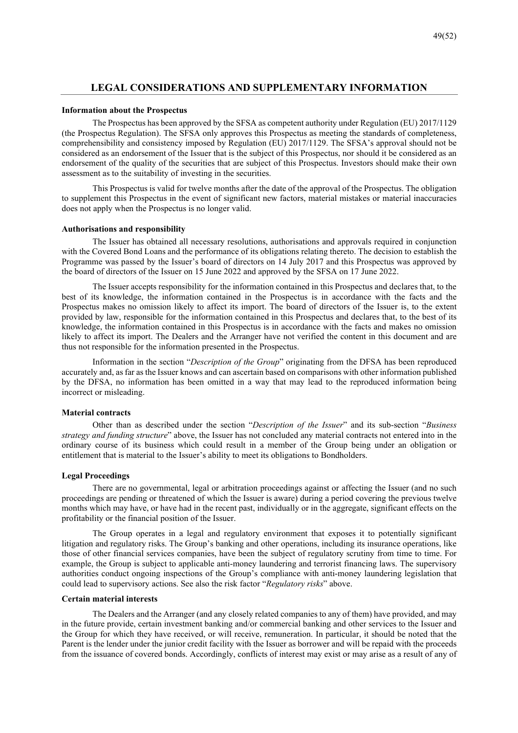## LEGAL CONSIDERATIONS AND SUPPLEMENTARY INFORMATION

**Information about the Prospectus**

The Prospectus has been approved by the SFSA as competent authority under Regulation (EU) 2017/1129 (the Prospectus Regulation). The SFSA only approves this Prospectus as meeting the standards of completeness, comprehensibility and consistency imposed by Regulation (EU) 2017/1129. The SFSA's approval should not be considered as an endorsement of the Issuer that is the subject of this Prospectus, nor should it be considered as an endorsement of the quality of the securities that are subject of this Prospectus. Investors should make their own assessment as to the suitability of investing in the securities.

This Prospectus is valid for twelve months after the date of the approval of the Prospectus. The obligation to supplement this Prospectus in the event of significant new factors, material mistakes or material inaccuracies does not apply when the Prospectus is no longer valid.

**Authorisations and responsibility**

The Issuer has obtained all necessary resolutions, authorisations and approvals required in conjunction with the Covered Bond Loans and the performance of its obligations relating thereto. The decision to establish the Programme was passed by the Issuer's board of directors on 14 July 2017 and this Prospectus was approved by the board of directors of the Issuer on 15 June 2022 and approved by the SFSA on 17 June 2022.

The Issuer accepts responsibility for the information contained in this Prospectus and declares that, to the best of its knowledge, the information contained in the Prospectus is in accordance with the facts and the Prospectus makes no omission likely to affect its import. The board of directors of the Issuer is, to the extent provided by law, responsible for the information contained in this Prospectus and declares that, to the best of its knowledge, the information contained in this Prospectus is in accordance with the facts and makes no omission likely to affect its import. The Dealers and the Arranger have not verified the content in this document and are thus not responsible for the information presented in the Prospectus.

Information in the section "*Description of the Group*" originating from the DFSA has been reproduced accurately and, as far as the Issuer knows and can ascertain based on comparisons with other information published by the DFSA, no information has been omitted in a way that may lead to the reproduced information being incorrect or misleading.

**Material contracts**

Other than as described under the section "*Description of the Issuer*" and its sub-section "*Business strategy and funding structure*" above, the Issuer has not concluded any material contracts not entered into in the ordinary course of its business which could result in a member of the Group being under an obligation or entitlement that is material to the Issuer's ability to meet its obligations to Bondholders.

**Legal Proceedings**

There are no governmental, legal or arbitration proceedings against or affecting the Issuer (and no such proceedings are pending or threatened of which the Issuer is aware) during a period covering the previous twelve months which may have, or have had in the recent past, individually or in the aggregate, significant effects on the profitability or the financial position of the Issuer.

The Group operates in a legal and regulatory environment that exposes it to potentially significant litigation and regulatory risks. The Group's banking and other operations, including its insurance operations, like those of other financial services companies, have been the subject of regulatory scrutiny from time to time. For example, the Group is subject to applicable anti-money laundering and terrorist financing laws. The supervisory authorities conduct ongoing inspections of the Group's compliance with anti-money laundering legislation that could lead to supervisory actions. See also the risk factor "*Regulatory risks*" above.

**Certain material interests**

The Dealers and the Arranger (and any closely related companies to any of them) have provided, and may in the future provide, certain investment banking and/or commercial banking and other services to the Issuer and the Group for which they have received, or will receive, remuneration. In particular, it should be noted that the Parent is the lender under the junior credit facility with the Issuer as borrower and will be repaid with the proceeds from the issuance of covered bonds. Accordingly, conflicts of interest may exist or may arise as a result of any of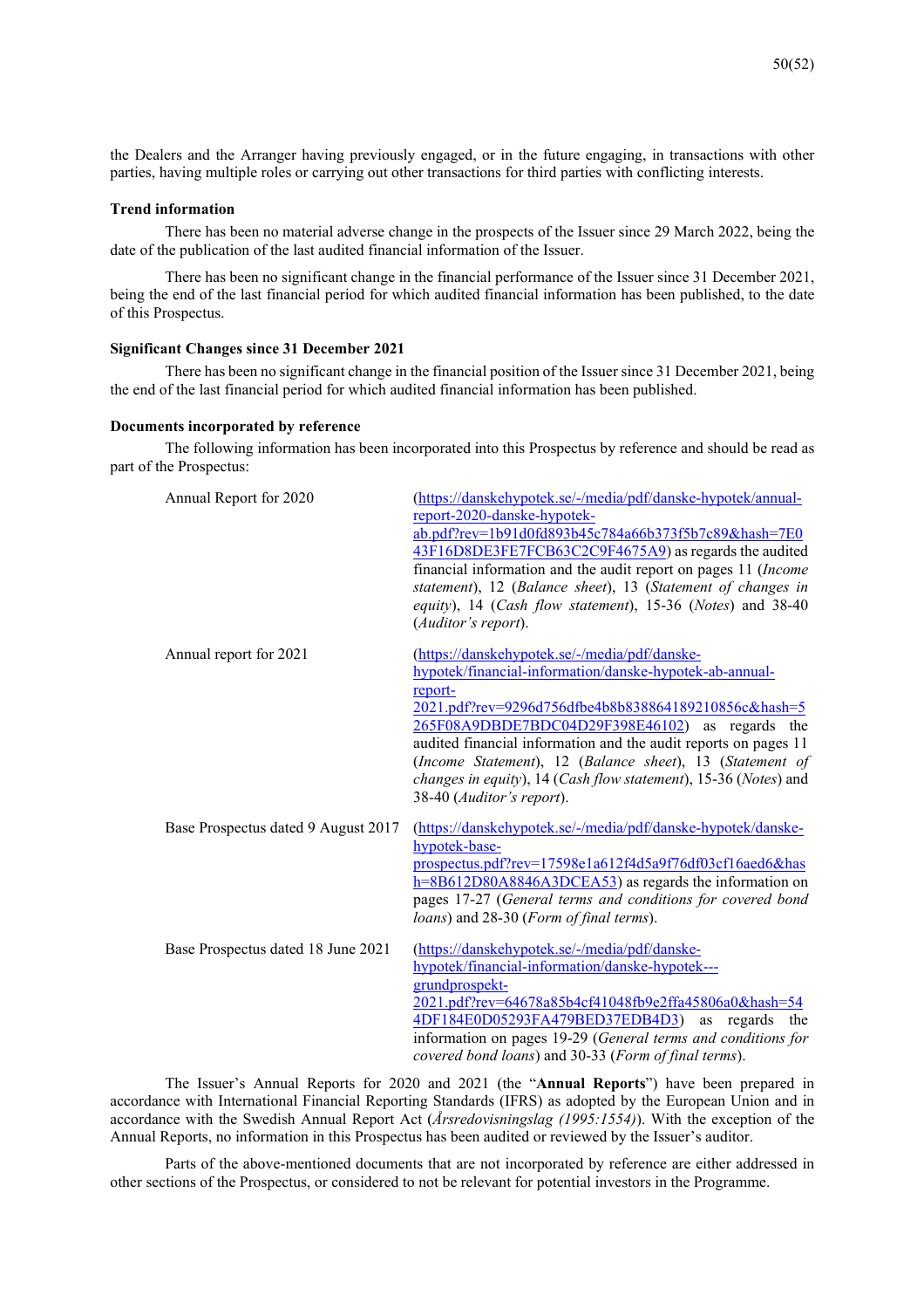the Dealers and the Arranger having previously engaged, or in the future engaging, in transactions with other parties, having multiple roles or carrying out other transactions for third parties with conflicting interests.

**Trend information**

There has been no material adverse change in the prospects of the Issuer since 29 March 2022, being the date of the publication of the last audited financial information of the Issuer.

There has been no significant change in the financial performance of the Issuer since 31 December 2021, being the end of the last financial period for which audited financial information has been published, to the date of this Prospectus.

**Significant Changes since 31 December 2021**

There has been no significant change in the financial position of the Issuer since 31 December 2021, being the end of the last financial period for which audited financial information has been published.

**Documents incorporated by reference**

The following information has been incorporated into this Prospectus by reference and should be read as part of the Prospectus:

| | |
|---|---|
| Annual Report for 2020 | (https://danskehypotek.se/-/media/pdf/danske-hypotek/annual-report-2020-danske-hypotek-ab.pdf?rev=1b91d0fd893b45c784a66b373f5b7c89&hash=7E043F16D8DE3FE7FCB63C2C9F4675A9) as regards the audited financial information and the audit report on pages 11 (*Income statement*), 12 (*Balance sheet*), 13 (*Statement of changes in equity*), 14 (*Cash flow statement*), 15-36 (*Notes*) and 38-40 (*Auditor's report*). |
| Annual report for 2021 | (https://danskehypotek.se/-/media/pdf/danske-hypotek/financial-information/danske-hypotek-ab-annual-report-2021.pdf?rev=9296d756dfbe4b8b838864189210856c&hash=5265F08A9DBDE7BDC04D29F398E46102) as regards the audited financial information and the audit reports on pages 11 (*Income Statement*), 12 (*Balance sheet*), 13 (*Statement of changes in equity*), 14 (*Cash flow statement*), 15-36 (*Notes*) and 38-40 (*Auditor's report*). |
| Base Prospectus dated 9 August 2017 | (https://danskehypotek.se/-/media/pdf/danske-hypotek/danske-hypotek-base-prospectus.pdf?rev=17598e1a612f4d5a9f76df03cf16aed6&hash=8B612D80A8846A3DCEA53) as regards the information on pages 17-27 (*General terms and conditions for covered bond loans*) and 28-30 (*Form of final terms*). |
| Base Prospectus dated 18 June 2021 | (https://danskehypotek.se/-/media/pdf/danske-hypotek/financial-information/danske-hypotek---grundprospekt-2021.pdf?rev=64678a85b4cf41048fb9e2ffa45806a0&hash=544DF184E0D05293FA479BED37EDB4D3) as regards the information on pages 19-29 (*General terms and conditions for covered bond loans*) and 30-33 (*Form of final terms*). |

The Issuer's Annual Reports for 2020 and 2021 (the "**Annual Reports**") have been prepared in accordance with International Financial Reporting Standards (IFRS) as adopted by the European Union and in accordance with the Swedish Annual Report Act (*Årsredovisningslag (1995:1554)*). With the exception of the Annual Reports, no information in this Prospectus has been audited or reviewed by the Issuer's auditor.

Parts of the above-mentioned documents that are not incorporated by reference are either addressed in other sections of the Prospectus, or considered to not be relevant for potential investors in the Programme.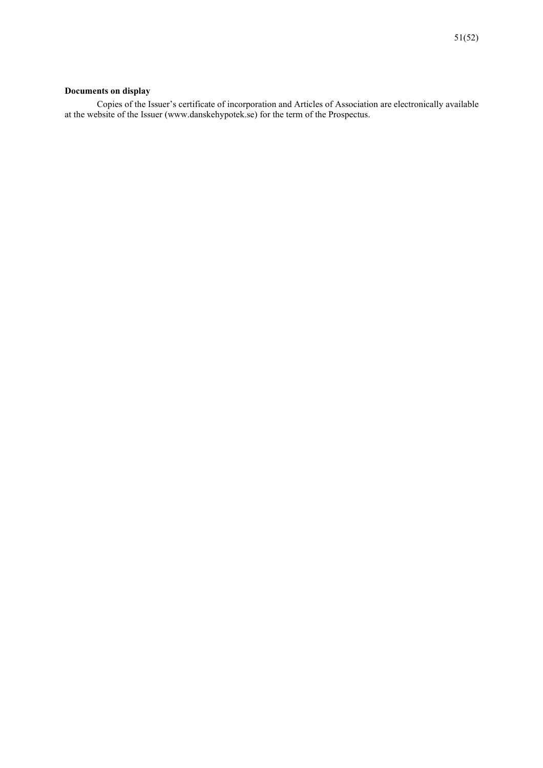**Documents on display**

Copies of the Issuer's certificate of incorporation and Articles of Association are electronically available at the website of the Issuer (www.danskehypotek.se) for the term of the Prospectus.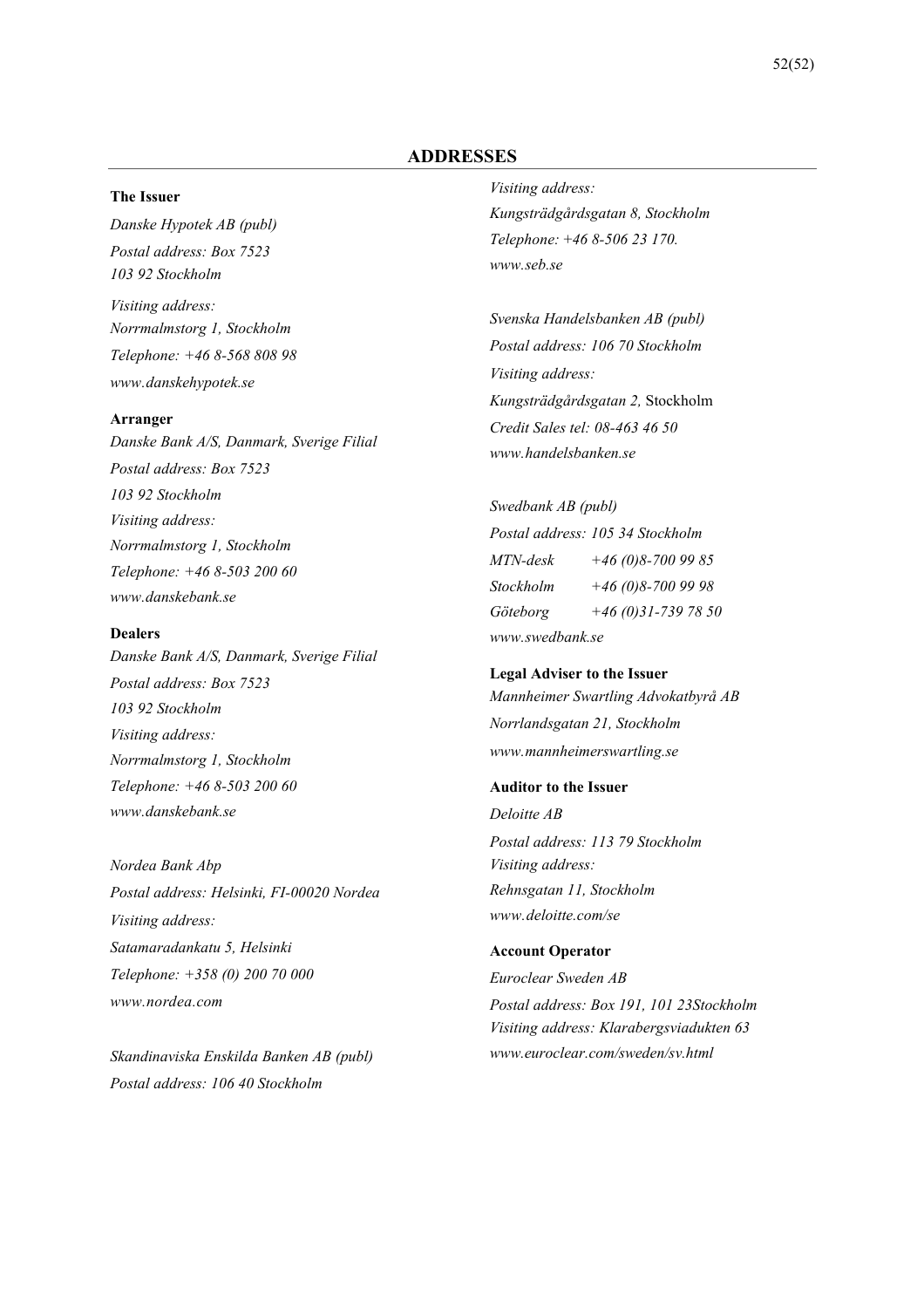## ADDRESSES

**The Issuer**

*Danske Hypotek AB (publ)*

*Postal address: Box 7523*
*103 92 Stockholm*

*Visiting address:*
*Norrmalmstorg 1, Stockholm*

*Telephone: +46 8-568 808 98*

*www.danskehypotek.se*

**Arranger**

*Danske Bank A/S, Danmark, Sverige Filial*
*Postal address: Box 7523*
*103 92 Stockholm*
*Visiting address:*
*Norrmalmstorg 1, Stockholm*
*Telephone: +46 8-503 200 60*
*www.danskebank.se*

**Dealers**

*Danske Bank A/S, Danmark, Sverige Filial*
*Postal address: Box 7523*
*103 92 Stockholm*
*Visiting address:*
*Norrmalmstorg 1, Stockholm*
*Telephone: +46 8-503 200 60*
*www.danskebank.se*

*Nordea Bank Abp*
*Postal address: Helsinki, FI-00020 Nordea*
*Visiting address:*
*Satamaradankatu 5, Helsinki*
*Telephone: +358 (0) 200 70 000*
*www.nordea.com*

*Skandinaviska Enskilda Banken AB (publ)*
*Postal address: 106 40 Stockholm*
*Visiting address:*
*Kungsträdgårdsgatan 8, Stockholm*
*Telephone: +46 8-506 23 170.*
*www.seb.se*

*Svenska Handelsbanken AB (publ)*
*Postal address: 106 70 Stockholm*
*Visiting address:*
*Kungsträdgårdsgatan 2,* Stockholm
*Credit Sales tel: 08-463 46 50*
*www.handelsbanken.se*

*Swedbank AB (publ)*
*Postal address: 105 34 Stockholm*
*MTN-desk +46 (0)8-700 99 85*
*Stockholm +46 (0)8-700 99 98*
*Göteborg +46 (0)31-739 78 50*
*www.swedbank.se*

**Legal Adviser to the Issuer**

*Mannheimer Swartling Advokatbyrå AB*
*Norrlandsgatan 21, Stockholm*
*www.mannheimerswartling.se*

**Auditor to the Issuer**

*Deloitte AB*
*Postal address: 113 79 Stockholm*
*Visiting address:*
*Rehnsgatan 11, Stockholm*
*www.deloitte.com/se*

**Account Operator**

*Euroclear Sweden AB*
*Postal address: Box 191, 101 23Stockholm*
*Visiting address: Klarabergsviadukten 63*
*www.euroclear.com/sweden/sv.html*